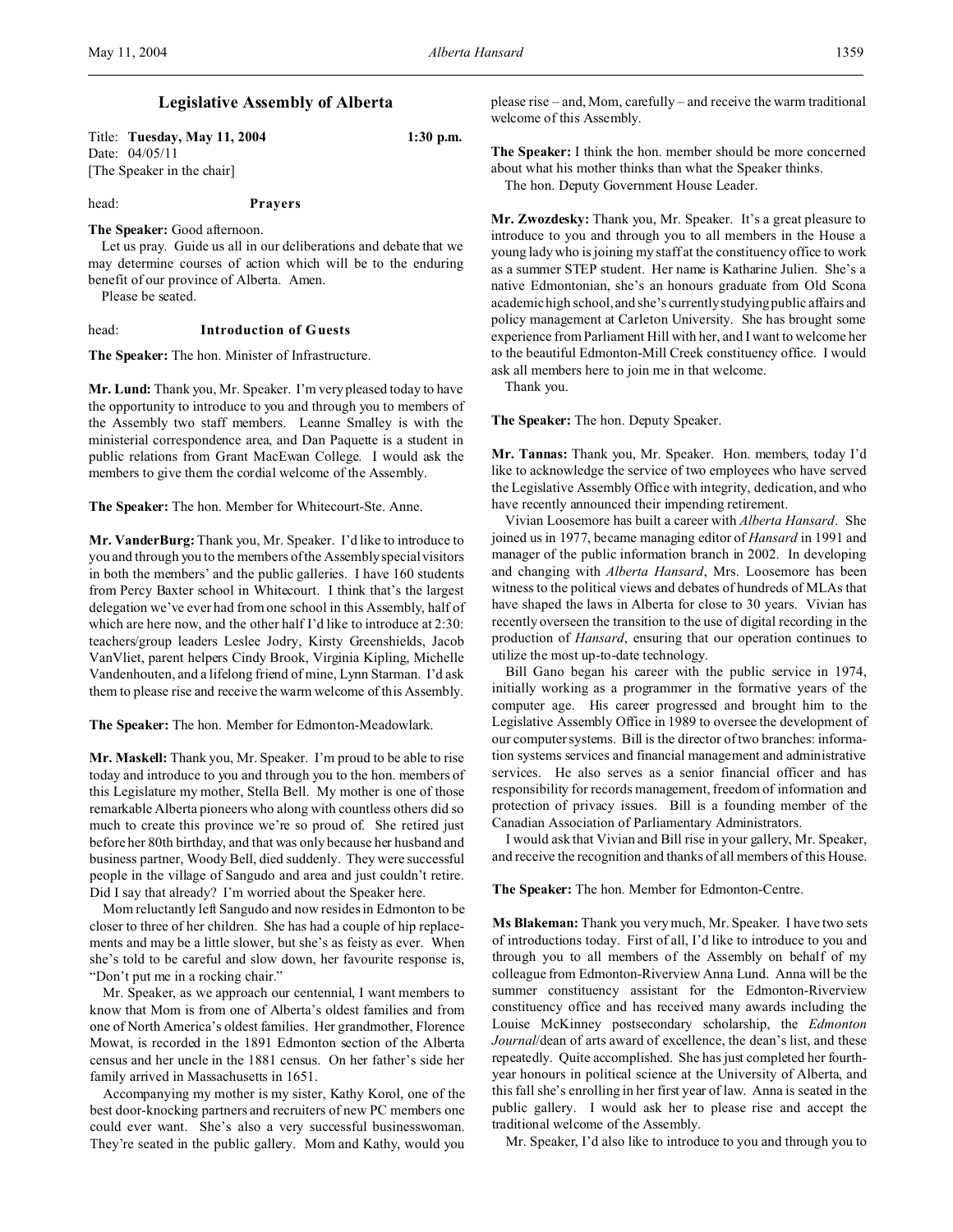# Legislative Assembly of Alberta

Title: **Tuesday, May 11, 2004** 1:30 p.m.
Date: 04/05/11
[The Speaker in the chair]

head: **Prayers**

**The Speaker:** Good afternoon.

Let us pray. Guide us all in our deliberations and debate that we may determine courses of action which will be to the enduring benefit of our province of Alberta. Amen.

Please be seated.

head: **Introduction of Guests**

**The Speaker:** The hon. Minister of Infrastructure.

**Mr. Lund:** Thank you, Mr. Speaker. I'm very pleased today to have the opportunity to introduce to you and through you to members of the Assembly two staff members. Leanne Smalley is with the ministerial correspondence area, and Dan Paquette is a student in public relations from Grant MacEwan College. I would ask the members to give them the cordial welcome of the Assembly.

**The Speaker:** The hon. Member for Whitecourt-Ste. Anne.

**Mr. VanderBurg:** Thank you, Mr. Speaker. I'd like to introduce to you and through you to the members of the Assembly special visitors in both the members' and the public galleries. I have 160 students from Percy Baxter school in Whitecourt. I think that's the largest delegation we've ever had from one school in this Assembly, half of which are here now, and the other half I'd like to introduce at 2:30: teachers/group leaders Leslee Jodry, Kirsty Greenshields, Jacob VanVliet, parent helpers Cindy Brook, Virginia Kipling, Michelle Vandenhouten, and a lifelong friend of mine, Lynn Starman. I'd ask them to please rise and receive the warm welcome of this Assembly.

**The Speaker:** The hon. Member for Edmonton-Meadowlark.

**Mr. Maskell:** Thank you, Mr. Speaker. I'm proud to be able to rise today and introduce to you and through you to the hon. members of this Legislature my mother, Stella Bell. My mother is one of those remarkable Alberta pioneers who along with countless others did so much to create this province we're so proud of. She retired just before her 80th birthday, and that was only because her husband and business partner, Woody Bell, died suddenly. They were successful people in the village of Sangudo and area and just couldn't retire. Did I say that already? I'm worried about the Speaker here.

Mom reluctantly left Sangudo and now resides in Edmonton to be closer to three of her children. She has had a couple of hip replacements and may be a little slower, but she's as feisty as ever. When she's told to be careful and slow down, her favourite response is, "Don't put me in a rocking chair."

Mr. Speaker, as we approach our centennial, I want members to know that Mom is from one of Alberta's oldest families and from one of North America's oldest families. Her grandmother, Florence Mowat, is recorded in the 1891 Edmonton section of the Alberta census and her uncle in the 1881 census. On her father's side her family arrived in Massachusetts in 1651.

Accompanying my mother is my sister, Kathy Korol, one of the best door-knocking partners and recruiters of new PC members one could ever want. She's also a very successful businesswoman. They're seated in the public gallery. Mom and Kathy, would you please rise – and, Mom, carefully – and receive the warm traditional welcome of this Assembly.

**The Speaker:** I think the hon. member should be more concerned about what his mother thinks than what the Speaker thinks.

The hon. Deputy Government House Leader.

**Mr. Zwozdesky:** Thank you, Mr. Speaker. It's a great pleasure to introduce to you and through you to all members in the House a young lady who is joining my staff at the constituency office to work as a summer STEP student. Her name is Katharine Julien. She's a native Edmontonian, she's an honours graduate from Old Scona academic high school, and she's currently studying public affairs and policy management at Carleton University. She has brought some experience from Parliament Hill with her, and I want to welcome her to the beautiful Edmonton-Mill Creek constituency office. I would ask all members here to join me in that welcome.

Thank you.

**The Speaker:** The hon. Deputy Speaker.

**Mr. Tannas:** Thank you, Mr. Speaker. Hon. members, today I'd like to acknowledge the service of two employees who have served the Legislative Assembly Office with integrity, dedication, and who have recently announced their impending retirement.

Vivian Loosemore has built a career with *Alberta Hansard*. She joined us in 1977, became managing editor of *Hansard* in 1991 and manager of the public information branch in 2002. In developing and changing with *Alberta Hansard*, Mrs. Loosemore has been witness to the political views and debates of hundreds of MLAs that have shaped the laws in Alberta for close to 30 years. Vivian has recently overseen the transition to the use of digital recording in the production of *Hansard*, ensuring that our operation continues to utilize the most up-to-date technology.

Bill Gano began his career with the public service in 1974, initially working as a programmer in the formative years of the computer age. His career progressed and brought him to the Legislative Assembly Office in 1989 to oversee the development of our computer systems. Bill is the director of two branches: information systems services and financial management and administrative services. He also serves as a senior financial officer and has responsibility for records management, freedom of information and protection of privacy issues. Bill is a founding member of the Canadian Association of Parliamentary Administrators.

I would ask that Vivian and Bill rise in your gallery, Mr. Speaker, and receive the recognition and thanks of all members of this House.

**The Speaker:** The hon. Member for Edmonton-Centre.

**Ms Blakeman:** Thank you very much, Mr. Speaker. I have two sets of introductions today. First of all, I'd like to introduce to you and through you to all members of the Assembly on behalf of my colleague from Edmonton-Riverview Anna Lund. Anna will be the summer constituency assistant for the Edmonton-Riverview constituency office and has received many awards including the Louise McKinney postsecondary scholarship, the *Edmonton Journal*/dean of arts award of excellence, the dean's list, and these repeatedly. Quite accomplished. She has just completed her fourth-year honours in political science at the University of Alberta, and this fall she's enrolling in her first year of law. Anna is seated in the public gallery. I would ask her to please rise and accept the traditional welcome of the Assembly.

Mr. Speaker, I'd also like to introduce to you and through you to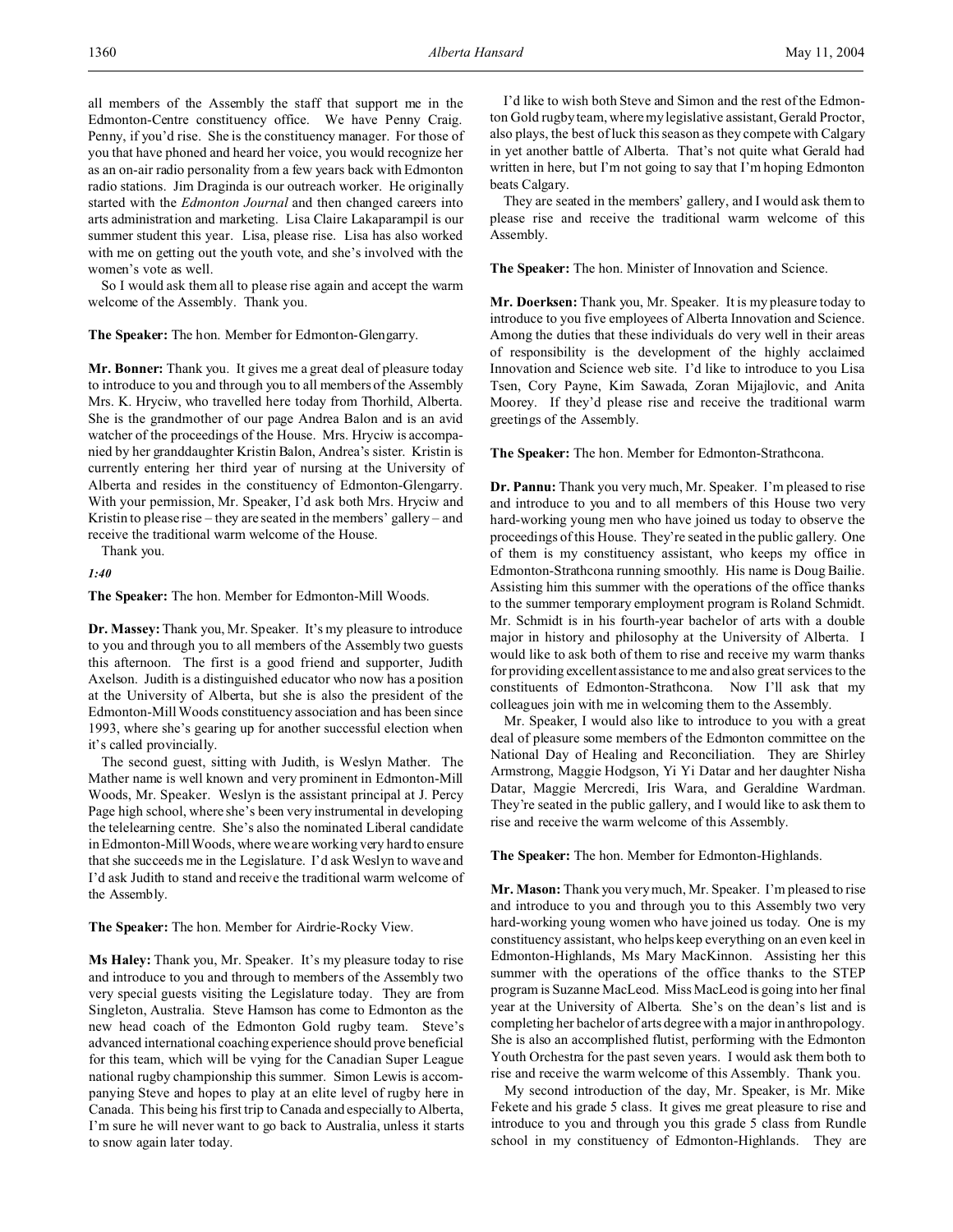all members of the Assembly the staff that support me in the Edmonton-Centre constituency office. We have Penny Craig. Penny, if you'd rise. She is the constituency manager. For those of you that have phoned and heard her voice, you would recognize her as an on-air radio personality from a few years back with Edmonton radio stations. Jim Draginda is our outreach worker. He originally started with the *Edmonton Journal* and then changed careers into arts administration and marketing. Lisa Claire Lakaparampil is our summer student this year. Lisa, please rise. Lisa has also worked with me on getting out the youth vote, and she's involved with the women's vote as well.

So I would ask them all to please rise again and accept the warm welcome of the Assembly. Thank you.

**The Speaker:** The hon. Member for Edmonton-Glengarry.

**Mr. Bonner:** Thank you. It gives me a great deal of pleasure today to introduce to you and through you to all members of the Assembly Mrs. K. Hryciw, who travelled here today from Thorhild, Alberta. She is the grandmother of our page Andrea Balon and is an avid watcher of the proceedings of the House. Mrs. Hryciw is accompanied by her granddaughter Kristin Balon, Andrea's sister. Kristin is currently entering her third year of nursing at the University of Alberta and resides in the constituency of Edmonton-Glengarry. With your permission, Mr. Speaker, I'd ask both Mrs. Hryciw and Kristin to please rise – they are seated in the members' gallery – and receive the traditional warm welcome of the House.

Thank you.

*1:40*

**The Speaker:** The hon. Member for Edmonton-Mill Woods.

**Dr. Massey:** Thank you, Mr. Speaker. It's my pleasure to introduce to you and through you to all members of the Assembly two guests this afternoon. The first is a good friend and supporter, Judith Axelson. Judith is a distinguished educator who now has a position at the University of Alberta, but she is also the president of the Edmonton-Mill Woods constituency association and has been since 1993, where she's gearing up for another successful election when it's called provincially.

The second guest, sitting with Judith, is Weslyn Mather. The Mather name is well known and very prominent in Edmonton-Mill Woods, Mr. Speaker. Weslyn is the assistant principal at J. Percy Page high school, where she's been very instrumental in developing the telelearning centre. She's also the nominated Liberal candidate in Edmonton-Mill Woods, where we are working very hard to ensure that she succeeds me in the Legislature. I'd ask Weslyn to wave and I'd ask Judith to stand and receive the traditional warm welcome of the Assembly.

**The Speaker:** The hon. Member for Airdrie-Rocky View.

**Ms Haley:** Thank you, Mr. Speaker. It's my pleasure today to rise and introduce to you and through to members of the Assembly two very special guests visiting the Legislature today. They are from Singleton, Australia. Steve Hamson has come to Edmonton as the new head coach of the Edmonton Gold rugby team. Steve's advanced international coaching experience should prove beneficial for this team, which will be vying for the Canadian Super League national rugby championship this summer. Simon Lewis is accompanying Steve and hopes to play at an elite level of rugby here in Canada. This being his first trip to Canada and especially to Alberta, I'm sure he will never want to go back to Australia, unless it starts to snow again later today.

I'd like to wish both Steve and Simon and the rest of the Edmonton Gold rugby team, where my legislative assistant, Gerald Proctor, also plays, the best of luck this season as they compete with Calgary in yet another battle of Alberta. That's not quite what Gerald had written in here, but I'm not going to say that I'm hoping Edmonton beats Calgary.

They are seated in the members' gallery, and I would ask them to please rise and receive the traditional warm welcome of this Assembly.

**The Speaker:** The hon. Minister of Innovation and Science.

**Mr. Doerksen:** Thank you, Mr. Speaker. It is my pleasure today to introduce to you five employees of Alberta Innovation and Science. Among the duties that these individuals do very well in their areas of responsibility is the development of the highly acclaimed Innovation and Science web site. I'd like to introduce to you Lisa Tsen, Cory Payne, Kim Sawada, Zoran Mijajlovic, and Anita Moorey. If they'd please rise and receive the traditional warm greetings of the Assembly.

**The Speaker:** The hon. Member for Edmonton-Strathcona.

**Dr. Pannu:** Thank you very much, Mr. Speaker. I'm pleased to rise and introduce to you and to all members of this House two very hard-working young men who have joined us today to observe the proceedings of this House. They're seated in the public gallery. One of them is my constituency assistant, who keeps my office in Edmonton-Strathcona running smoothly. His name is Doug Bailie. Assisting him this summer with the operations of the office thanks to the summer temporary employment program is Roland Schmidt. Mr. Schmidt is in his fourth-year bachelor of arts with a double major in history and philosophy at the University of Alberta. I would like to ask both of them to rise and receive my warm thanks for providing excellent assistance to me and also great services to the constituents of Edmonton-Strathcona. Now I'll ask that my colleagues join with me in welcoming them to the Assembly.

Mr. Speaker, I would also like to introduce to you with a great deal of pleasure some members of the Edmonton committee on the National Day of Healing and Reconciliation. They are Shirley Armstrong, Maggie Hodgson, Yi Yi Datar and her daughter Nisha Datar, Maggie Mercredi, Iris Wara, and Geraldine Wardman. They're seated in the public gallery, and I would like to ask them to rise and receive the warm welcome of this Assembly.

**The Speaker:** The hon. Member for Edmonton-Highlands.

**Mr. Mason:** Thank you very much, Mr. Speaker. I'm pleased to rise and introduce to you and through you to this Assembly two very hard-working young women who have joined us today. One is my constituency assistant, who helps keep everything on an even keel in Edmonton-Highlands, Ms Mary MacKinnon. Assisting her this summer with the operations of the office thanks to the STEP program is Suzanne MacLeod. Miss MacLeod is going into her final year at the University of Alberta. She's on the dean's list and is completing her bachelor of arts degree with a major in anthropology. She is also an accomplished flutist, performing with the Edmonton Youth Orchestra for the past seven years. I would ask them both to rise and receive the warm welcome of this Assembly. Thank you.

My second introduction of the day, Mr. Speaker, is Mr. Mike Fekete and his grade 5 class. It gives me great pleasure to rise and introduce to you and through you this grade 5 class from Rundle school in my constituency of Edmonton-Highlands. They are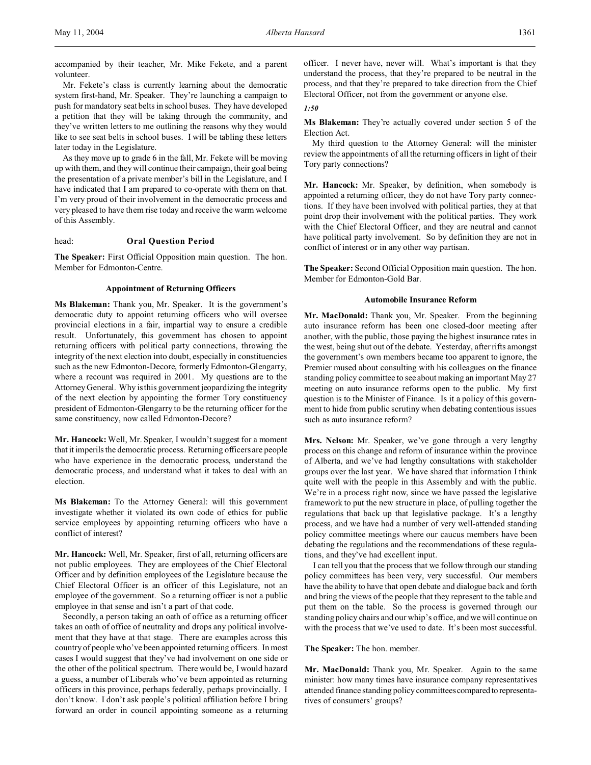accompanied by their teacher, Mr. Mike Fekete, and a parent volunteer.

Mr. Fekete's class is currently learning about the democratic system first-hand, Mr. Speaker. They're launching a campaign to push for mandatory seat belts in school buses. They have developed a petition that they will be taking through the community, and they've written letters to me outlining the reasons why they would like to see seat belts in school buses. I will be tabling these letters later today in the Legislature.

As they move up to grade 6 in the fall, Mr. Fekete will be moving up with them, and they will continue their campaign, their goal being the presentation of a private member's bill in the Legislature, and I have indicated that I am prepared to co-operate with them on that. I'm very proud of their involvement in the democratic process and very pleased to have them rise today and receive the warm welcome of this Assembly.

head: **Oral Question Period**

**The Speaker:** First Official Opposition main question. The hon. Member for Edmonton-Centre.

### Appointment of Returning Officers

**Ms Blakeman:** Thank you, Mr. Speaker. It is the government's democratic duty to appoint returning officers who will oversee provincial elections in a fair, impartial way to ensure a credible result. Unfortunately, this government has chosen to appoint returning officers with political party connections, throwing the integrity of the next election into doubt, especially in constituencies such as the new Edmonton-Decore, formerly Edmonton-Glengarry, where a recount was required in 2001. My questions are to the Attorney General. Why is this government jeopardizing the integrity of the next election by appointing the former Tory constituency president of Edmonton-Glengarry to be the returning officer for the same constituency, now called Edmonton-Decore?

**Mr. Hancock:** Well, Mr. Speaker, I wouldn't suggest for a moment that it imperils the democratic process. Returning officers are people who have experience in the democratic process, understand the democratic process, and understand what it takes to deal with an election.

**Ms Blakeman:** To the Attorney General: will this government investigate whether it violated its own code of ethics for public service employees by appointing returning officers who have a conflict of interest?

**Mr. Hancock:** Well, Mr. Speaker, first of all, returning officers are not public employees. They are employees of the Chief Electoral Officer and by definition employees of the Legislature because the Chief Electoral Officer is an officer of this Legislature, not an employee of the government. So a returning officer is not a public employee in that sense and isn't a part of that code.

Secondly, a person taking an oath of office as a returning officer takes an oath of office of neutrality and drops any political involvement that they have at that stage. There are examples across this country of people who've been appointed returning officers. In most cases I would suggest that they've had involvement on one side or the other of the political spectrum. There would be, I would hazard a guess, a number of Liberals who've been appointed as returning officers in this province, perhaps federally, perhaps provincially. I don't know. I don't ask people's political affiliation before I bring forward an order in council appointing someone as a returning officer. I never have, never will. What's important is that they understand the process, that they're prepared to be neutral in the process, and that they're prepared to take direction from the Chief Electoral Officer, not from the government or anyone else.

*1:50*

**Ms Blakeman:** They're actually covered under section 5 of the Election Act.

My third question to the Attorney General: will the minister review the appointments of all the returning officers in light of their Tory party connections?

**Mr. Hancock:** Mr. Speaker, by definition, when somebody is appointed a returning officer, they do not have Tory party connections. If they have been involved with political parties, they at that point drop their involvement with the political parties. They work with the Chief Electoral Officer, and they are neutral and cannot have political party involvement. So by definition they are not in conflict of interest or in any other way partisan.

**The Speaker:** Second Official Opposition main question. The hon. Member for Edmonton-Gold Bar.

### Automobile Insurance Reform

**Mr. MacDonald:** Thank you, Mr. Speaker. From the beginning auto insurance reform has been one closed-door meeting after another, with the public, those paying the highest insurance rates in the west, being shut out of the debate. Yesterday, after rifts amongst the government's own members became too apparent to ignore, the Premier mused about consulting with his colleagues on the finance standing policy committee to see about making an important May 27 meeting on auto insurance reforms open to the public. My first question is to the Minister of Finance. Is it a policy of this government to hide from public scrutiny when debating contentious issues such as auto insurance reform?

**Mrs. Nelson:** Mr. Speaker, we've gone through a very lengthy process on this change and reform of insurance within the province of Alberta, and we've had lengthy consultations with stakeholder groups over the last year. We have shared that information I think quite well with the people in this Assembly and with the public. We're in a process right now, since we have passed the legislative framework to put the new structure in place, of pulling together the regulations that back up that legislative package. It's a lengthy process, and we have had a number of very well-attended standing policy committee meetings where our caucus members have been debating the regulations and the recommendations of these regulations, and they've had excellent input.

I can tell you that the process that we follow through our standing policy committees has been very, very successful. Our members have the ability to have that open debate and dialogue back and forth and bring the views of the people that they represent to the table and put them on the table. So the process is governed through our standing policy chairs and our whip's office, and we will continue on with the process that we've used to date. It's been most successful.

**The Speaker:** The hon. member.

**Mr. MacDonald:** Thank you, Mr. Speaker. Again to the same minister: how many times have insurance company representatives attended finance standing policy committees compared to representatives of consumers' groups?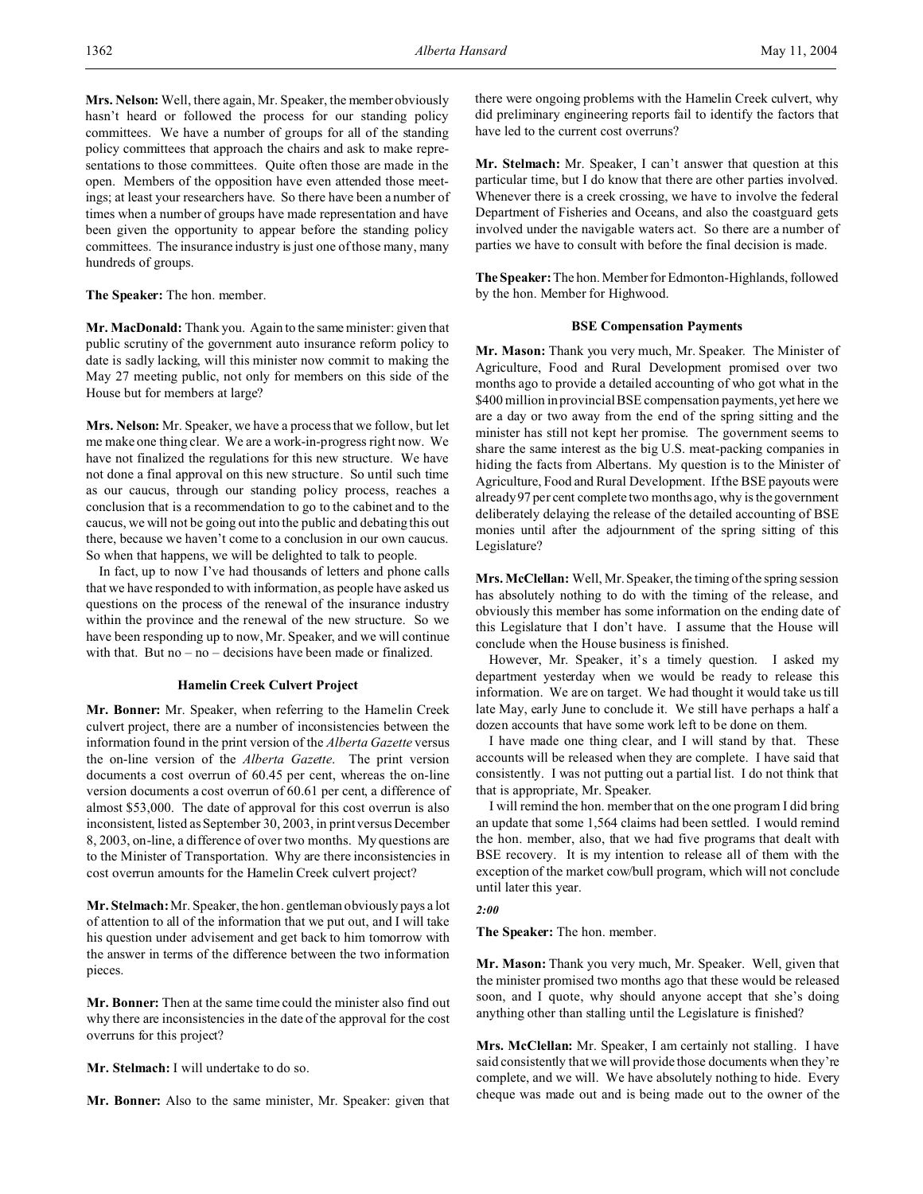**Mrs. Nelson:** Well, there again, Mr. Speaker, the member obviously hasn't heard or followed the process for our standing policy committees. We have a number of groups for all of the standing policy committees that approach the chairs and ask to make representations to those committees. Quite often those are made in the open. Members of the opposition have even attended those meetings; at least your researchers have. So there have been a number of times when a number of groups have made representation and have been given the opportunity to appear before the standing policy committees. The insurance industry is just one of those many, many hundreds of groups.

**The Speaker:** The hon. member.

**Mr. MacDonald:** Thank you. Again to the same minister: given that public scrutiny of the government auto insurance reform policy to date is sadly lacking, will this minister now commit to making the May 27 meeting public, not only for members on this side of the House but for members at large?

**Mrs. Nelson:** Mr. Speaker, we have a process that we follow, but let me make one thing clear. We are a work-in-progress right now. We have not finalized the regulations for this new structure. We have not done a final approval on this new structure. So until such time as our caucus, through our standing policy process, reaches a conclusion that is a recommendation to go to the cabinet and to the caucus, we will not be going out into the public and debating this out there, because we haven't come to a conclusion in our own caucus. So when that happens, we will be delighted to talk to people.

In fact, up to now I've had thousands of letters and phone calls that we have responded to with information, as people have asked us questions on the process of the renewal of the insurance industry within the province and the renewal of the new structure. So we have been responding up to now, Mr. Speaker, and we will continue with that. But no – no – decisions have been made or finalized.

## Hamelin Creek Culvert Project

**Mr. Bonner:** Mr. Speaker, when referring to the Hamelin Creek culvert project, there are a number of inconsistencies between the information found in the print version of the *Alberta Gazette* versus the on-line version of the *Alberta Gazette*. The print version documents a cost overrun of 60.45 per cent, whereas the on-line version documents a cost overrun of 60.61 per cent, a difference of almost $53,000. The date of approval for this cost overrun is also inconsistent, listed as September 30, 2003, in print versus December 8, 2003, on-line, a difference of over two months. My questions are to the Minister of Transportation. Why are there inconsistencies in cost overrun amounts for the Hamelin Creek culvert project?

**Mr. Stelmach:** Mr. Speaker, the hon. gentleman obviously pays a lot of attention to all of the information that we put out, and I will take his question under advisement and get back to him tomorrow with the answer in terms of the difference between the two information pieces.

**Mr. Bonner:** Then at the same time could the minister also find out why there are inconsistencies in the date of the approval for the cost overruns for this project?

**Mr. Stelmach:** I will undertake to do so.

**Mr. Bonner:** Also to the same minister, Mr. Speaker: given that there were ongoing problems with the Hamelin Creek culvert, why did preliminary engineering reports fail to identify the factors that have led to the current cost overruns?

**Mr. Stelmach:** Mr. Speaker, I can't answer that question at this particular time, but I do know that there are other parties involved. Whenever there is a creek crossing, we have to involve the federal Department of Fisheries and Oceans, and also the coastguard gets involved under the navigable waters act. So there are a number of parties we have to consult with before the final decision is made.

**The Speaker:** The hon. Member for Edmonton-Highlands, followed by the hon. Member for Highwood.

## BSE Compensation Payments

**Mr. Mason:** Thank you very much, Mr. Speaker. The Minister of Agriculture, Food and Rural Development promised over two months ago to provide a detailed accounting of who got what in the $400 million in provincial BSE compensation payments, yet here we are a day or two away from the end of the spring sitting and the minister has still not kept her promise. The government seems to share the same interest as the big U.S. meat-packing companies in hiding the facts from Albertans. My question is to the Minister of Agriculture, Food and Rural Development. If the BSE payouts were already 97 per cent complete two months ago, why is the government deliberately delaying the release of the detailed accounting of BSE monies until after the adjournment of the spring sitting of this Legislature?

**Mrs. McClellan:** Well, Mr. Speaker, the timing of the spring session has absolutely nothing to do with the timing of the release, and obviously this member has some information on the ending date of this Legislature that I don't have. I assume that the House will conclude when the House business is finished.

However, Mr. Speaker, it's a timely question. I asked my department yesterday when we would be ready to release this information. We are on target. We had thought it would take us till late May, early June to conclude it. We still have perhaps a half a dozen accounts that have some work left to be done on them.

I have made one thing clear, and I will stand by that. These accounts will be released when they are complete. I have said that consistently. I was not putting out a partial list. I do not think that that is appropriate, Mr. Speaker.

I will remind the hon. member that on the one program I did bring an update that some 1,564 claims had been settled. I would remind the hon. member, also, that we had five programs that dealt with BSE recovery. It is my intention to release all of them with the exception of the market cow/bull program, which will not conclude until later this year.

*2:00*

**The Speaker:** The hon. member.

**Mr. Mason:** Thank you very much, Mr. Speaker. Well, given that the minister promised two months ago that these would be released soon, and I quote, why should anyone accept that she's doing anything other than stalling until the Legislature is finished?

**Mrs. McClellan:** Mr. Speaker, I am certainly not stalling. I have said consistently that we will provide those documents when they're complete, and we will. We have absolutely nothing to hide. Every cheque was made out and is being made out to the owner of the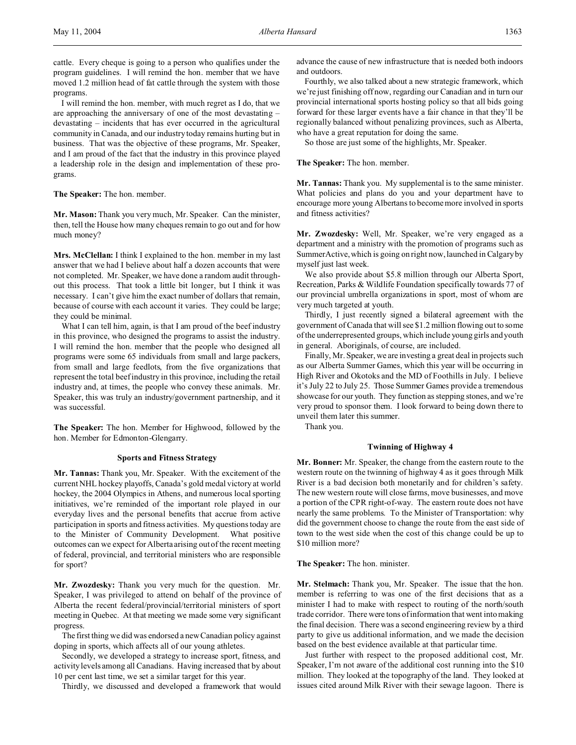cattle. Every cheque is going to a person who qualifies under the program guidelines. I will remind the hon. member that we have moved 1.2 million head of fat cattle through the system with those programs.

I will remind the hon. member, with much regret as I do, that we are approaching the anniversary of one of the most devastating – devastating – incidents that has ever occurred in the agricultural community in Canada, and our industry today remains hurting but in business. That was the objective of these programs, Mr. Speaker, and I am proud of the fact that the industry in this province played a leadership role in the design and implementation of these programs.

**The Speaker:** The hon. member.

**Mr. Mason:** Thank you very much, Mr. Speaker. Can the minister, then, tell the House how many cheques remain to go out and for how much money?

**Mrs. McClellan:** I think I explained to the hon. member in my last answer that we had I believe about half a dozen accounts that were not completed. Mr. Speaker, we have done a random audit throughout this process. That took a little bit longer, but I think it was necessary. I can't give him the exact number of dollars that remain, because of course with each account it varies. They could be large; they could be minimal.

What I can tell him, again, is that I am proud of the beef industry in this province, who designed the programs to assist the industry. I will remind the hon. member that the people who designed all programs were some 65 individuals from small and large packers, from small and large feedlots, from the five organizations that represent the total beef industry in this province, including the retail industry and, at times, the people who convey these animals. Mr. Speaker, this was truly an industry/government partnership, and it was successful.

**The Speaker:** The hon. Member for Highwood, followed by the hon. Member for Edmonton-Glengarry.

### Sports and Fitness Strategy

**Mr. Tannas:** Thank you, Mr. Speaker. With the excitement of the current NHL hockey playoffs, Canada's gold medal victory at world hockey, the 2004 Olympics in Athens, and numerous local sporting initiatives, we're reminded of the important role played in our everyday lives and the personal benefits that accrue from active participation in sports and fitness activities. My questions today are to the Minister of Community Development. What positive outcomes can we expect for Alberta arising out of the recent meeting of federal, provincial, and territorial ministers who are responsible for sport?

**Mr. Zwozdesky:** Thank you very much for the question. Mr. Speaker, I was privileged to attend on behalf of the province of Alberta the recent federal/provincial/territorial ministers of sport meeting in Quebec. At that meeting we made some very significant progress.

The first thing we did was endorsed a new Canadian policy against doping in sports, which affects all of our young athletes.

Secondly, we developed a strategy to increase sport, fitness, and activity levels among all Canadians. Having increased that by about 10 per cent last time, we set a similar target for this year.

Thirdly, we discussed and developed a framework that would advance the cause of new infrastructure that is needed both indoors and outdoors.

Fourthly, we also talked about a new strategic framework, which we're just finishing off now, regarding our Canadian and in turn our provincial international sports hosting policy so that all bids going forward for these larger events have a fair chance in that they'll be regionally balanced without penalizing provinces, such as Alberta, who have a great reputation for doing the same.

So those are just some of the highlights, Mr. Speaker.

**The Speaker:** The hon. member.

**Mr. Tannas:** Thank you. My supplemental is to the same minister. What policies and plans do you and your department have to encourage more young Albertans to become more involved in sports and fitness activities?

**Mr. Zwozdesky:** Well, Mr. Speaker, we're very engaged as a department and a ministry with the promotion of programs such as SummerActive, which is going on right now, launched in Calgary by myself just last week.

We also provide about $5.8 million through our Alberta Sport, Recreation, Parks & Wildlife Foundation specifically towards 77 of our provincial umbrella organizations in sport, most of whom are very much targeted at youth.

Thirdly, I just recently signed a bilateral agreement with the government of Canada that will see $1.2 million flowing out to some of the underrepresented groups, which include young girls and youth in general. Aboriginals, of course, are included.

Finally, Mr. Speaker, we are investing a great deal in projects such as our Alberta Summer Games, which this year will be occurring in High River and Okotoks and the MD of Foothills in July. I believe it's July 22 to July 25. Those Summer Games provide a tremendous showcase for our youth. They function as stepping stones, and we're very proud to sponsor them. I look forward to being down there to unveil them later this summer.

Thank you.

### Twinning of Highway 4

**Mr. Bonner:** Mr. Speaker, the change from the eastern route to the western route on the twinning of highway 4 as it goes through Milk River is a bad decision both monetarily and for children's safety. The new western route will close farms, move businesses, and move a portion of the CPR right-of-way. The eastern route does not have nearly the same problems. To the Minister of Transportation: why did the government choose to change the route from the east side of town to the west side when the cost of this change could be up to $10 million more?

**The Speaker:** The hon. minister.

**Mr. Stelmach:** Thank you, Mr. Speaker. The issue that the hon. member is referring to was one of the first decisions that as a minister I had to make with respect to routing of the north/south trade corridor. There were tons of information that went into making the final decision. There was a second engineering review by a third party to give us additional information, and we made the decision based on the best evidence available at that particular time.

Just further with respect to the proposed additional cost, Mr. Speaker, I'm not aware of the additional cost running into the $10 million. They looked at the topography of the land. They looked at issues cited around Milk River with their sewage lagoon. There is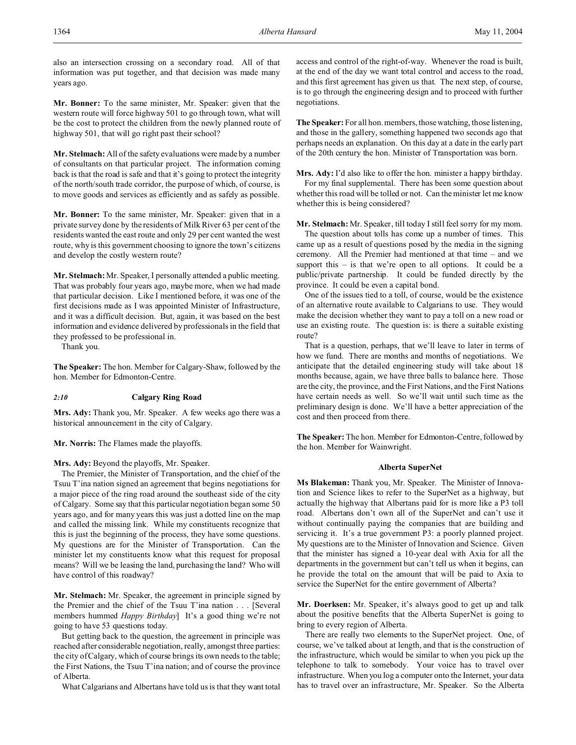also an intersection crossing on a secondary road. All of that information was put together, and that decision was made many years ago.

**Mr. Bonner:** To the same minister, Mr. Speaker: given that the western route will force highway 501 to go through town, what will be the cost to protect the children from the newly planned route of highway 501, that will go right past their school?

**Mr. Stelmach:** All of the safety evaluations were made by a number of consultants on that particular project. The information coming back is that the road is safe and that it's going to protect the integrity of the north/south trade corridor, the purpose of which, of course, is to move goods and services as efficiently and as safely as possible.

**Mr. Bonner:** To the same minister, Mr. Speaker: given that in a private survey done by the residents of Milk River 63 per cent of the residents wanted the east route and only 29 per cent wanted the west route, why is this government choosing to ignore the town's citizens and develop the costly western route?

**Mr. Stelmach:** Mr. Speaker, I personally attended a public meeting. That was probably four years ago, maybe more, when we had made that particular decision. Like I mentioned before, it was one of the first decisions made as I was appointed Minister of Infrastructure, and it was a difficult decision. But, again, it was based on the best information and evidence delivered by professionals in the field that they professed to be professional in.

Thank you.

**The Speaker:** The hon. Member for Calgary-Shaw, followed by the hon. Member for Edmonton-Centre.

### *2:10* Calgary Ring Road

**Mrs. Ady:** Thank you, Mr. Speaker. A few weeks ago there was a historical announcement in the city of Calgary.

**Mr. Norris:** The Flames made the playoffs.

**Mrs. Ady:** Beyond the playoffs, Mr. Speaker.

The Premier, the Minister of Transportation, and the chief of the Tsuu T'ina nation signed an agreement that begins negotiations for a major piece of the ring road around the southeast side of the city of Calgary. Some say that this particular negotiation began some 50 years ago, and for many years this was just a dotted line on the map and called the missing link. While my constituents recognize that this is just the beginning of the process, they have some questions. My questions are for the Minister of Transportation. Can the minister let my constituents know what this request for proposal means? Will we be leasing the land, purchasing the land? Who will have control of this roadway?

**Mr. Stelmach:** Mr. Speaker, the agreement in principle signed by the Premier and the chief of the Tsuu T'ina nation . . . [Several members hummed *Happy Birthday*] It's a good thing we're not going to have 53 questions today.

But getting back to the question, the agreement in principle was reached after considerable negotiation, really, amongst three parties: the city of Calgary, which of course brings its own needs to the table; the First Nations, the Tsuu T'ina nation; and of course the province of Alberta.

What Calgarians and Albertans have told us is that they want total access and control of the right-of-way. Whenever the road is built, at the end of the day we want total control and access to the road, and this first agreement has given us that. The next step, of course, is to go through the engineering design and to proceed with further negotiations.

**The Speaker:** For all hon. members, those watching, those listening, and those in the gallery, something happened two seconds ago that perhaps needs an explanation. On this day at a date in the early part of the 20th century the hon. Minister of Transportation was born.

**Mrs. Ady:** I'd also like to offer the hon. minister a happy birthday.

For my final supplemental. There has been some question about whether this road will be tolled or not. Can the minister let me know whether this is being considered?

**Mr. Stelmach:** Mr. Speaker, till today I still feel sorry for my mom.

The question about tolls has come up a number of times. This came up as a result of questions posed by the media in the signing ceremony. All the Premier had mentioned at that time – and we support this – is that we're open to all options. It could be a public/private partnership. It could be funded directly by the province. It could be even a capital bond.

One of the issues tied to a toll, of course, would be the existence of an alternative route available to Calgarians to use. They would make the decision whether they want to pay a toll on a new road or use an existing route. The question is: is there a suitable existing route?

That is a question, perhaps, that we'll leave to later in terms of how we fund. There are months and months of negotiations. We anticipate that the detailed engineering study will take about 18 months because, again, we have three balls to balance here. Those are the city, the province, and the First Nations, and the First Nations have certain needs as well. So we'll wait until such time as the preliminary design is done. We'll have a better appreciation of the cost and then proceed from there.

**The Speaker:** The hon. Member for Edmonton-Centre, followed by the hon. Member for Wainwright.

### Alberta SuperNet

**Ms Blakeman:** Thank you, Mr. Speaker. The Minister of Innovation and Science likes to refer to the SuperNet as a highway, but actually the highway that Albertans paid for is more like a P3 toll road. Albertans don't own all of the SuperNet and can't use it without continually paying the companies that are building and servicing it. It's a true government P3: a poorly planned project. My questions are to the Minister of Innovation and Science. Given that the minister has signed a 10-year deal with Axia for all the departments in the government but can't tell us when it begins, can he provide the total on the amount that will be paid to Axia to service the SuperNet for the entire government of Alberta?

**Mr. Doerksen:** Mr. Speaker, it's always good to get up and talk about the positive benefits that the Alberta SuperNet is going to bring to every region of Alberta.

There are really two elements to the SuperNet project. One, of course, we've talked about at length, and that is the construction of the infrastructure, which would be similar to when you pick up the telephone to talk to somebody. Your voice has to travel over infrastructure. When you log a computer onto the Internet, your data has to travel over an infrastructure, Mr. Speaker. So the Alberta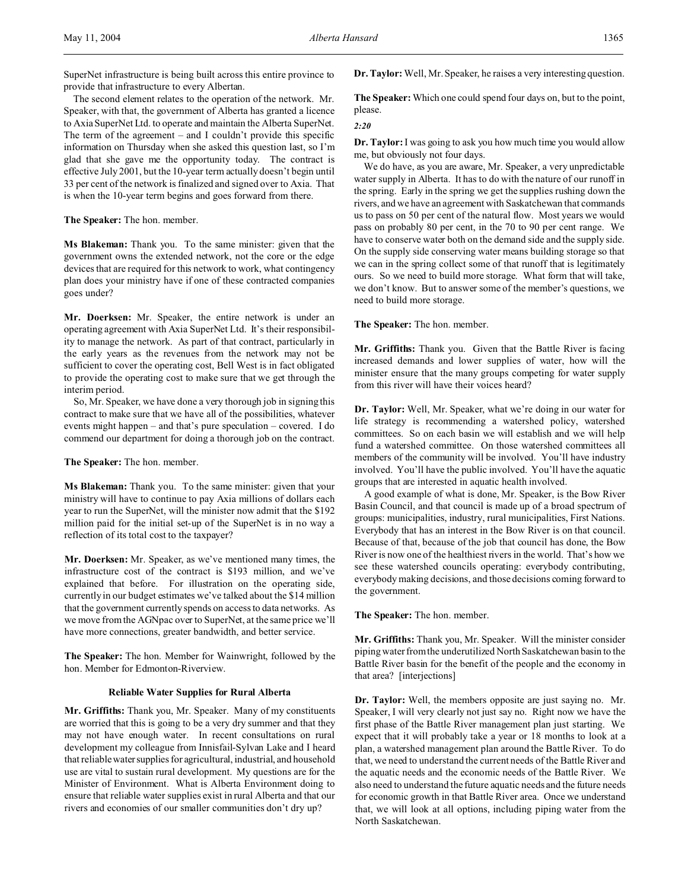SuperNet infrastructure is being built across this entire province to provide that infrastructure to every Albertan.

The second element relates to the operation of the network. Mr. Speaker, with that, the government of Alberta has granted a licence to Axia SuperNet Ltd. to operate and maintain the Alberta SuperNet. The term of the agreement – and I couldn't provide this specific information on Thursday when she asked this question last, so I'm glad that she gave me the opportunity today. The contract is effective July 2001, but the 10-year term actually doesn't begin until 33 per cent of the network is finalized and signed over to Axia. That is when the 10-year term begins and goes forward from there.

**The Speaker:** The hon. member.

**Ms Blakeman:** Thank you. To the same minister: given that the government owns the extended network, not the core or the edge devices that are required for this network to work, what contingency plan does your ministry have if one of these contracted companies goes under?

**Mr. Doerksen:** Mr. Speaker, the entire network is under an operating agreement with Axia SuperNet Ltd. It's their responsibility to manage the network. As part of that contract, particularly in the early years as the revenues from the network may not be sufficient to cover the operating cost, Bell West is in fact obligated to provide the operating cost to make sure that we get through the interim period.

So, Mr. Speaker, we have done a very thorough job in signing this contract to make sure that we have all of the possibilities, whatever events might happen – and that's pure speculation – covered. I do commend our department for doing a thorough job on the contract.

**The Speaker:** The hon. member.

**Ms Blakeman:** Thank you. To the same minister: given that your ministry will have to continue to pay Axia millions of dollars each year to run the SuperNet, will the minister now admit that the $192 million paid for the initial set-up of the SuperNet is in no way a reflection of its total cost to the taxpayer?

**Mr. Doerksen:** Mr. Speaker, as we've mentioned many times, the infrastructure cost of the contract is $193 million, and we've explained that before. For illustration on the operating side, currently in our budget estimates we've talked about the $14 million that the government currently spends on access to data networks. As we move from the AGNpac over to SuperNet, at the same price we'll have more connections, greater bandwidth, and better service.

**The Speaker:** The hon. Member for Wainwright, followed by the hon. Member for Edmonton-Riverview.

### Reliable Water Supplies for Rural Alberta

**Mr. Griffiths:** Thank you, Mr. Speaker. Many of my constituents are worried that this is going to be a very dry summer and that they may not have enough water. In recent consultations on rural development my colleague from Innisfail-Sylvan Lake and I heard that reliable water supplies for agricultural, industrial, and household use are vital to sustain rural development. My questions are for the Minister of Environment. What is Alberta Environment doing to ensure that reliable water supplies exist in rural Alberta and that our rivers and economies of our smaller communities don't dry up?

**Dr. Taylor:** Well, Mr. Speaker, he raises a very interesting question.

**The Speaker:** Which one could spend four days on, but to the point, please.

*2:20*

**Dr. Taylor:** I was going to ask you how much time you would allow me, but obviously not four days.

We do have, as you are aware, Mr. Speaker, a very unpredictable water supply in Alberta. It has to do with the nature of our runoff in the spring. Early in the spring we get the supplies rushing down the rivers, and we have an agreement with Saskatchewan that commands us to pass on 50 per cent of the natural flow. Most years we would pass on probably 80 per cent, in the 70 to 90 per cent range. We have to conserve water both on the demand side and the supply side. On the supply side conserving water means building storage so that we can in the spring collect some of that runoff that is legitimately ours. So we need to build more storage. What form that will take, we don't know. But to answer some of the member's questions, we need to build more storage.

**The Speaker:** The hon. member.

**Mr. Griffiths:** Thank you. Given that the Battle River is facing increased demands and lower supplies of water, how will the minister ensure that the many groups competing for water supply from this river will have their voices heard?

**Dr. Taylor:** Well, Mr. Speaker, what we're doing in our water for life strategy is recommending a watershed policy, watershed committees. So on each basin we will establish and we will help fund a watershed committee. On those watershed committees all members of the community will be involved. You'll have industry involved. You'll have the public involved. You'll have the aquatic groups that are interested in aquatic health involved.

A good example of what is done, Mr. Speaker, is the Bow River Basin Council, and that council is made up of a broad spectrum of groups: municipalities, industry, rural municipalities, First Nations. Everybody that has an interest in the Bow River is on that council. Because of that, because of the job that council has done, the Bow River is now one of the healthiest rivers in the world. That's how we see these watershed councils operating: everybody contributing, everybody making decisions, and those decisions coming forward to the government.

**The Speaker:** The hon. member.

**Mr. Griffiths:** Thank you, Mr. Speaker. Will the minister consider piping water from the underutilized North Saskatchewan basin to the Battle River basin for the benefit of the people and the economy in that area? [interjections]

**Dr. Taylor:** Well, the members opposite are just saying no. Mr. Speaker, I will very clearly not just say no. Right now we have the first phase of the Battle River management plan just starting. We expect that it will probably take a year or 18 months to look at a plan, a watershed management plan around the Battle River. To do that, we need to understand the current needs of the Battle River and the aquatic needs and the economic needs of the Battle River. We also need to understand the future aquatic needs and the future needs for economic growth in that Battle River area. Once we understand that, we will look at all options, including piping water from the North Saskatchewan.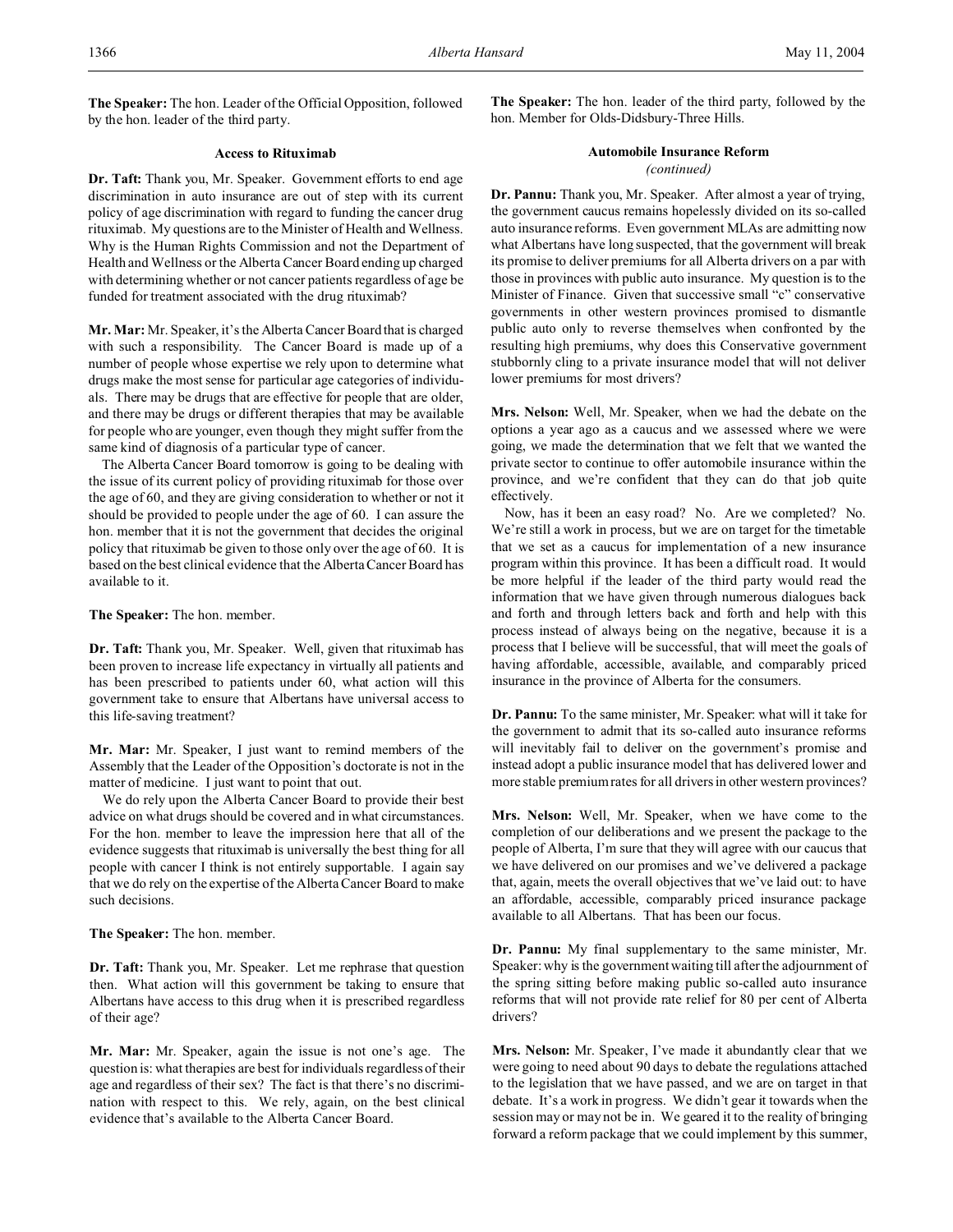**The Speaker:** The hon. Leader of the Official Opposition, followed by the hon. leader of the third party.

### Access to Rituximab

**Dr. Taft:** Thank you, Mr. Speaker. Government efforts to end age discrimination in auto insurance are out of step with its current policy of age discrimination with regard to funding the cancer drug rituximab. My questions are to the Minister of Health and Wellness. Why is the Human Rights Commission and not the Department of Health and Wellness or the Alberta Cancer Board ending up charged with determining whether or not cancer patients regardless of age be funded for treatment associated with the drug rituximab?

**Mr. Mar:** Mr. Speaker, it's the Alberta Cancer Board that is charged with such a responsibility. The Cancer Board is made up of a number of people whose expertise we rely upon to determine what drugs make the most sense for particular age categories of individuals. There may be drugs that are effective for people that are older, and there may be drugs or different therapies that may be available for people who are younger, even though they might suffer from the same kind of diagnosis of a particular type of cancer.

The Alberta Cancer Board tomorrow is going to be dealing with the issue of its current policy of providing rituximab for those over the age of 60, and they are giving consideration to whether or not it should be provided to people under the age of 60. I can assure the hon. member that it is not the government that decides the original policy that rituximab be given to those only over the age of 60. It is based on the best clinical evidence that the Alberta Cancer Board has available to it.

**The Speaker:** The hon. member.

**Dr. Taft:** Thank you, Mr. Speaker. Well, given that rituximab has been proven to increase life expectancy in virtually all patients and has been prescribed to patients under 60, what action will this government take to ensure that Albertans have universal access to this life-saving treatment?

**Mr. Mar:** Mr. Speaker, I just want to remind members of the Assembly that the Leader of the Opposition's doctorate is not in the matter of medicine. I just want to point that out.

We do rely upon the Alberta Cancer Board to provide their best advice on what drugs should be covered and in what circumstances. For the hon. member to leave the impression here that all of the evidence suggests that rituximab is universally the best thing for all people with cancer I think is not entirely supportable. I again say that we do rely on the expertise of the Alberta Cancer Board to make such decisions.

**The Speaker:** The hon. member.

**Dr. Taft:** Thank you, Mr. Speaker. Let me rephrase that question then. What action will this government be taking to ensure that Albertans have access to this drug when it is prescribed regardless of their age?

**Mr. Mar:** Mr. Speaker, again the issue is not one's age. The question is: what therapies are best for individuals regardless of their age and regardless of their sex? The fact is that there's no discrimination with respect to this. We rely, again, on the best clinical evidence that's available to the Alberta Cancer Board.

**The Speaker:** The hon. leader of the third party, followed by the hon. Member for Olds-Didsbury-Three Hills.

### Automobile Insurance Reform
*(continued)*

**Dr. Pannu:** Thank you, Mr. Speaker. After almost a year of trying, the government caucus remains hopelessly divided on its so-called auto insurance reforms. Even government MLAs are admitting now what Albertans have long suspected, that the government will break its promise to deliver premiums for all Alberta drivers on a par with those in provinces with public auto insurance. My question is to the Minister of Finance. Given that successive small "c" conservative governments in other western provinces promised to dismantle public auto only to reverse themselves when confronted by the resulting high premiums, why does this Conservative government stubbornly cling to a private insurance model that will not deliver lower premiums for most drivers?

**Mrs. Nelson:** Well, Mr. Speaker, when we had the debate on the options a year ago as a caucus and we assessed where we were going, we made the determination that we felt that we wanted the private sector to continue to offer automobile insurance within the province, and we're confident that they can do that job quite effectively.

Now, has it been an easy road? No. Are we completed? No. We're still a work in process, but we are on target for the timetable that we set as a caucus for implementation of a new insurance program within this province. It has been a difficult road. It would be more helpful if the leader of the third party would read the information that we have given through numerous dialogues back and forth and through letters back and forth and help with this process instead of always being on the negative, because it is a process that I believe will be successful, that will meet the goals of having affordable, accessible, available, and comparably priced insurance in the province of Alberta for the consumers.

**Dr. Pannu:** To the same minister, Mr. Speaker: what will it take for the government to admit that its so-called auto insurance reforms will inevitably fail to deliver on the government's promise and instead adopt a public insurance model that has delivered lower and more stable premium rates for all drivers in other western provinces?

**Mrs. Nelson:** Well, Mr. Speaker, when we have come to the completion of our deliberations and we present the package to the people of Alberta, I'm sure that they will agree with our caucus that we have delivered on our promises and we've delivered a package that, again, meets the overall objectives that we've laid out: to have an affordable, accessible, comparably priced insurance package available to all Albertans. That has been our focus.

**Dr. Pannu:** My final supplementary to the same minister, Mr. Speaker: why is the government waiting till after the adjournment of the spring sitting before making public so-called auto insurance reforms that will not provide rate relief for 80 per cent of Alberta drivers?

**Mrs. Nelson:** Mr. Speaker, I've made it abundantly clear that we were going to need about 90 days to debate the regulations attached to the legislation that we have passed, and we are on target in that debate. It's a work in progress. We didn't gear it towards when the session may or may not be in. We geared it to the reality of bringing forward a reform package that we could implement by this summer,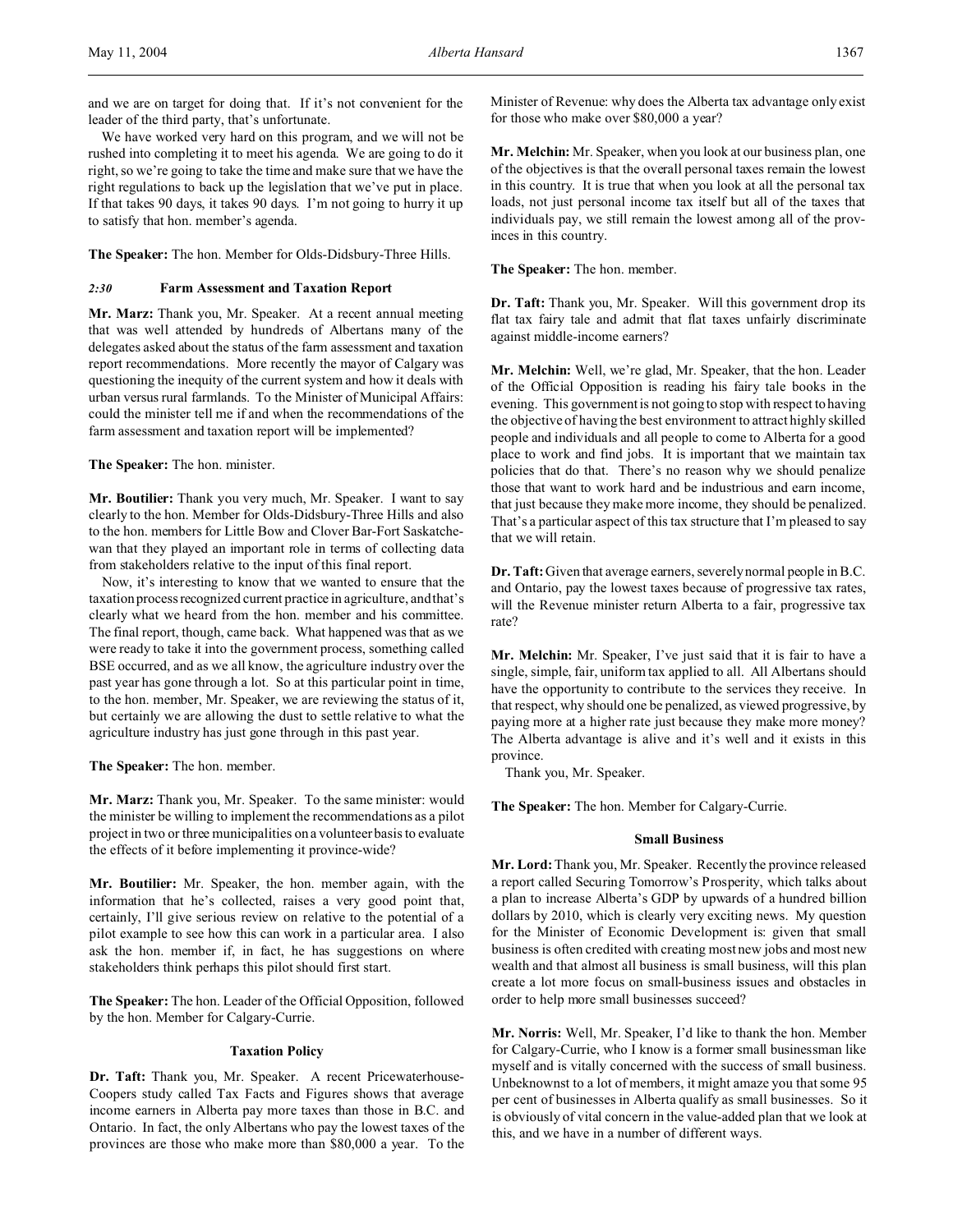and we are on target for doing that. If it's not convenient for the leader of the third party, that's unfortunate.

We have worked very hard on this program, and we will not be rushed into completing it to meet his agenda. We are going to do it right, so we're going to take the time and make sure that we have the right regulations to back up the legislation that we've put in place. If that takes 90 days, it takes 90 days. I'm not going to hurry it up to satisfy that hon. member's agenda.

**The Speaker:** The hon. Member for Olds-Didsbury-Three Hills.

### *2:30* Farm Assessment and Taxation Report

**Mr. Marz:** Thank you, Mr. Speaker. At a recent annual meeting that was well attended by hundreds of Albertans many of the delegates asked about the status of the farm assessment and taxation report recommendations. More recently the mayor of Calgary was questioning the inequity of the current system and how it deals with urban versus rural farmlands. To the Minister of Municipal Affairs: could the minister tell me if and when the recommendations of the farm assessment and taxation report will be implemented?

**The Speaker:** The hon. minister.

**Mr. Boutilier:** Thank you very much, Mr. Speaker. I want to say clearly to the hon. Member for Olds-Didsbury-Three Hills and also to the hon. members for Little Bow and Clover Bar-Fort Saskatchewan that they played an important role in terms of collecting data from stakeholders relative to the input of this final report.

Now, it's interesting to know that we wanted to ensure that the taxation process recognized current practice in agriculture, and that's clearly what we heard from the hon. member and his committee. The final report, though, came back. What happened was that as we were ready to take it into the government process, something called BSE occurred, and as we all know, the agriculture industry over the past year has gone through a lot. So at this particular point in time, to the hon. member, Mr. Speaker, we are reviewing the status of it, but certainly we are allowing the dust to settle relative to what the agriculture industry has just gone through in this past year.

**The Speaker:** The hon. member.

**Mr. Marz:** Thank you, Mr. Speaker. To the same minister: would the minister be willing to implement the recommendations as a pilot project in two or three municipalities on a volunteer basis to evaluate the effects of it before implementing it province-wide?

**Mr. Boutilier:** Mr. Speaker, the hon. member again, with the information that he's collected, raises a very good point that, certainly, I'll give serious review on relative to the potential of a pilot example to see how this can work in a particular area. I also ask the hon. member if, in fact, he has suggestions on where stakeholders think perhaps this pilot should first start.

**The Speaker:** The hon. Leader of the Official Opposition, followed by the hon. Member for Calgary-Currie.

### Taxation Policy

**Dr. Taft:** Thank you, Mr. Speaker. A recent Pricewaterhouse-Coopers study called Tax Facts and Figures shows that average income earners in Alberta pay more taxes than those in B.C. and Ontario. In fact, the only Albertans who pay the lowest taxes of the provinces are those who make more than $80,000 a year. To the Minister of Revenue: why does the Alberta tax advantage only exist for those who make over $80,000 a year?

**Mr. Melchin:** Mr. Speaker, when you look at our business plan, one of the objectives is that the overall personal taxes remain the lowest in this country. It is true that when you look at all the personal tax loads, not just personal income tax itself but all of the taxes that individuals pay, we still remain the lowest among all of the provinces in this country.

**The Speaker:** The hon. member.

**Dr. Taft:** Thank you, Mr. Speaker. Will this government drop its flat tax fairy tale and admit that flat taxes unfairly discriminate against middle-income earners?

**Mr. Melchin:** Well, we're glad, Mr. Speaker, that the hon. Leader of the Official Opposition is reading his fairy tale books in the evening. This government is not going to stop with respect to having the objective of having the best environment to attract highly skilled people and individuals and all people to come to Alberta for a good place to work and find jobs. It is important that we maintain tax policies that do that. There's no reason why we should penalize those that want to work hard and be industrious and earn income, that just because they make more income, they should be penalized. That's a particular aspect of this tax structure that I'm pleased to say that we will retain.

**Dr. Taft:** Given that average earners, severely normal people in B.C. and Ontario, pay the lowest taxes because of progressive tax rates, will the Revenue minister return Alberta to a fair, progressive tax rate?

**Mr. Melchin:** Mr. Speaker, I've just said that it is fair to have a single, simple, fair, uniform tax applied to all. All Albertans should have the opportunity to contribute to the services they receive. In that respect, why should one be penalized, as viewed progressive, by paying more at a higher rate just because they make more money? The Alberta advantage is alive and it's well and it exists in this province.

Thank you, Mr. Speaker.

**The Speaker:** The hon. Member for Calgary-Currie.

### Small Business

**Mr. Lord:** Thank you, Mr. Speaker. Recently the province released a report called Securing Tomorrow's Prosperity, which talks about a plan to increase Alberta's GDP by upwards of a hundred billion dollars by 2010, which is clearly very exciting news. My question for the Minister of Economic Development is: given that small business is often credited with creating most new jobs and most new wealth and that almost all business is small business, will this plan create a lot more focus on small-business issues and obstacles in order to help more small businesses succeed?

**Mr. Norris:** Well, Mr. Speaker, I'd like to thank the hon. Member for Calgary-Currie, who I know is a former small businessman like myself and is vitally concerned with the success of small business. Unbeknownst to a lot of members, it might amaze you that some 95 per cent of businesses in Alberta qualify as small businesses. So it is obviously of vital concern in the value-added plan that we look at this, and we have in a number of different ways.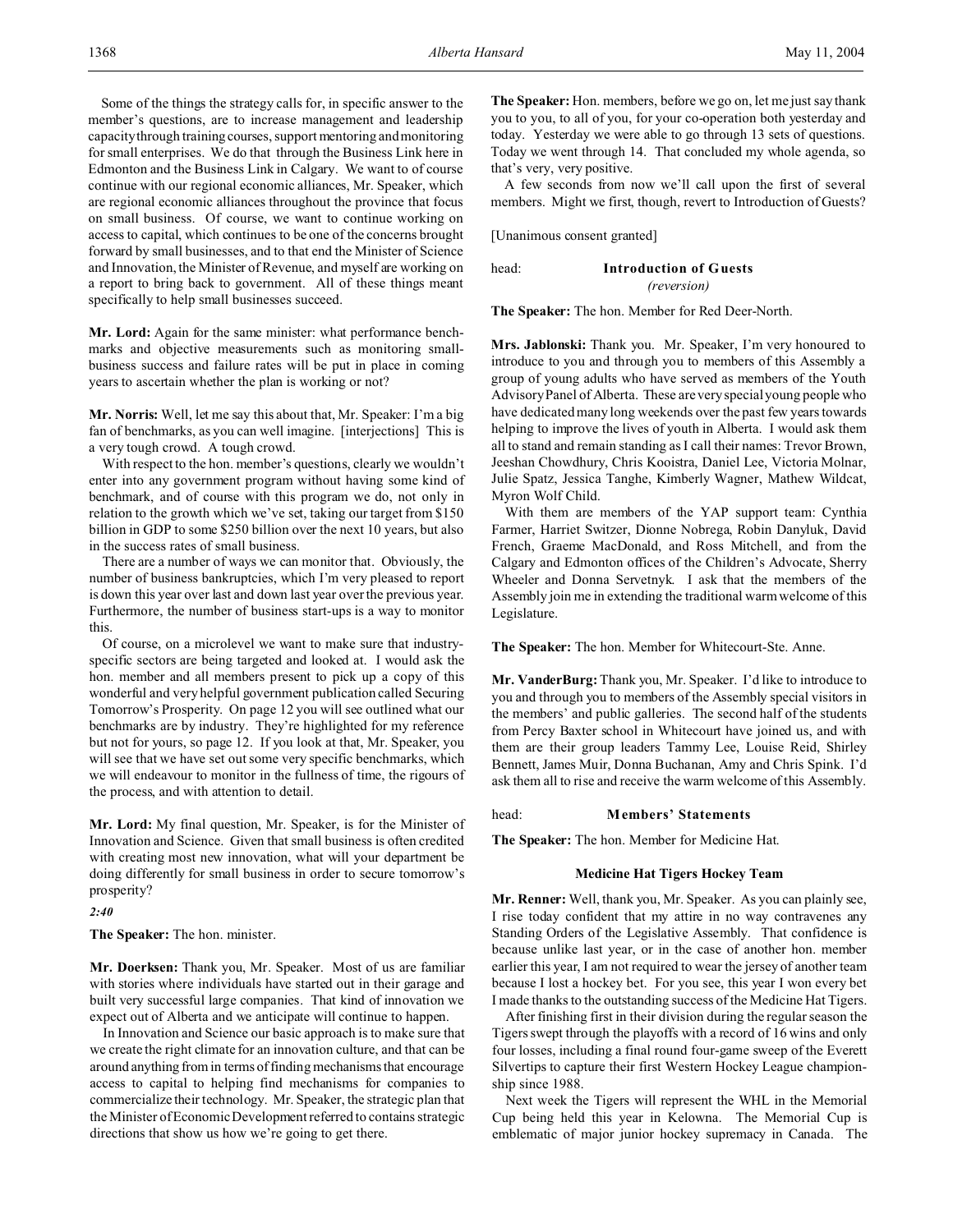Some of the things the strategy calls for, in specific answer to the member's questions, are to increase management and leadership capacity through training courses, support mentoring and monitoring for small enterprises. We do that through the Business Link here in Edmonton and the Business Link in Calgary. We want to of course continue with our regional economic alliances, Mr. Speaker, which are regional economic alliances throughout the province that focus on small business. Of course, we want to continue working on access to capital, which continues to be one of the concerns brought forward by small businesses, and to that end the Minister of Science and Innovation, the Minister of Revenue, and myself are working on a report to bring back to government. All of these things meant specifically to help small businesses succeed.

**Mr. Lord:** Again for the same minister: what performance benchmarks and objective measurements such as monitoring small-business success and failure rates will be put in place in coming years to ascertain whether the plan is working or not?

**Mr. Norris:** Well, let me say this about that, Mr. Speaker: I'm a big fan of benchmarks, as you can well imagine. [interjections] This is a very tough crowd. A tough crowd.

With respect to the hon. member's questions, clearly we wouldn't enter into any government program without having some kind of benchmark, and of course with this program we do, not only in relation to the growth which we've set, taking our target from $150 billion in GDP to some $250 billion over the next 10 years, but also in the success rates of small business.

There are a number of ways we can monitor that. Obviously, the number of business bankruptcies, which I'm very pleased to report is down this year over last and down last year over the previous year. Furthermore, the number of business start-ups is a way to monitor this.

Of course, on a microlevel we want to make sure that industry-specific sectors are being targeted and looked at. I would ask the hon. member and all members present to pick up a copy of this wonderful and very helpful government publication called Securing Tomorrow's Prosperity. On page 12 you will see outlined what our benchmarks are by industry. They're highlighted for my reference but not for yours, so page 12. If you look at that, Mr. Speaker, you will see that we have set out some very specific benchmarks, which we will endeavour to monitor in the fullness of time, the rigours of the process, and with attention to detail.

**Mr. Lord:** My final question, Mr. Speaker, is for the Minister of Innovation and Science. Given that small business is often credited with creating most new innovation, what will your department be doing differently for small business in order to secure tomorrow's prosperity?

*2:40*

**The Speaker:** The hon. minister.

**Mr. Doerksen:** Thank you, Mr. Speaker. Most of us are familiar with stories where individuals have started out in their garage and built very successful large companies. That kind of innovation we expect out of Alberta and we anticipate will continue to happen.

In Innovation and Science our basic approach is to make sure that we create the right climate for an innovation culture, and that can be around anything from in terms of finding mechanisms that encourage access to capital to helping find mechanisms for companies to commercialize their technology. Mr. Speaker, the strategic plan that the Minister of Economic Development referred to contains strategic directions that show us how we're going to get there.

**The Speaker:** Hon. members, before we go on, let me just say thank you to you, to all of you, for your co-operation both yesterday and today. Yesterday we were able to go through 13 sets of questions. Today we went through 14. That concluded my whole agenda, so that's very, very positive.

A few seconds from now we'll call upon the first of several members. Might we first, though, revert to Introduction of Guests?

[Unanimous consent granted]

## Introduction of Guests
*(reversion)*

**The Speaker:** The hon. Member for Red Deer-North.

**Mrs. Jablonski:** Thank you. Mr. Speaker, I'm very honoured to introduce to you and through you to members of this Assembly a group of young adults who have served as members of the Youth Advisory Panel of Alberta. These are very special young people who have dedicated many long weekends over the past few years towards helping to improve the lives of youth in Alberta. I would ask them all to stand and remain standing as I call their names: Trevor Brown, Jeeshan Chowdhury, Chris Kooistra, Daniel Lee, Victoria Molnar, Julie Spatz, Jessica Tanghe, Kimberly Wagner, Mathew Wildcat, Myron Wolf Child.

With them are members of the YAP support team: Cynthia Farmer, Harriet Switzer, Dionne Nobrega, Robin Danyluk, David French, Graeme MacDonald, and Ross Mitchell, and from the Calgary and Edmonton offices of the Children's Advocate, Sherry Wheeler and Donna Servetnyk. I ask that the members of the Assembly join me in extending the traditional warm welcome of this Legislature.

**The Speaker:** The hon. Member for Whitecourt-Ste. Anne.

**Mr. VanderBurg:** Thank you, Mr. Speaker. I'd like to introduce to you and through you to members of the Assembly special visitors in the members' and public galleries. The second half of the students from Percy Baxter school in Whitecourt have joined us, and with them are their group leaders Tammy Lee, Louise Reid, Shirley Bennett, James Muir, Donna Buchanan, Amy and Chris Spink. I'd ask them all to rise and receive the warm welcome of this Assembly.

## Members' Statements

**The Speaker:** The hon. Member for Medicine Hat.

### Medicine Hat Tigers Hockey Team

**Mr. Renner:** Well, thank you, Mr. Speaker. As you can plainly see, I rise today confident that my attire in no way contravenes any Standing Orders of the Legislative Assembly. That confidence is because unlike last year, or in the case of another hon. member earlier this year, I am not required to wear the jersey of another team because I lost a hockey bet. For you see, this year I won every bet I made thanks to the outstanding success of the Medicine Hat Tigers.

After finishing first in their division during the regular season the Tigers swept through the playoffs with a record of 16 wins and only four losses, including a final round four-game sweep of the Everett Silvertips to capture their first Western Hockey League championship since 1988.

Next week the Tigers will represent the WHL in the Memorial Cup being held this year in Kelowna. The Memorial Cup is emblematic of major junior hockey supremacy in Canada. The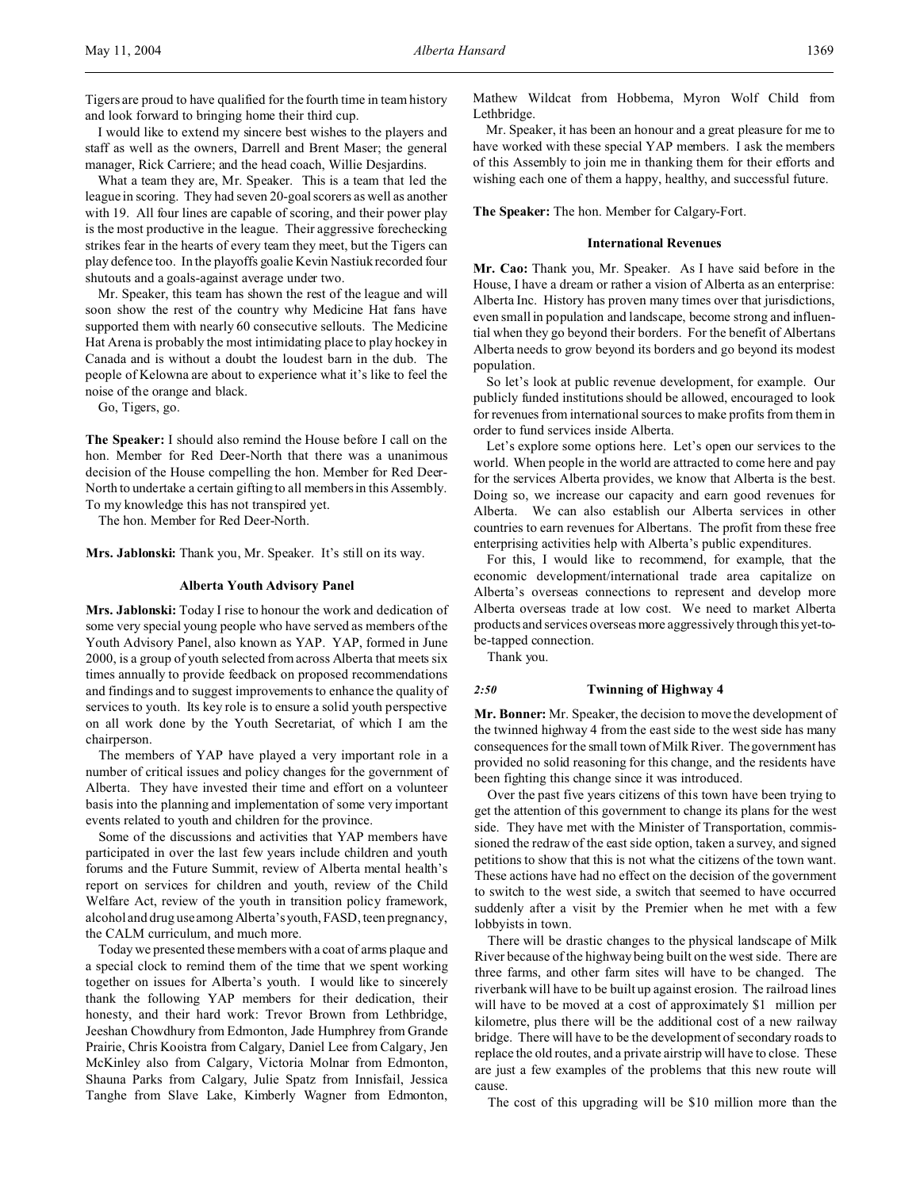Tigers are proud to have qualified for the fourth time in team history and look forward to bringing home their third cup.

I would like to extend my sincere best wishes to the players and staff as well as the owners, Darrell and Brent Maser; the general manager, Rick Carriere; and the head coach, Willie Desjardins.

What a team they are, Mr. Speaker. This is a team that led the league in scoring. They had seven 20-goal scorers as well as another with 19. All four lines are capable of scoring, and their power play is the most productive in the league. Their aggressive forechecking strikes fear in the hearts of every team they meet, but the Tigers can play defence too. In the playoffs goalie Kevin Nastiuk recorded four shutouts and a goals-against average under two.

Mr. Speaker, this team has shown the rest of the league and will soon show the rest of the country why Medicine Hat fans have supported them with nearly 60 consecutive sellouts. The Medicine Hat Arena is probably the most intimidating place to play hockey in Canada and is without a doubt the loudest barn in the dub. The people of Kelowna are about to experience what it's like to feel the noise of the orange and black.

Go, Tigers, go.

**The Speaker:** I should also remind the House before I call on the hon. Member for Red Deer-North that there was a unanimous decision of the House compelling the hon. Member for Red Deer-North to undertake a certain gifting to all members in this Assembly. To my knowledge this has not transpired yet.

The hon. Member for Red Deer-North.

**Mrs. Jablonski:** Thank you, Mr. Speaker. It's still on its way.

### Alberta Youth Advisory Panel

**Mrs. Jablonski:** Today I rise to honour the work and dedication of some very special young people who have served as members of the Youth Advisory Panel, also known as YAP. YAP, formed in June 2000, is a group of youth selected from across Alberta that meets six times annually to provide feedback on proposed recommendations and findings and to suggest improvements to enhance the quality of services to youth. Its key role is to ensure a solid youth perspective on all work done by the Youth Secretariat, of which I am the chairperson.

The members of YAP have played a very important role in a number of critical issues and policy changes for the government of Alberta. They have invested their time and effort on a volunteer basis into the planning and implementation of some very important events related to youth and children for the province.

Some of the discussions and activities that YAP members have participated in over the last few years include children and youth forums and the Future Summit, review of Alberta mental health's report on services for children and youth, review of the Child Welfare Act, review of the youth in transition policy framework, alcohol and drug use among Alberta's youth, FASD, teen pregnancy, the CALM curriculum, and much more.

Today we presented these members with a coat of arms plaque and a special clock to remind them of the time that we spent working together on issues for Alberta's youth. I would like to sincerely thank the following YAP members for their dedication, their honesty, and their hard work: Trevor Brown from Lethbridge, Jeeshan Chowdhury from Edmonton, Jade Humphrey from Grande Prairie, Chris Kooistra from Calgary, Daniel Lee from Calgary, Jen McKinley also from Calgary, Victoria Molnar from Edmonton, Shauna Parks from Calgary, Julie Spatz from Innisfail, Jessica Tanghe from Slave Lake, Kimberly Wagner from Edmonton, Mathew Wildcat from Hobbema, Myron Wolf Child from Lethbridge.

Mr. Speaker, it has been an honour and a great pleasure for me to have worked with these special YAP members. I ask the members of this Assembly to join me in thanking them for their efforts and wishing each one of them a happy, healthy, and successful future.

**The Speaker:** The hon. Member for Calgary-Fort.

### International Revenues

**Mr. Cao:** Thank you, Mr. Speaker. As I have said before in the House, I have a dream or rather a vision of Alberta as an enterprise: Alberta Inc. History has proven many times over that jurisdictions, even small in population and landscape, become strong and influential when they go beyond their borders. For the benefit of Albertans Alberta needs to grow beyond its borders and go beyond its modest population.

So let's look at public revenue development, for example. Our publicly funded institutions should be allowed, encouraged to look for revenues from international sources to make profits from them in order to fund services inside Alberta.

Let's explore some options here. Let's open our services to the world. When people in the world are attracted to come here and pay for the services Alberta provides, we know that Alberta is the best. Doing so, we increase our capacity and earn good revenues for Alberta. We can also establish our Alberta services in other countries to earn revenues for Albertans. The profit from these free enterprising activities help with Alberta's public expenditures.

For this, I would like to recommend, for example, that the economic development/international trade area capitalize on Alberta's overseas connections to represent and develop more Alberta overseas trade at low cost. We need to market Alberta products and services overseas more aggressively through this yet-to-be-tapped connection.

Thank you.

### *2:50* Twinning of Highway 4

**Mr. Bonner:** Mr. Speaker, the decision to move the development of the twinned highway 4 from the east side to the west side has many consequences for the small town of Milk River. The government has provided no solid reasoning for this change, and the residents have been fighting this change since it was introduced.

Over the past five years citizens of this town have been trying to get the attention of this government to change its plans for the west side. They have met with the Minister of Transportation, commissioned the redraw of the east side option, taken a survey, and signed petitions to show that this is not what the citizens of the town want. These actions have had no effect on the decision of the government to switch to the west side, a switch that seemed to have occurred suddenly after a visit by the Premier when he met with a few lobbyists in town.

There will be drastic changes to the physical landscape of Milk River because of the highway being built on the west side. There are three farms, and other farm sites will have to be changed. The riverbank will have to be built up against erosion. The railroad lines will have to be moved at a cost of approximately $1 million per kilometre, plus there will be the additional cost of a new railway bridge. There will have to be the development of secondary roads to replace the old routes, and a private airstrip will have to close. These are just a few examples of the problems that this new route will cause.

The cost of this upgrading will be $10 million more than the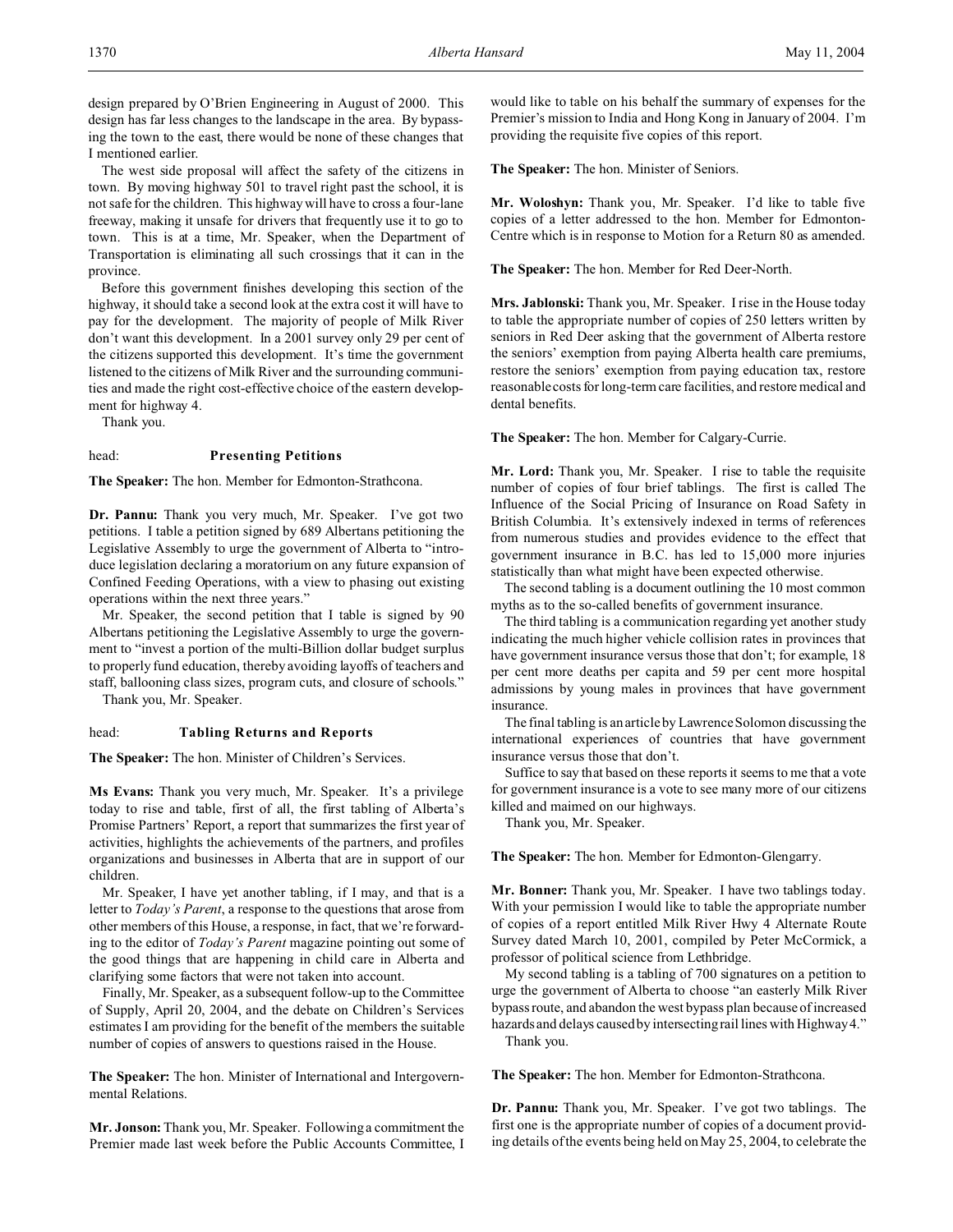design prepared by O'Brien Engineering in August of 2000. This design has far less changes to the landscape in the area. By bypassing the town to the east, there would be none of these changes that I mentioned earlier.

The west side proposal will affect the safety of the citizens in town. By moving highway 501 to travel right past the school, it is not safe for the children. This highway will have to cross a four-lane freeway, making it unsafe for drivers that frequently use it to go to town. This is at a time, Mr. Speaker, when the Department of Transportation is eliminating all such crossings that it can in the province.

Before this government finishes developing this section of the highway, it should take a second look at the extra cost it will have to pay for the development. The majority of people of Milk River don't want this development. In a 2001 survey only 29 per cent of the citizens supported this development. It's time the government listened to the citizens of Milk River and the surrounding communities and made the right cost-effective choice of the eastern development for highway 4.

Thank you.

head: **Presenting Petitions**

**The Speaker:** The hon. Member for Edmonton-Strathcona.

**Dr. Pannu:** Thank you very much, Mr. Speaker. I've got two petitions. I table a petition signed by 689 Albertans petitioning the Legislative Assembly to urge the government of Alberta to "introduce legislation declaring a moratorium on any future expansion of Confined Feeding Operations, with a view to phasing out existing operations within the next three years."

Mr. Speaker, the second petition that I table is signed by 90 Albertans petitioning the Legislative Assembly to urge the government to "invest a portion of the multi-Billion dollar budget surplus to properly fund education, thereby avoiding layoffs of teachers and staff, ballooning class sizes, program cuts, and closure of schools."

Thank you, Mr. Speaker.

head: **Tabling Returns and Reports**

**The Speaker:** The hon. Minister of Children's Services.

**Ms Evans:** Thank you very much, Mr. Speaker. It's a privilege today to rise and table, first of all, the first tabling of Alberta's Promise Partners' Report, a report that summarizes the first year of activities, highlights the achievements of the partners, and profiles organizations and businesses in Alberta that are in support of our children.

Mr. Speaker, I have yet another tabling, if I may, and that is a letter to *Today's Parent*, a response to the questions that arose from other members of this House, a response, in fact, that we're forwarding to the editor of *Today's Parent* magazine pointing out some of the good things that are happening in child care in Alberta and clarifying some factors that were not taken into account.

Finally, Mr. Speaker, as a subsequent follow-up to the Committee of Supply, April 20, 2004, and the debate on Children's Services estimates I am providing for the benefit of the members the suitable number of copies of answers to questions raised in the House.

**The Speaker:** The hon. Minister of International and Intergovernmental Relations.

**Mr. Jonson:** Thank you, Mr. Speaker. Following a commitment the Premier made last week before the Public Accounts Committee, I would like to table on his behalf the summary of expenses for the Premier's mission to India and Hong Kong in January of 2004. I'm providing the requisite five copies of this report.

**The Speaker:** The hon. Minister of Seniors.

**Mr. Woloshyn:** Thank you, Mr. Speaker. I'd like to table five copies of a letter addressed to the hon. Member for Edmonton-Centre which is in response to Motion for a Return 80 as amended.

**The Speaker:** The hon. Member for Red Deer-North.

**Mrs. Jablonski:** Thank you, Mr. Speaker. I rise in the House today to table the appropriate number of copies of 250 letters written by seniors in Red Deer asking that the government of Alberta restore the seniors' exemption from paying Alberta health care premiums, restore the seniors' exemption from paying education tax, restore reasonable costs for long-term care facilities, and restore medical and dental benefits.

**The Speaker:** The hon. Member for Calgary-Currie.

**Mr. Lord:** Thank you, Mr. Speaker. I rise to table the requisite number of copies of four brief tablings. The first is called The Influence of the Social Pricing of Insurance on Road Safety in British Columbia. It's extensively indexed in terms of references from numerous studies and provides evidence to the effect that government insurance in B.C. has led to 15,000 more injuries statistically than what might have been expected otherwise.

The second tabling is a document outlining the 10 most common myths as to the so-called benefits of government insurance.

The third tabling is a communication regarding yet another study indicating the much higher vehicle collision rates in provinces that have government insurance versus those that don't; for example, 18 per cent more deaths per capita and 59 per cent more hospital admissions by young males in provinces that have government insurance.

The final tabling is an article by Lawrence Solomon discussing the international experiences of countries that have government insurance versus those that don't.

Suffice to say that based on these reports it seems to me that a vote for government insurance is a vote to see many more of our citizens killed and maimed on our highways.

Thank you, Mr. Speaker.

**The Speaker:** The hon. Member for Edmonton-Glengarry.

**Mr. Bonner:** Thank you, Mr. Speaker. I have two tablings today. With your permission I would like to table the appropriate number of copies of a report entitled Milk River Hwy 4 Alternate Route Survey dated March 10, 2001, compiled by Peter McCormick, a professor of political science from Lethbridge.

My second tabling is a tabling of 700 signatures on a petition to urge the government of Alberta to choose "an easterly Milk River bypass route, and abandon the west bypass plan because of increased hazards and delays caused by intersecting rail lines with Highway 4."

Thank you.

**The Speaker:** The hon. Member for Edmonton-Strathcona.

**Dr. Pannu:** Thank you, Mr. Speaker. I've got two tablings. The first one is the appropriate number of copies of a document providing details of the events being held on May 25, 2004, to celebrate the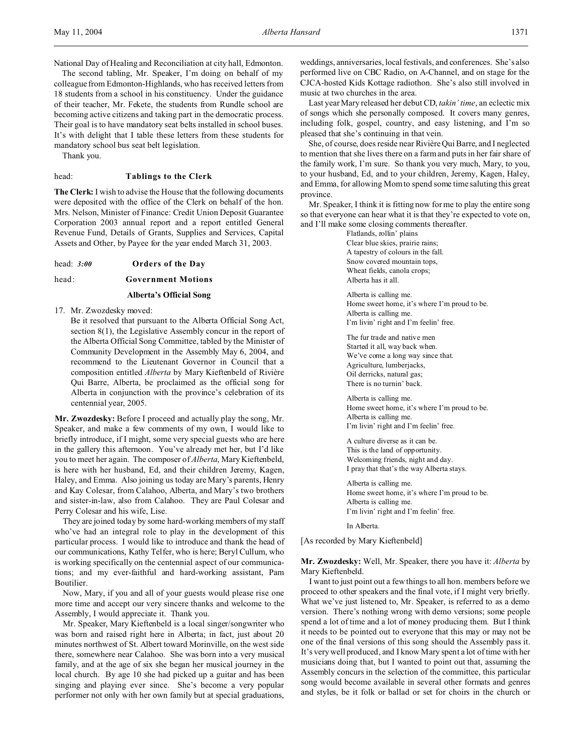National Day of Healing and Reconciliation at city hall, Edmonton.

The second tabling, Mr. Speaker, I'm doing on behalf of my colleague from Edmonton-Highlands, who has received letters from 18 students from a school in his constituency. Under the guidance of their teacher, Mr. Fekete, the students from Rundle school are becoming active citizens and taking part in the democratic process. Their goal is to have mandatory seat belts installed in school buses. It's with delight that I table these letters from these students for mandatory school bus seat belt legislation.

Thank you.

head: **Tablings to the Clerk**

**The Clerk:** I wish to advise the House that the following documents were deposited with the office of the Clerk on behalf of the hon. Mrs. Nelson, Minister of Finance: Credit Union Deposit Guarantee Corporation 2003 annual report and a report entitled General Revenue Fund, Details of Grants, Supplies and Services, Capital Assets and Other, by Payee for the year ended March 31, 2003.

head: *3:00* **Orders of the Day**

head: **Government Motions**

**Alberta's Official Song**

17. Mr. Zwozdesky moved:

Be it resolved that pursuant to the Alberta Official Song Act, section 8(1), the Legislative Assembly concur in the report of the Alberta Official Song Committee, tabled by the Minister of Community Development in the Assembly May 6, 2004, and recommend to the Lieutenant Governor in Council that a composition entitled *Alberta* by Mary Kieftenbeld of Rivière Qui Barre, Alberta, be proclaimed as the official song for Alberta in conjunction with the province's celebration of its centennial year, 2005.

**Mr. Zwozdesky:** Before I proceed and actually play the song, Mr. Speaker, and make a few comments of my own, I would like to briefly introduce, if I might, some very special guests who are here in the gallery this afternoon. You've already met her, but I'd like you to meet her again. The composer of *Alberta*, Mary Kieftenbeld, is here with her husband, Ed, and their children Jeremy, Kagen, Haley, and Emma. Also joining us today are Mary's parents, Henry and Kay Colesar, from Calahoo, Alberta, and Mary's two brothers and sister-in-law, also from Calahoo. They are Paul Colesar and Perry Colesar and his wife, Lise.

They are joined today by some hard-working members of my staff who've had an integral role to play in the development of this particular process. I would like to introduce and thank the head of our communications, Kathy Telfer, who is here; Beryl Cullum, who is working specifically on the centennial aspect of our communications; and my ever-faithful and hard-working assistant, Pam Boutilier.

Now, Mary, if you and all of your guests would please rise one more time and accept our very sincere thanks and welcome to the Assembly, I would appreciate it. Thank you.

Mr. Speaker, Mary Kieftenbeld is a local singer/songwriter who was born and raised right here in Alberta; in fact, just about 20 minutes northwest of St. Albert toward Morinville, on the west side there, somewhere near Calahoo. She was born into a very musical family, and at the age of six she began her musical journey in the local church. By age 10 she had picked up a guitar and has been singing and playing ever since. She's become a very popular performer not only with her own family but at special graduations, weddings, anniversaries, local festivals, and conferences. She's also performed live on CBC Radio, on A-Channel, and on stage for the CJCA-hosted Kids Kottage radiothon. She's also still involved in music at two churches in the area.

Last year Mary released her debut CD, *takin' time*, an eclectic mix of songs which she personally composed. It covers many genres, including folk, gospel, country, and easy listening, and I'm so pleased that she's continuing in that vein.

She, of course, does reside near Rivière Qui Barre, and I neglected to mention that she lives there on a farm and puts in her fair share of the family work, I'm sure. So thank you very much, Mary, to you, to your husband, Ed, and to your children, Jeremy, Kagen, Haley, and Emma, for allowing Mom to spend some time saluting this great province.

Mr. Speaker, I think it is fitting now for me to play the entire song so that everyone can hear what it is that they're expected to vote on, and I'll make some closing comments thereafter.

> Flatlands, rollin' plains
> Clear blue skies, prairie rains;
> A tapestry of colours in the fall.
> Snow covered mountain tops,
> Wheat fields, canola crops;
> Alberta has it all.
>
> Alberta is calling me.
> Home sweet home, it's where I'm proud to be.
> Alberta is calling me.
> I'm livin' right and I'm feelin' free.
>
> The fur trade and native men
> Started it all, way back when.
> We've come a long way since that.
> Agriculture, lumberjacks,
> Oil derricks, natural gas;
> There is no turnin' back.
>
> Alberta is calling me.
> Home sweet home, it's where I'm proud to be.
> Alberta is calling me.
> I'm livin' right and I'm feelin' free.
>
> A culture diverse as it can be.
> This is the land of opportunity.
> Welcoming friends, night and day.
> I pray that that's the way Alberta stays.
>
> Alberta is calling me.
> Home sweet home, it's where I'm proud to be.
> Alberta is calling me.
> I'm livin' right and I'm feelin' free.
>
> In Alberta.

[As recorded by Mary Kieftenbeld]

**Mr. Zwozdesky:** Well, Mr. Speaker, there you have it: *Alberta* by Mary Kieftenbeld.

I want to just point out a few things to all hon. members before we proceed to other speakers and the final vote, if I might very briefly. What we've just listened to, Mr. Speaker, is referred to as a demo version. There's nothing wrong with demo versions; some people spend a lot of time and a lot of money producing them. But I think it needs to be pointed out to everyone that this may or may not be one of the final versions of this song should the Assembly pass it. It's very well produced, and I know Mary spent a lot of time with her musicians doing that, but I wanted to point out that, assuming the Assembly concurs in the selection of the committee, this particular song would become available in several other formats and genres and styles, be it folk or ballad or set for choirs in the church or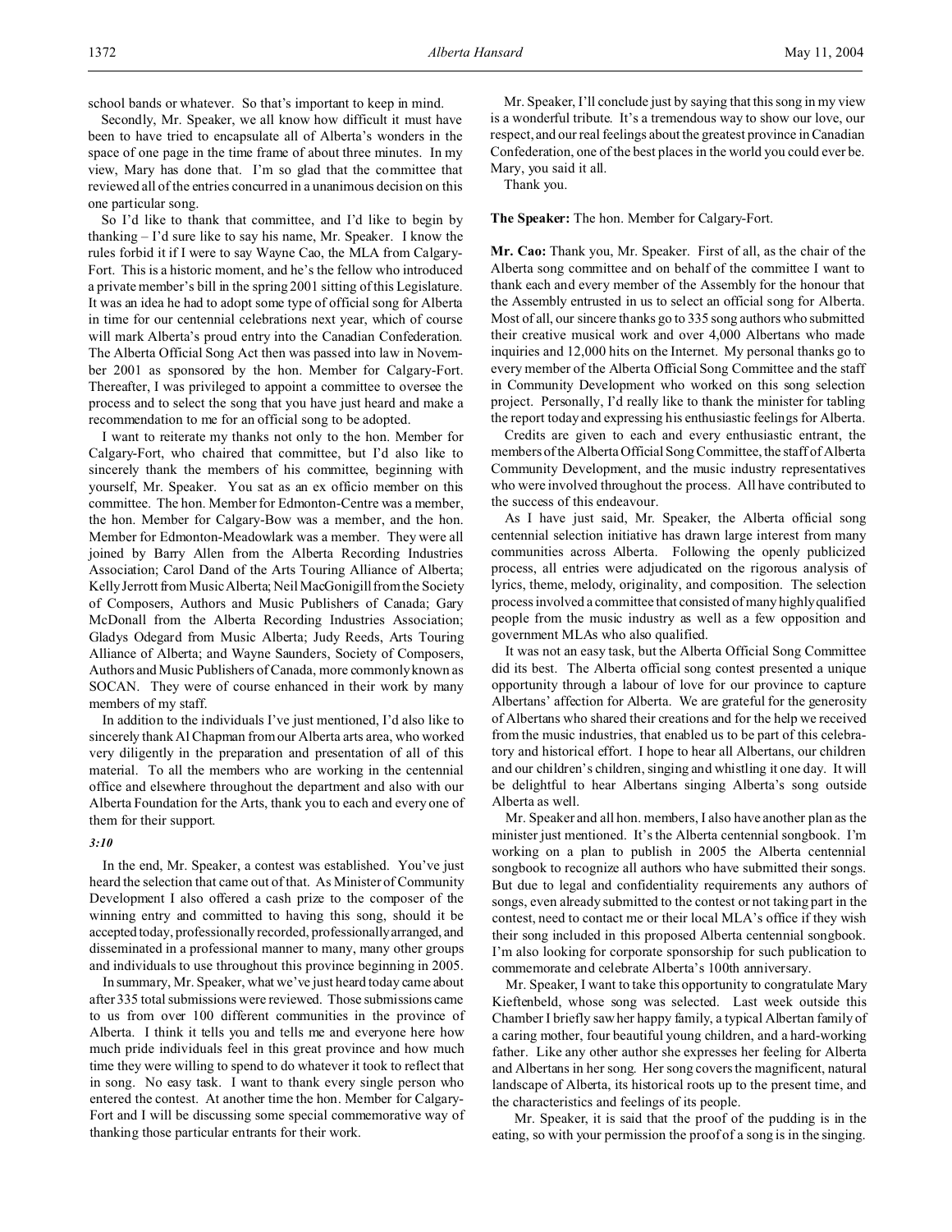school bands or whatever. So that's important to keep in mind.

Secondly, Mr. Speaker, we all know how difficult it must have been to have tried to encapsulate all of Alberta's wonders in the space of one page in the time frame of about three minutes. In my view, Mary has done that. I'm so glad that the committee that reviewed all of the entries concurred in a unanimous decision on this one particular song.

So I'd like to thank that committee, and I'd like to begin by thanking – I'd sure like to say his name, Mr. Speaker. I know the rules forbid it if I were to say Wayne Cao, the MLA from Calgary-Fort. This is a historic moment, and he's the fellow who introduced a private member's bill in the spring 2001 sitting of this Legislature. It was an idea he had to adopt some type of official song for Alberta in time for our centennial celebrations next year, which of course will mark Alberta's proud entry into the Canadian Confederation. The Alberta Official Song Act then was passed into law in November 2001 as sponsored by the hon. Member for Calgary-Fort. Thereafter, I was privileged to appoint a committee to oversee the process and to select the song that you have just heard and make a recommendation to me for an official song to be adopted.

I want to reiterate my thanks not only to the hon. Member for Calgary-Fort, who chaired that committee, but I'd also like to sincerely thank the members of his committee, beginning with yourself, Mr. Speaker. You sat as an ex officio member on this committee. The hon. Member for Edmonton-Centre was a member, the hon. Member for Calgary-Bow was a member, and the hon. Member for Edmonton-Meadowlark was a member. They were all joined by Barry Allen from the Alberta Recording Industries Association; Carol Dand of the Arts Touring Alliance of Alberta; Kelly Jerrott from Music Alberta; Neil MacGonigill from the Society of Composers, Authors and Music Publishers of Canada; Gary McDonall from the Alberta Recording Industries Association; Gladys Odegard from Music Alberta; Judy Reeds, Arts Touring Alliance of Alberta; and Wayne Saunders, Society of Composers, Authors and Music Publishers of Canada, more commonly known as SOCAN. They were of course enhanced in their work by many members of my staff.

In addition to the individuals I've just mentioned, I'd also like to sincerely thank Al Chapman from our Alberta arts area, who worked very diligently in the preparation and presentation of all of this material. To all the members who are working in the centennial office and elsewhere throughout the department and also with our Alberta Foundation for the Arts, thank you to each and every one of them for their support.

*3:10*

In the end, Mr. Speaker, a contest was established. You've just heard the selection that came out of that. As Minister of Community Development I also offered a cash prize to the composer of the winning entry and committed to having this song, should it be accepted today, professionally recorded, professionally arranged, and disseminated in a professional manner to many, many other groups and individuals to use throughout this province beginning in 2005.

In summary, Mr. Speaker, what we've just heard today came about after 335 total submissions were reviewed. Those submissions came to us from over 100 different communities in the province of Alberta. I think it tells you and tells me and everyone here how much pride individuals feel in this great province and how much time they were willing to spend to do whatever it took to reflect that in song. No easy task. I want to thank every single person who entered the contest. At another time the hon. Member for Calgary-Fort and I will be discussing some special commemorative way of thanking those particular entrants for their work.

Mr. Speaker, I'll conclude just by saying that this song in my view is a wonderful tribute. It's a tremendous way to show our love, our respect, and our real feelings about the greatest province in Canadian Confederation, one of the best places in the world you could ever be. Mary, you said it all.

Thank you.

**The Speaker:** The hon. Member for Calgary-Fort.

**Mr. Cao:** Thank you, Mr. Speaker. First of all, as the chair of the Alberta song committee and on behalf of the committee I want to thank each and every member of the Assembly for the honour that the Assembly entrusted in us to select an official song for Alberta. Most of all, our sincere thanks go to 335 song authors who submitted their creative musical work and over 4,000 Albertans who made inquiries and 12,000 hits on the Internet. My personal thanks go to every member of the Alberta Official Song Committee and the staff in Community Development who worked on this song selection project. Personally, I'd really like to thank the minister for tabling the report today and expressing his enthusiastic feelings for Alberta.

Credits are given to each and every enthusiastic entrant, the members of the Alberta Official Song Committee, the staff of Alberta Community Development, and the music industry representatives who were involved throughout the process. All have contributed to the success of this endeavour.

As I have just said, Mr. Speaker, the Alberta official song centennial selection initiative has drawn large interest from many communities across Alberta. Following the openly publicized process, all entries were adjudicated on the rigorous analysis of lyrics, theme, melody, originality, and composition. The selection process involved a committee that consisted of many highly qualified people from the music industry as well as a few opposition and government MLAs who also qualified.

It was not an easy task, but the Alberta Official Song Committee did its best. The Alberta official song contest presented a unique opportunity through a labour of love for our province to capture Albertans' affection for Alberta. We are grateful for the generosity of Albertans who shared their creations and for the help we received from the music industries, that enabled us to be part of this celebratory and historical effort. I hope to hear all Albertans, our children and our children's children, singing and whistling it one day. It will be delightful to hear Albertans singing Alberta's song outside Alberta as well.

Mr. Speaker and all hon. members, I also have another plan as the minister just mentioned. It's the Alberta centennial songbook. I'm working on a plan to publish in 2005 the Alberta centennial songbook to recognize all authors who have submitted their songs. But due to legal and confidentiality requirements any authors of songs, even already submitted to the contest or not taking part in the contest, need to contact me or their local MLA's office if they wish their song included in this proposed Alberta centennial songbook. I'm also looking for corporate sponsorship for such publication to commemorate and celebrate Alberta's 100th anniversary.

Mr. Speaker, I want to take this opportunity to congratulate Mary Kieftenbeld, whose song was selected. Last week outside this Chamber I briefly saw her happy family, a typical Albertan family of a caring mother, four beautiful young children, and a hard-working father. Like any other author she expresses her feeling for Alberta and Albertans in her song. Her song covers the magnificent, natural landscape of Alberta, its historical roots up to the present time, and the characteristics and feelings of its people.

Mr. Speaker, it is said that the proof of the pudding is in the eating, so with your permission the proof of a song is in the singing.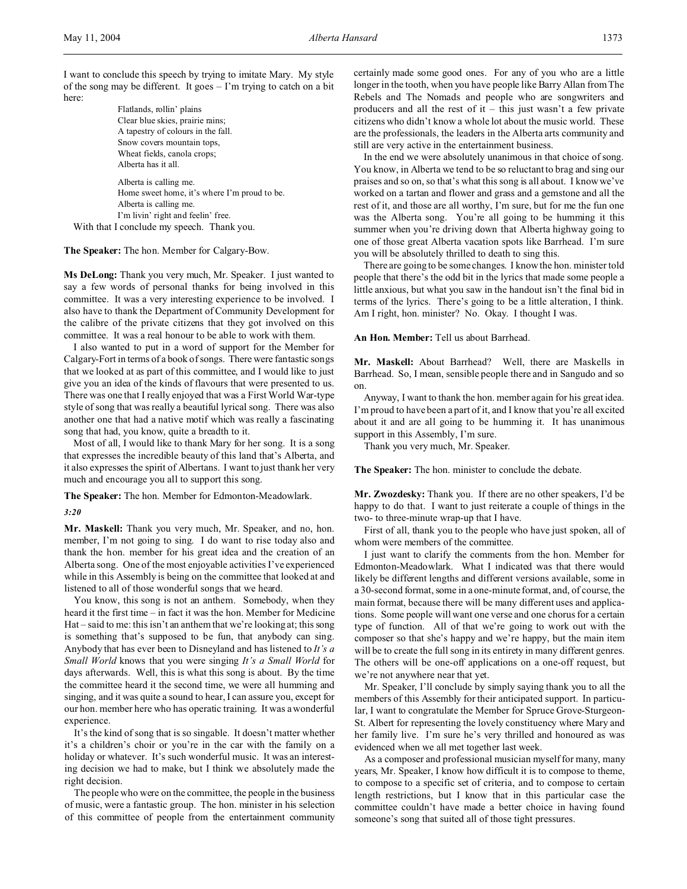I want to conclude this speech by trying to imitate Mary. My style of the song may be different. It goes – I'm trying to catch on a bit here:

> Flatlands, rollin' plains
> Clear blue skies, prairie rains;
> A tapestry of colours in the fall.
> Snow covers mountain tops,
> Wheat fields, canola crops;
> Alberta has it all.
>
> Alberta is calling me.
> Home sweet home, it's where I'm proud to be.
> Alberta is calling me.
> I'm livin' right and feelin' free.

With that I conclude my speech. Thank you.

**The Speaker:** The hon. Member for Calgary-Bow.

**Ms DeLong:** Thank you very much, Mr. Speaker. I just wanted to say a few words of personal thanks for being involved in this committee. It was a very interesting experience to be involved. I also have to thank the Department of Community Development for the calibre of the private citizens that they got involved on this committee. It was a real honour to be able to work with them.

I also wanted to put in a word of support for the Member for Calgary-Fort in terms of a book of songs. There were fantastic songs that we looked at as part of this committee, and I would like to just give you an idea of the kinds of flavours that were presented to us. There was one that I really enjoyed that was a First World War-type style of song that was really a beautiful lyrical song. There was also another one that had a native motif which was really a fascinating song that had, you know, quite a breadth to it.

Most of all, I would like to thank Mary for her song. It is a song that expresses the incredible beauty of this land that's Alberta, and it also expresses the spirit of Albertans. I want to just thank her very much and encourage you all to support this song.

**The Speaker:** The hon. Member for Edmonton-Meadowlark.

*3:20*

**Mr. Maskell:** Thank you very much, Mr. Speaker, and no, hon. member, I'm not going to sing. I do want to rise today also and thank the hon. member for his great idea and the creation of an Alberta song. One of the most enjoyable activities I've experienced while in this Assembly is being on the committee that looked at and listened to all of those wonderful songs that we heard.

You know, this song is not an anthem. Somebody, when they heard it the first time – in fact it was the hon. Member for Medicine Hat – said to me: this isn't an anthem that we're looking at; this song is something that's supposed to be fun, that anybody can sing. Anybody that has ever been to Disneyland and has listened to *It's a Small World* knows that you were singing *It's a Small World* for days afterwards. Well, this is what this song is about. By the time the committee heard it the second time, we were all humming and singing, and it was quite a sound to hear, I can assure you, except for our hon. member here who has operatic training. It was a wonderful experience.

It's the kind of song that is so singable. It doesn't matter whether it's a children's choir or you're in the car with the family on a holiday or whatever. It's such wonderful music. It was an interesting decision we had to make, but I think we absolutely made the right decision.

The people who were on the committee, the people in the business of music, were a fantastic group. The hon. minister in his selection of this committee of people from the entertainment community certainly made some good ones. For any of you who are a little longer in the tooth, when you have people like Barry Allan from The Rebels and The Nomads and people who are songwriters and producers and all the rest of it – this just wasn't a few private citizens who didn't know a whole lot about the music world. These are the professionals, the leaders in the Alberta arts community and still are very active in the entertainment business.

In the end we were absolutely unanimous in that choice of song. You know, in Alberta we tend to be so reluctant to brag and sing our praises and so on, so that's what this song is all about. I know we've worked on a tartan and flower and grass and a gemstone and all the rest of it, and those are all worthy, I'm sure, but for me the fun one was the Alberta song. You're all going to be humming it this summer when you're driving down that Alberta highway going to one of those great Alberta vacation spots like Barrhead. I'm sure you will be absolutely thrilled to death to sing this.

There are going to be some changes. I know the hon. minister told people that there's the odd bit in the lyrics that made some people a little anxious, but what you saw in the handout isn't the final bid in terms of the lyrics. There's going to be a little alteration, I think. Am I right, hon. minister? No. Okay. I thought I was.

**An Hon. Member:** Tell us about Barrhead.

**Mr. Maskell:** About Barrhead? Well, there are Maskells in Barrhead. So, I mean, sensible people there and in Sangudo and so on.

Anyway, I want to thank the hon. member again for his great idea. I'm proud to have been a part of it, and I know that you're all excited about it and are all going to be humming it. It has unanimous support in this Assembly, I'm sure.

Thank you very much, Mr. Speaker.

**The Speaker:** The hon. minister to conclude the debate.

**Mr. Zwozdesky:** Thank you. If there are no other speakers, I'd be happy to do that. I want to just reiterate a couple of things in the two- to three-minute wrap-up that I have.

First of all, thank you to the people who have just spoken, all of whom were members of the committee.

I just want to clarify the comments from the hon. Member for Edmonton-Meadowlark. What I indicated was that there would likely be different lengths and different versions available, some in a 30-second format, some in a one-minute format, and, of course, the main format, because there will be many different uses and applications. Some people will want one verse and one chorus for a certain type of function. All of that we're going to work out with the composer so that she's happy and we're happy, but the main item will be to create the full song in its entirety in many different genres. The others will be one-off applications on a one-off request, but we're not anywhere near that yet.

Mr. Speaker, I'll conclude by simply saying thank you to all the members of this Assembly for their anticipated support. In particular, I want to congratulate the Member for Spruce Grove-Sturgeon-St. Albert for representing the lovely constituency where Mary and her family live. I'm sure he's very thrilled and honoured as was evidenced when we all met together last week.

As a composer and professional musician myself for many, many years, Mr. Speaker, I know how difficult it is to compose to theme, to compose to a specific set of criteria, and to compose to certain length restrictions, but I know that in this particular case the committee couldn't have made a better choice in having found someone's song that suited all of those tight pressures.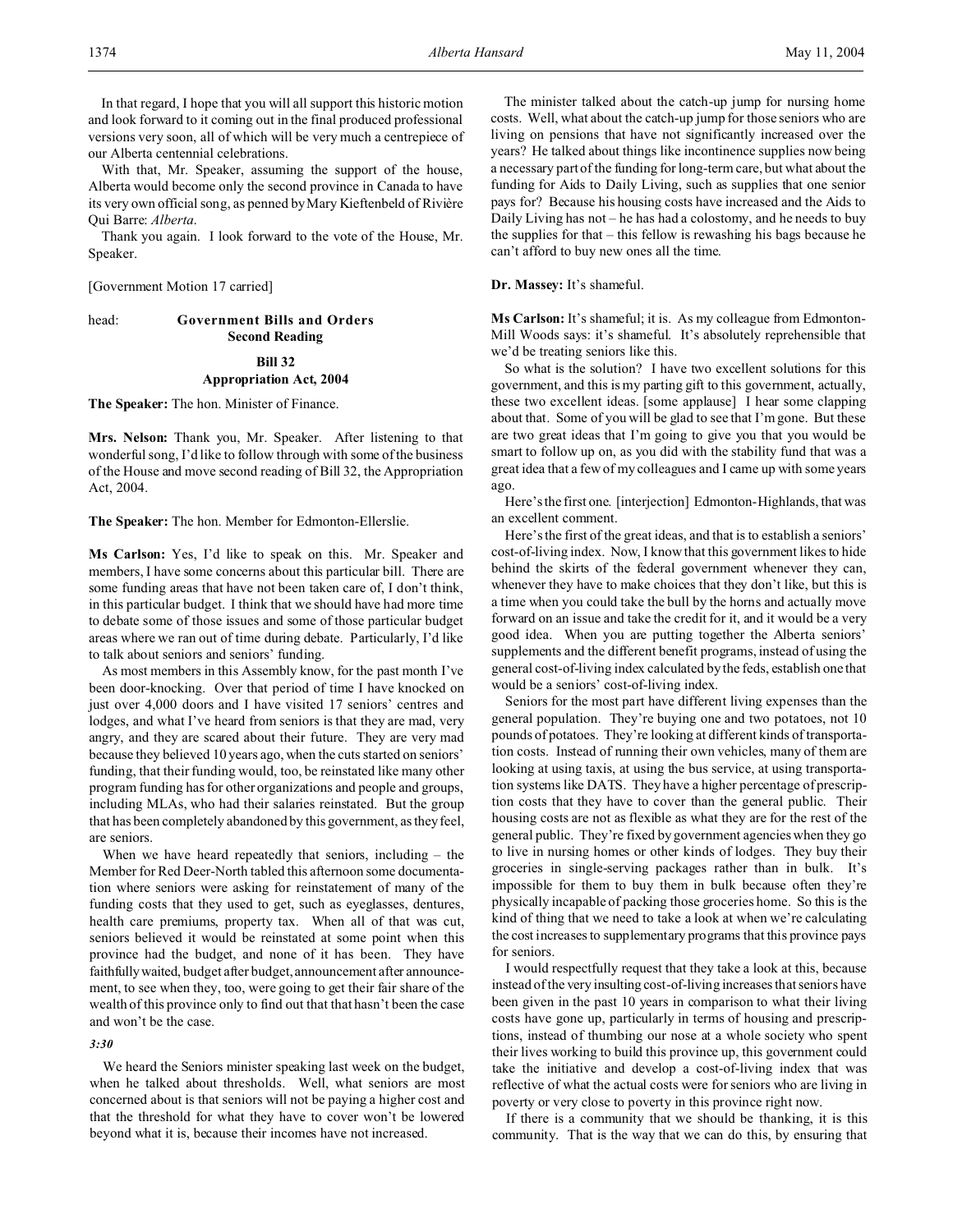In that regard, I hope that you will all support this historic motion and look forward to it coming out in the final produced professional versions very soon, all of which will be very much a centrepiece of our Alberta centennial celebrations.

With that, Mr. Speaker, assuming the support of the house, Alberta would become only the second province in Canada to have its very own official song, as penned by Mary Kieftenbeld of Rivière Qui Barre: *Alberta*.

Thank you again. I look forward to the vote of the House, Mr. Speaker.

[Government Motion 17 carried]

head: **Government Bills and Orders**
**Second Reading**

**Bill 32**
**Appropriation Act, 2004**

**The Speaker:** The hon. Minister of Finance.

**Mrs. Nelson:** Thank you, Mr. Speaker. After listening to that wonderful song, I'd like to follow through with some of the business of the House and move second reading of Bill 32, the Appropriation Act, 2004.

**The Speaker:** The hon. Member for Edmonton-Ellerslie.

**Ms Carlson:** Yes, I'd like to speak on this. Mr. Speaker and members, I have some concerns about this particular bill. There are some funding areas that have not been taken care of, I don't think, in this particular budget. I think that we should have had more time to debate some of those issues and some of those particular budget areas where we ran out of time during debate. Particularly, I'd like to talk about seniors and seniors' funding.

As most members in this Assembly know, for the past month I've been door-knocking. Over that period of time I have knocked on just over 4,000 doors and I have visited 17 seniors' centres and lodges, and what I've heard from seniors is that they are mad, very angry, and they are scared about their future. They are very mad because they believed 10 years ago, when the cuts started on seniors' funding, that their funding would, too, be reinstated like many other program funding has for other organizations and people and groups, including MLAs, who had their salaries reinstated. But the group that has been completely abandoned by this government, as they feel, are seniors.

When we have heard repeatedly that seniors, including – the Member for Red Deer-North tabled this afternoon some documentation where seniors were asking for reinstatement of many of the funding costs that they used to get, such as eyeglasses, dentures, health care premiums, property tax. When all of that was cut, seniors believed it would be reinstated at some point when this province had the budget, and none of it has been. They have faithfully waited, budget after budget, announcement after announcement, to see when they, too, were going to get their fair share of the wealth of this province only to find out that that hasn't been the case and won't be the case.

*3:30*

We heard the Seniors minister speaking last week on the budget, when he talked about thresholds. Well, what seniors are most concerned about is that seniors will not be paying a higher cost and that the threshold for what they have to cover won't be lowered beyond what it is, because their incomes have not increased.

The minister talked about the catch-up jump for nursing home costs. Well, what about the catch-up jump for those seniors who are living on pensions that have not significantly increased over the years? He talked about things like incontinence supplies now being a necessary part of the funding for long-term care, but what about the funding for Aids to Daily Living, such as supplies that one senior pays for? Because his housing costs have increased and the Aids to Daily Living has not – he has had a colostomy, and he needs to buy the supplies for that – this fellow is rewashing his bags because he can't afford to buy new ones all the time.

**Dr. Massey:** It's shameful.

**Ms Carlson:** It's shameful; it is. As my colleague from Edmonton-Mill Woods says: it's shameful. It's absolutely reprehensible that we'd be treating seniors like this.

So what is the solution? I have two excellent solutions for this government, and this is my parting gift to this government, actually, these two excellent ideas. [some applause] I hear some clapping about that. Some of you will be glad to see that I'm gone. But these are two great ideas that I'm going to give you that you would be smart to follow up on, as you did with the stability fund that was a great idea that a few of my colleagues and I came up with some years ago.

Here's the first one. [interjection] Edmonton-Highlands, that was an excellent comment.

Here's the first of the great ideas, and that is to establish a seniors' cost-of-living index. Now, I know that this government likes to hide behind the skirts of the federal government whenever they can, whenever they have to make choices that they don't like, but this is a time when you could take the bull by the horns and actually move forward on an issue and take the credit for it, and it would be a very good idea. When you are putting together the Alberta seniors' supplements and the different benefit programs, instead of using the general cost-of-living index calculated by the feds, establish one that would be a seniors' cost-of-living index.

Seniors for the most part have different living expenses than the general population. They're buying one and two potatoes, not 10 pounds of potatoes. They're looking at different kinds of transportation costs. Instead of running their own vehicles, many of them are looking at using taxis, at using the bus service, at using transportation systems like DATS. They have a higher percentage of prescription costs that they have to cover than the general public. Their housing costs are not as flexible as what they are for the rest of the general public. They're fixed by government agencies when they go to live in nursing homes or other kinds of lodges. They buy their groceries in single-serving packages rather than in bulk. It's impossible for them to buy them in bulk because often they're physically incapable of packing those groceries home. So this is the kind of thing that we need to take a look at when we're calculating the cost increases to supplementary programs that this province pays for seniors.

I would respectfully request that they take a look at this, because instead of the very insulting cost-of-living increases that seniors have been given in the past 10 years in comparison to what their living costs have gone up, particularly in terms of housing and prescriptions, instead of thumbing our nose at a whole society who spent their lives working to build this province up, this government could take the initiative and develop a cost-of-living index that was reflective of what the actual costs were for seniors who are living in poverty or very close to poverty in this province right now.

If there is a community that we should be thanking, it is this community. That is the way that we can do this, by ensuring that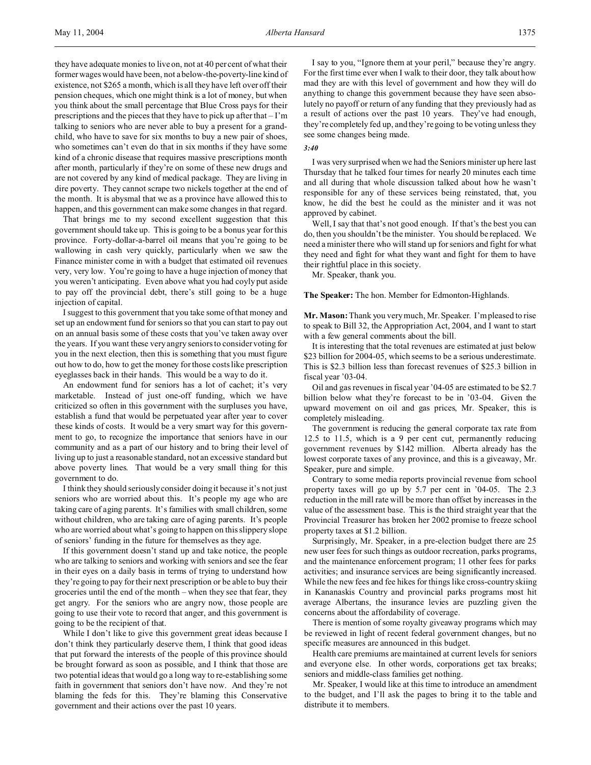they have adequate monies to live on, not at 40 per cent of what their former wages would have been, not a below-the-poverty-line kind of existence, not $265 a month, which is all they have left over off their pension cheques, which one might think is a lot of money, but when you think about the small percentage that Blue Cross pays for their prescriptions and the pieces that they have to pick up after that – I'm talking to seniors who are never able to buy a present for a grandchild, who have to save for six months to buy a new pair of shoes, who sometimes can't even do that in six months if they have some kind of a chronic disease that requires massive prescriptions month after month, particularly if they're on some of these new drugs and are not covered by any kind of medical package. They are living in dire poverty. They cannot scrape two nickels together at the end of the month. It is abysmal that we as a province have allowed this to happen, and this government can make some changes in that regard.

That brings me to my second excellent suggestion that this government should take up. This is going to be a bonus year for this province. Forty-dollar-a-barrel oil means that you're going to be wallowing in cash very quickly, particularly when we saw the Finance minister come in with a budget that estimated oil revenues very, very low. You're going to have a huge injection of money that you weren't anticipating. Even above what you had coyly put aside to pay off the provincial debt, there's still going to be a huge injection of capital.

I suggest to this government that you take some of that money and set up an endowment fund for seniors so that you can start to pay out on an annual basis some of these costs that you've taken away over the years. If you want these very angry seniors to consider voting for you in the next election, then this is something that you must figure out how to do, how to get the money for those costs like prescription eyeglasses back in their hands. This would be a way to do it.

An endowment fund for seniors has a lot of cachet; it's very marketable. Instead of just one-off funding, which we have criticized so often in this government with the surpluses you have, establish a fund that would be perpetuated year after year to cover these kinds of costs. It would be a very smart way for this government to go, to recognize the importance that seniors have in our community and as a part of our history and to bring their level of living up to just a reasonable standard, not an excessive standard but above poverty lines. That would be a very small thing for this government to do.

I think they should seriously consider doing it because it's not just seniors who are worried about this. It's people my age who are taking care of aging parents. It's families with small children, some without children, who are taking care of aging parents. It's people who are worried about what's going to happen on this slippery slope of seniors' funding in the future for themselves as they age.

If this government doesn't stand up and take notice, the people who are talking to seniors and working with seniors and see the fear in their eyes on a daily basis in terms of trying to understand how they're going to pay for their next prescription or be able to buy their groceries until the end of the month – when they see that fear, they get angry. For the seniors who are angry now, those people are going to use their vote to record that anger, and this government is going to be the recipient of that.

While I don't like to give this government great ideas because I don't think they particularly deserve them, I think that good ideas that put forward the interests of the people of this province should be brought forward as soon as possible, and I think that those are two potential ideas that would go a long way to re-establishing some faith in government that seniors don't have now. And they're not blaming the feds for this. They're blaming this Conservative government and their actions over the past 10 years.

I say to you, "Ignore them at your peril," because they're angry. For the first time ever when I walk to their door, they talk about how mad they are with this level of government and how they will do anything to change this government because they have seen absolutely no payoff or return of any funding that they previously had as a result of actions over the past 10 years. They've had enough, they're completely fed up, and they're going to be voting unless they see some changes being made.

*3:40*

I was very surprised when we had the Seniors minister up here last Thursday that he talked four times for nearly 20 minutes each time and all during that whole discussion talked about how he wasn't responsible for any of these services being reinstated, that, you know, he did the best he could as the minister and it was not approved by cabinet.

Well, I say that that's not good enough. If that's the best you can do, then you shouldn't be the minister. You should be replaced. We need a minister there who will stand up for seniors and fight for what they need and fight for what they want and fight for them to have their rightful place in this society.

Mr. Speaker, thank you.

**The Speaker:** The hon. Member for Edmonton-Highlands.

**Mr. Mason:** Thank you very much, Mr. Speaker. I'm pleased to rise to speak to Bill 32, the Appropriation Act, 2004, and I want to start with a few general comments about the bill.

It is interesting that the total revenues are estimated at just below $23 billion for 2004-05, which seems to be a serious underestimate. This is $2.3 billion less than forecast revenues of $25.3 billion in fiscal year '03-04.

Oil and gas revenues in fiscal year '04-05 are estimated to be $2.7 billion below what they're forecast to be in '03-04. Given the upward movement on oil and gas prices, Mr. Speaker, this is completely misleading.

The government is reducing the general corporate tax rate from 12.5 to 11.5, which is a 9 per cent cut, permanently reducing government revenues by $142 million. Alberta already has the lowest corporate taxes of any province, and this is a giveaway, Mr. Speaker, pure and simple.

Contrary to some media reports provincial revenue from school property taxes will go up by 5.7 per cent in '04-05. The 2.3 reduction in the mill rate will be more than offset by increases in the value of the assessment base. This is the third straight year that the Provincial Treasurer has broken her 2002 promise to freeze school property taxes at $1.2 billion.

Surprisingly, Mr. Speaker, in a pre-election budget there are 25 new user fees for such things as outdoor recreation, parks programs, and the maintenance enforcement program; 11 other fees for parks activities; and insurance services are being significantly increased. While the new fees and fee hikes for things like cross-country skiing in Kananaskis Country and provincial parks programs most hit average Albertans, the insurance levies are puzzling given the concerns about the affordability of coverage.

There is mention of some royalty giveaway programs which may be reviewed in light of recent federal government changes, but no specific measures are announced in this budget.

Health care premiums are maintained at current levels for seniors and everyone else. In other words, corporations get tax breaks; seniors and middle-class families get nothing.

Mr. Speaker, I would like at this time to introduce an amendment to the budget, and I'll ask the pages to bring it to the table and distribute it to members.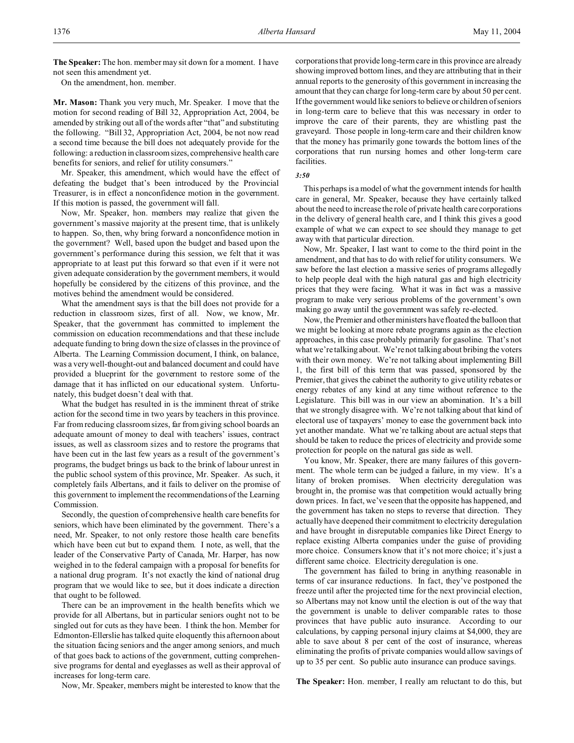**The Speaker:** The hon. member may sit down for a moment. I have not seen this amendment yet.

On the amendment, hon. member.

**Mr. Mason:** Thank you very much, Mr. Speaker. I move that the motion for second reading of Bill 32, Appropriation Act, 2004, be amended by striking out all of the words after "that" and substituting the following. "Bill 32, Appropriation Act, 2004, be not now read a second time because the bill does not adequately provide for the following: a reduction in classroom sizes, comprehensive health care benefits for seniors, and relief for utility consumers."

Mr. Speaker, this amendment, which would have the effect of defeating the budget that's been introduced by the Provincial Treasurer, is in effect a nonconfidence motion in the government. If this motion is passed, the government will fall.

Now, Mr. Speaker, hon. members may realize that given the government's massive majority at the present time, that is unlikely to happen. So, then, why bring forward a nonconfidence motion in the government? Well, based upon the budget and based upon the government's performance during this session, we felt that it was appropriate to at least put this forward so that even if it were not given adequate consideration by the government members, it would hopefully be considered by the citizens of this province, and the motives behind the amendment would be considered.

What the amendment says is that the bill does not provide for a reduction in classroom sizes, first of all. Now, we know, Mr. Speaker, that the government has committed to implement the commission on education recommendations and that these include adequate funding to bring down the size of classes in the province of Alberta. The Learning Commission document, I think, on balance, was a very well-thought-out and balanced document and could have provided a blueprint for the government to restore some of the damage that it has inflicted on our educational system. Unfortunately, this budget doesn't deal with that.

What the budget has resulted in is the imminent threat of strike action for the second time in two years by teachers in this province. Far from reducing classroom sizes, far from giving school boards an adequate amount of money to deal with teachers' issues, contract issues, as well as classroom sizes and to restore the programs that have been cut in the last few years as a result of the government's programs, the budget brings us back to the brink of labour unrest in the public school system of this province, Mr. Speaker. As such, it completely fails Albertans, and it fails to deliver on the promise of this government to implement the recommendations of the Learning Commission.

Secondly, the question of comprehensive health care benefits for seniors, which have been eliminated by the government. There's a need, Mr. Speaker, to not only restore those health care benefits which have been cut but to expand them. I note, as well, that the leader of the Conservative Party of Canada, Mr. Harper, has now weighed in to the federal campaign with a proposal for benefits for a national drug program. It's not exactly the kind of national drug program that we would like to see, but it does indicate a direction that ought to be followed.

There can be an improvement in the health benefits which we provide for all Albertans, but in particular seniors ought not to be singled out for cuts as they have been. I think the hon. Member for Edmonton-Ellerslie has talked quite eloquently this afternoon about the situation facing seniors and the anger among seniors, and much of that goes back to actions of the government, cutting comprehensive programs for dental and eyeglasses as well as their approval of increases for long-term care.

Now, Mr. Speaker, members might be interested to know that the corporations that provide long-term care in this province are already showing improved bottom lines, and they are attributing that in their annual reports to the generosity of this government in increasing the amount that they can charge for long-term care by about 50 per cent. If the government would like seniors to believe or children of seniors in long-term care to believe that this was necessary in order to improve the care of their parents, they are whistling past the graveyard. Those people in long-term care and their children know that the money has primarily gone towards the bottom lines of the corporations that run nursing homes and other long-term care facilities.

*3:50*

This perhaps is a model of what the government intends for health care in general, Mr. Speaker, because they have certainly talked about the need to increase the role of private health care corporations in the delivery of general health care, and I think this gives a good example of what we can expect to see should they manage to get away with that particular direction.

Now, Mr. Speaker, I last want to come to the third point in the amendment, and that has to do with relief for utility consumers. We saw before the last election a massive series of programs allegedly to help people deal with the high natural gas and high electricity prices that they were facing. What it was in fact was a massive program to make very serious problems of the government's own making go away until the government was safely re-elected.

Now, the Premier and other ministers have floated the balloon that we might be looking at more rebate programs again as the election approaches, in this case probably primarily for gasoline. That's not what we're talking about. We're not talking about bribing the voters with their own money. We're not talking about implementing Bill 1, the first bill of this term that was passed, sponsored by the Premier, that gives the cabinet the authority to give utility rebates or energy rebates of any kind at any time without reference to the Legislature. This bill was in our view an abomination. It's a bill that we strongly disagree with. We're not talking about that kind of electoral use of taxpayers' money to ease the government back into yet another mandate. What we're talking about are actual steps that should be taken to reduce the prices of electricity and provide some protection for people on the natural gas side as well.

You know, Mr. Speaker, there are many failures of this government. The whole term can be judged a failure, in my view. It's a litany of broken promises. When electricity deregulation was brought in, the promise was that competition would actually bring down prices. In fact, we've seen that the opposite has happened, and the government has taken no steps to reverse that direction. They actually have deepened their commitment to electricity deregulation and have brought in disreputable companies like Direct Energy to replace existing Alberta companies under the guise of providing more choice. Consumers know that it's not more choice; it's just a different same choice. Electricity deregulation is one.

The government has failed to bring in anything reasonable in terms of car insurance reductions. In fact, they've postponed the freeze until after the projected time for the next provincial election, so Albertans may not know until the election is out of the way that the government is unable to deliver comparable rates to those provinces that have public auto insurance. According to our calculations, by capping personal injury claims at $4,000, they are able to save about 8 per cent of the cost of insurance, whereas eliminating the profits of private companies would allow savings of up to 35 per cent. So public auto insurance can produce savings.

**The Speaker:** Hon. member, I really am reluctant to do this, but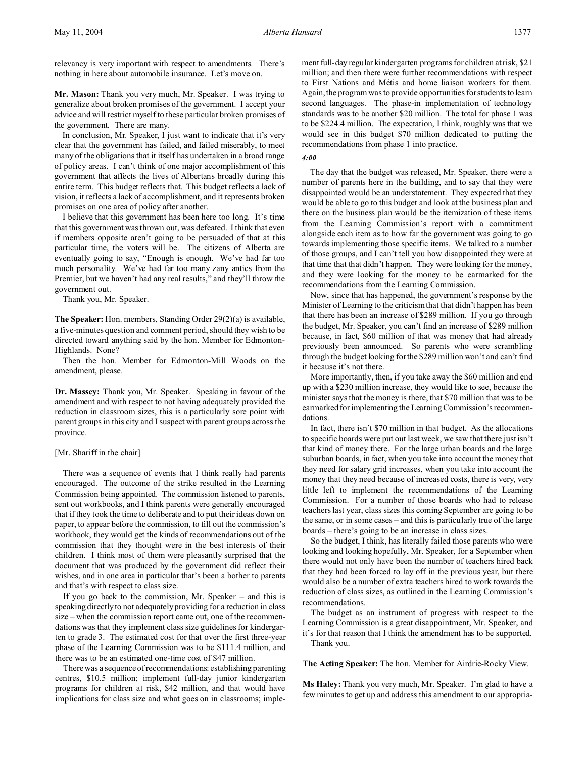relevancy is very important with respect to amendments. There's nothing in here about automobile insurance. Let's move on.

**Mr. Mason:** Thank you very much, Mr. Speaker. I was trying to generalize about broken promises of the government. I accept your advice and will restrict myself to these particular broken promises of the government. There are many.

In conclusion, Mr. Speaker, I just want to indicate that it's very clear that the government has failed, and failed miserably, to meet many of the obligations that it itself has undertaken in a broad range of policy areas. I can't think of one major accomplishment of this government that affects the lives of Albertans broadly during this entire term. This budget reflects that. This budget reflects a lack of vision, it reflects a lack of accomplishment, and it represents broken promises on one area of policy after another.

I believe that this government has been here too long. It's time that this government was thrown out, was defeated. I think that even if members opposite aren't going to be persuaded of that at this particular time, the voters will be. The citizens of Alberta are eventually going to say, "Enough is enough. We've had far too much personality. We've had far too many zany antics from the Premier, but we haven't had any real results," and they'll throw the government out.

Thank you, Mr. Speaker.

**The Speaker:** Hon. members, Standing Order 29(2)(a) is available, a five-minutes question and comment period, should they wish to be directed toward anything said by the hon. Member for Edmonton-Highlands. None?

Then the hon. Member for Edmonton-Mill Woods on the amendment, please.

**Dr. Massey:** Thank you, Mr. Speaker. Speaking in favour of the amendment and with respect to not having adequately provided the reduction in classroom sizes, this is a particularly sore point with parent groups in this city and I suspect with parent groups across the province.

[Mr. Shariff in the chair]

There was a sequence of events that I think really had parents encouraged. The outcome of the strike resulted in the Learning Commission being appointed. The commission listened to parents, sent out workbooks, and I think parents were generally encouraged that if they took the time to deliberate and to put their ideas down on paper, to appear before the commission, to fill out the commission's workbook, they would get the kinds of recommendations out of the commission that they thought were in the best interests of their children. I think most of them were pleasantly surprised that the document that was produced by the government did reflect their wishes, and in one area in particular that's been a bother to parents and that's with respect to class size.

If you go back to the commission, Mr. Speaker – and this is speaking directly to not adequately providing for a reduction in class size – when the commission report came out, one of the recommendations was that they implement class size guidelines for kindergarten to grade 3. The estimated cost for that over the first three-year phase of the Learning Commission was to be \$111.4 million, and there was to be an estimated one-time cost of \$47 million.

There was a sequence of recommendations: establishing parenting centres, \$10.5 million; implement full-day junior kindergarten programs for children at risk, \$42 million, and that would have implications for class size and what goes on in classrooms; implement full-day regular kindergarten programs for children at risk, \$21 million; and then there were further recommendations with respect to First Nations and Métis and home liaison workers for them. Again, the program was to provide opportunities for students to learn second languages. The phase-in implementation of technology standards was to be another \$20 million. The total for phase 1 was to be \$224.4 million. The expectation, I think, roughly was that we would see in this budget \$70 million dedicated to putting the recommendations from phase 1 into practice.

*4:00*

The day that the budget was released, Mr. Speaker, there were a number of parents here in the building, and to say that they were disappointed would be an understatement. They expected that they would be able to go to this budget and look at the business plan and there on the business plan would be the itemization of these items from the Learning Commission's report with a commitment alongside each item as to how far the government was going to go towards implementing those specific items. We talked to a number of those groups, and I can't tell you how disappointed they were at that time that that didn't happen. They were looking for the money, and they were looking for the money to be earmarked for the recommendations from the Learning Commission.

Now, since that has happened, the government's response by the Minister of Learning to the criticism that that didn't happen has been that there has been an increase of \$289 million. If you go through the budget, Mr. Speaker, you can't find an increase of \$289 million because, in fact, \$60 million of that was money that had already previously been announced. So parents who were scrambling through the budget looking for the \$289 million won't and can't find it because it's not there.

More importantly, then, if you take away the \$60 million and end up with a \$230 million increase, they would like to see, because the minister says that the money is there, that \$70 million that was to be earmarked for implementing the Learning Commission's recommendations.

In fact, there isn't \$70 million in that budget. As the allocations to specific boards were put out last week, we saw that there just isn't that kind of money there. For the large urban boards and the large suburban boards, in fact, when you take into account the money that they need for salary grid increases, when you take into account the money that they need because of increased costs, there is very, very little left to implement the recommendations of the Learning Commission. For a number of those boards who had to release teachers last year, class sizes this coming September are going to be the same, or in some cases – and this is particularly true of the large boards – there's going to be an increase in class sizes.

So the budget, I think, has literally failed those parents who were looking and looking hopefully, Mr. Speaker, for a September when there would not only have been the number of teachers hired back that they had been forced to lay off in the previous year, but there would also be a number of extra teachers hired to work towards the reduction of class sizes, as outlined in the Learning Commission's recommendations.

The budget as an instrument of progress with respect to the Learning Commission is a great disappointment, Mr. Speaker, and it's for that reason that I think the amendment has to be supported.

Thank you.

**The Acting Speaker:** The hon. Member for Airdrie-Rocky View.

**Ms Haley:** Thank you very much, Mr. Speaker. I'm glad to have a few minutes to get up and address this amendment to our appropria-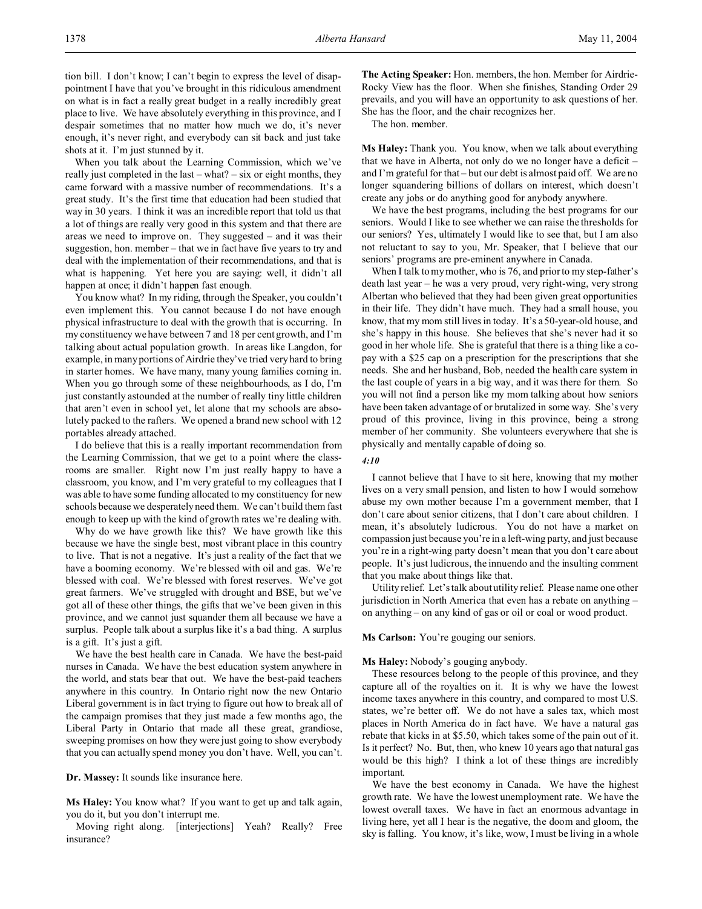tion bill. I don't know; I can't begin to express the level of disappointment I have that you've brought in this ridiculous amendment on what is in fact a really great budget in a really incredibly great place to live. We have absolutely everything in this province, and I despair sometimes that no matter how much we do, it's never enough, it's never right, and everybody can sit back and just take shots at it. I'm just stunned by it.

When you talk about the Learning Commission, which we've really just completed in the last – what? – six or eight months, they came forward with a massive number of recommendations. It's a great study. It's the first time that education had been studied that way in 30 years. I think it was an incredible report that told us that a lot of things are really very good in this system and that there are areas we need to improve on. They suggested – and it was their suggestion, hon. member – that we in fact have five years to try and deal with the implementation of their recommendations, and that is what is happening. Yet here you are saying: well, it didn't all happen at once; it didn't happen fast enough.

You know what? In my riding, through the Speaker, you couldn't even implement this. You cannot because I do not have enough physical infrastructure to deal with the growth that is occurring. In my constituency we have between 7 and 18 per cent growth, and I'm talking about actual population growth. In areas like Langdon, for example, in many portions of Airdrie they've tried very hard to bring in starter homes. We have many, many young families coming in. When you go through some of these neighbourhoods, as I do, I'm just constantly astounded at the number of really tiny little children that aren't even in school yet, let alone that my schools are absolutely packed to the rafters. We opened a brand new school with 12 portables already attached.

I do believe that this is a really important recommendation from the Learning Commission, that we get to a point where the classrooms are smaller. Right now I'm just really happy to have a classroom, you know, and I'm very grateful to my colleagues that I was able to have some funding allocated to my constituency for new schools because we desperately need them. We can't build them fast enough to keep up with the kind of growth rates we're dealing with.

Why do we have growth like this? We have growth like this because we have the single best, most vibrant place in this country to live. That is not a negative. It's just a reality of the fact that we have a booming economy. We're blessed with oil and gas. We're blessed with coal. We're blessed with forest reserves. We've got great farmers. We've struggled with drought and BSE, but we've got all of these other things, the gifts that we've been given in this province, and we cannot just squander them all because we have a surplus. People talk about a surplus like it's a bad thing. A surplus is a gift. It's just a gift.

We have the best health care in Canada. We have the best-paid nurses in Canada. We have the best education system anywhere in the world, and stats bear that out. We have the best-paid teachers anywhere in this country. In Ontario right now the new Ontario Liberal government is in fact trying to figure out how to break all of the campaign promises that they just made a few months ago, the Liberal Party in Ontario that made all these great, grandiose, sweeping promises on how they were just going to show everybody that you can actually spend money you don't have. Well, you can't.

**Dr. Massey:** It sounds like insurance here.

**Ms Haley:** You know what? If you want to get up and talk again, you do it, but you don't interrupt me.

Moving right along. [interjections] Yeah? Really? Free insurance?

**The Acting Speaker:** Hon. members, the hon. Member for Airdrie-Rocky View has the floor. When she finishes, Standing Order 29 prevails, and you will have an opportunity to ask questions of her. She has the floor, and the chair recognizes her.

The hon. member.

**Ms Haley:** Thank you. You know, when we talk about everything that we have in Alberta, not only do we no longer have a deficit – and I'm grateful for that – but our debt is almost paid off. We are no longer squandering billions of dollars on interest, which doesn't create any jobs or do anything good for anybody anywhere.

We have the best programs, including the best programs for our seniors. Would I like to see whether we can raise the thresholds for our seniors? Yes, ultimately I would like to see that, but I am also not reluctant to say to you, Mr. Speaker, that I believe that our seniors' programs are pre-eminent anywhere in Canada.

When I talk to my mother, who is 76, and prior to my step-father's death last year – he was a very proud, very right-wing, very strong Albertan who believed that they had been given great opportunities in their life. They didn't have much. They had a small house, you know, that my mom still lives in today. It's a 50-year-old house, and she's happy in this house. She believes that she's never had it so good in her whole life. She is grateful that there is a thing like a co-pay with a $25 cap on a prescription for the prescriptions that she needs. She and her husband, Bob, needed the health care system in the last couple of years in a big way, and it was there for them. So you will not find a person like my mom talking about how seniors have been taken advantage of or brutalized in some way. She's very proud of this province, living in this province, being a strong member of her community. She volunteers everywhere that she is physically and mentally capable of doing so.

*4:10*

I cannot believe that I have to sit here, knowing that my mother lives on a very small pension, and listen to how I would somehow abuse my own mother because I'm a government member, that I don't care about senior citizens, that I don't care about children. I mean, it's absolutely ludicrous. You do not have a market on compassion just because you're in a left-wing party, and just because you're in a right-wing party doesn't mean that you don't care about people. It's just ludicrous, the innuendo and the insulting comment that you make about things like that.

Utility relief. Let's talk about utility relief. Please name one other jurisdiction in North America that even has a rebate on anything – on anything – on any kind of gas or oil or coal or wood product.

**Ms Carlson:** You're gouging our seniors.

**Ms Haley:** Nobody's gouging anybody.

These resources belong to the people of this province, and they capture all of the royalties on it. It is why we have the lowest income taxes anywhere in this country, and compared to most U.S. states, we're better off. We do not have a sales tax, which most places in North America do in fact have. We have a natural gas rebate that kicks in at $5.50, which takes some of the pain out of it. Is it perfect? No. But, then, who knew 10 years ago that natural gas would be this high? I think a lot of these things are incredibly important.

We have the best economy in Canada. We have the highest growth rate. We have the lowest unemployment rate. We have the lowest overall taxes. We have in fact an enormous advantage in living here, yet all I hear is the negative, the doom and gloom, the sky is falling. You know, it's like, wow, I must be living in a whole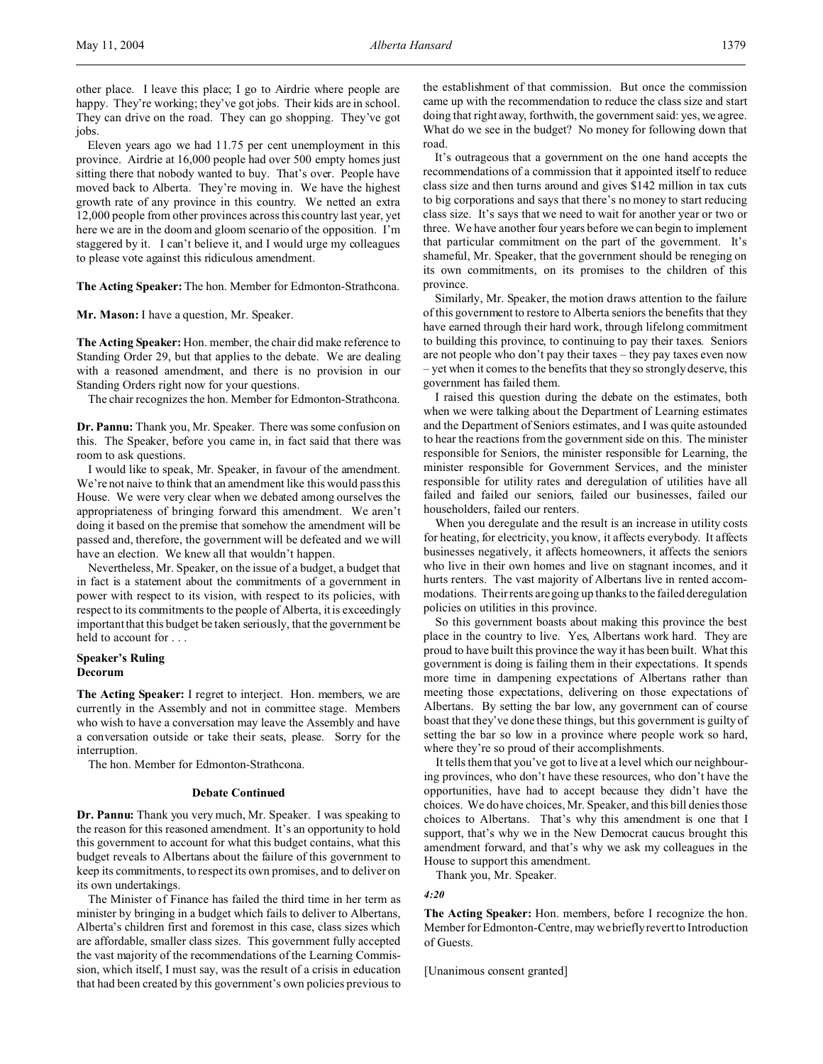other place. I leave this place; I go to Airdrie where people are happy. They're working; they've got jobs. Their kids are in school. They can drive on the road. They can go shopping. They've got jobs.

Eleven years ago we had 11.75 per cent unemployment in this province. Airdrie at 16,000 people had over 500 empty homes just sitting there that nobody wanted to buy. That's over. People have moved back to Alberta. They're moving in. We have the highest growth rate of any province in this country. We netted an extra 12,000 people from other provinces across this country last year, yet here we are in the doom and gloom scenario of the opposition. I'm staggered by it. I can't believe it, and I would urge my colleagues to please vote against this ridiculous amendment.

**The Acting Speaker:** The hon. Member for Edmonton-Strathcona.

**Mr. Mason:** I have a question, Mr. Speaker.

**The Acting Speaker:** Hon. member, the chair did make reference to Standing Order 29, but that applies to the debate. We are dealing with a reasoned amendment, and there is no provision in our Standing Orders right now for your questions.

The chair recognizes the hon. Member for Edmonton-Strathcona.

**Dr. Pannu:** Thank you, Mr. Speaker. There was some confusion on this. The Speaker, before you came in, in fact said that there was room to ask questions.

I would like to speak, Mr. Speaker, in favour of the amendment. We're not naive to think that an amendment like this would pass this House. We were very clear when we debated among ourselves the appropriateness of bringing forward this amendment. We aren't doing it based on the premise that somehow the amendment will be passed and, therefore, the government will be defeated and we will have an election. We knew all that wouldn't happen.

Nevertheless, Mr. Speaker, on the issue of a budget, a budget that in fact is a statement about the commitments of a government in power with respect to its vision, with respect to its policies, with respect to its commitments to the people of Alberta, it is exceedingly important that this budget be taken seriously, that the government be held to account for . . .

**Speaker's Ruling**
**Decorum**

**The Acting Speaker:** I regret to interject. Hon. members, we are currently in the Assembly and not in committee stage. Members who wish to have a conversation may leave the Assembly and have a conversation outside or take their seats, please. Sorry for the interruption.

The hon. Member for Edmonton-Strathcona.

**Debate Continued**

**Dr. Pannu:** Thank you very much, Mr. Speaker. I was speaking to the reason for this reasoned amendment. It's an opportunity to hold this government to account for what this budget contains, what this budget reveals to Albertans about the failure of this government to keep its commitments, to respect its own promises, and to deliver on its own undertakings.

The Minister of Finance has failed the third time in her term as minister by bringing in a budget which fails to deliver to Albertans, Alberta's children first and foremost in this case, class sizes which are affordable, smaller class sizes. This government fully accepted the vast majority of the recommendations of the Learning Commission, which itself, I must say, was the result of a crisis in education that had been created by this government's own policies previous to the establishment of that commission. But once the commission came up with the recommendation to reduce the class size and start doing that right away, forthwith, the government said: yes, we agree. What do we see in the budget? No money for following down that road.

It's outrageous that a government on the one hand accepts the recommendations of a commission that it appointed itself to reduce class size and then turns around and gives $142 million in tax cuts to big corporations and says that there's no money to start reducing class size. It's says that we need to wait for another year or two or three. We have another four years before we can begin to implement that particular commitment on the part of the government. It's shameful, Mr. Speaker, that the government should be reneging on its own commitments, on its promises to the children of this province.

Similarly, Mr. Speaker, the motion draws attention to the failure of this government to restore to Alberta seniors the benefits that they have earned through their hard work, through lifelong commitment to building this province, to continuing to pay their taxes. Seniors are not people who don't pay their taxes – they pay taxes even now – yet when it comes to the benefits that they so strongly deserve, this government has failed them.

I raised this question during the debate on the estimates, both when we were talking about the Department of Learning estimates and the Department of Seniors estimates, and I was quite astounded to hear the reactions from the government side on this. The minister responsible for Seniors, the minister responsible for Learning, the minister responsible for Government Services, and the minister responsible for utility rates and deregulation of utilities have all failed and failed our seniors, failed our businesses, failed our householders, failed our renters.

When you deregulate and the result is an increase in utility costs for heating, for electricity, you know, it affects everybody. It affects businesses negatively, it affects homeowners, it affects the seniors who live in their own homes and live on stagnant incomes, and it hurts renters. The vast majority of Albertans live in rented accommodations. Their rents are going up thanks to the failed deregulation policies on utilities in this province.

So this government boasts about making this province the best place in the country to live. Yes, Albertans work hard. They are proud to have built this province the way it has been built. What this government is doing is failing them in their expectations. It spends more time in dampening expectations of Albertans rather than meeting those expectations, delivering on those expectations of Albertans. By setting the bar low, any government can of course boast that they've done these things, but this government is guilty of setting the bar so low in a province where people work so hard, where they're so proud of their accomplishments.

It tells them that you've got to live at a level which our neighbouring provinces, who don't have these resources, who don't have the opportunities, have had to accept because they didn't have the choices. We do have choices, Mr. Speaker, and this bill denies those choices to Albertans. That's why this amendment is one that I support, that's why we in the New Democrat caucus brought this amendment forward, and that's why we ask my colleagues in the House to support this amendment.

Thank you, Mr. Speaker.

*4:20*

**The Acting Speaker:** Hon. members, before I recognize the hon. Member for Edmonton-Centre, may we briefly revert to Introduction of Guests.

[Unanimous consent granted]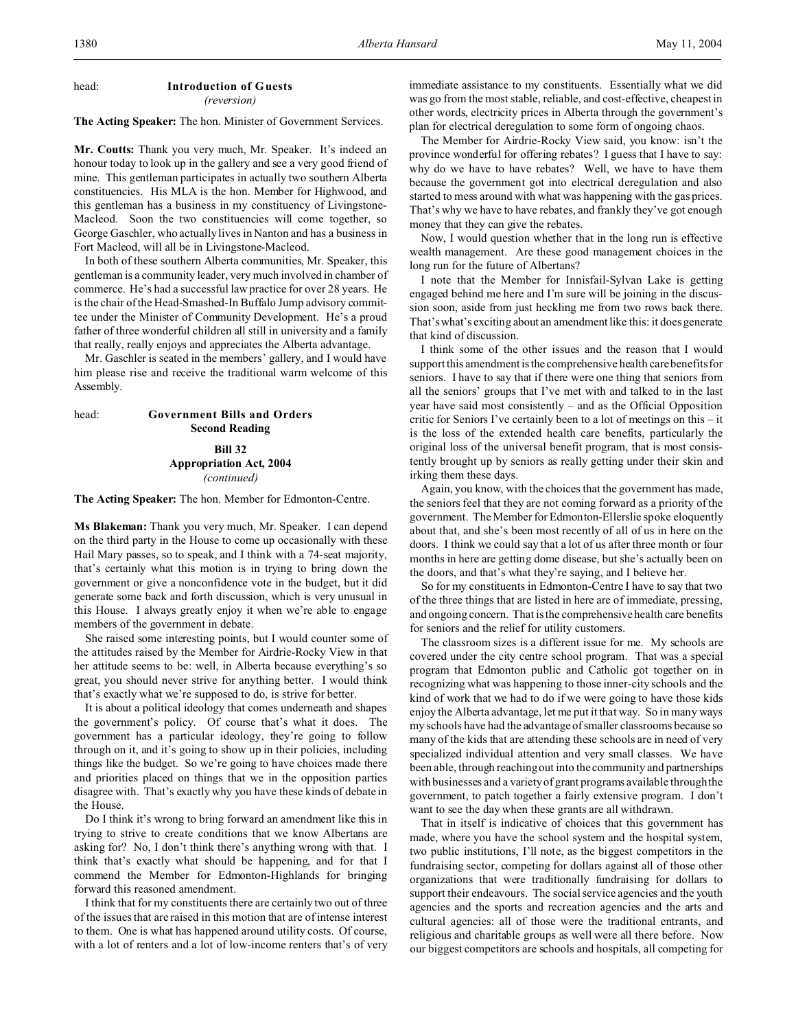head: **Introduction of Guests**
*(reversion)*

**The Acting Speaker:** The hon. Minister of Government Services.

**Mr. Coutts:** Thank you very much, Mr. Speaker. It's indeed an honour today to look up in the gallery and see a very good friend of mine. This gentleman participates in actually two southern Alberta constituencies. His MLA is the hon. Member for Highwood, and this gentleman has a business in my constituency of Livingstone-Macleod. Soon the two constituencies will come together, so George Gaschler, who actually lives in Nanton and has a business in Fort Macleod, will all be in Livingstone-Macleod.

In both of these southern Alberta communities, Mr. Speaker, this gentleman is a community leader, very much involved in chamber of commerce. He's had a successful law practice for over 28 years. He is the chair of the Head-Smashed-In Buffalo Jump advisory committee under the Minister of Community Development. He's a proud father of three wonderful children all still in university and a family that really, really enjoys and appreciates the Alberta advantage.

Mr. Gaschler is seated in the members' gallery, and I would have him please rise and receive the traditional warm welcome of this Assembly.

head: **Government Bills and Orders**
**Second Reading**

**Bill 32**
**Appropriation Act, 2004**
*(continued)*

**The Acting Speaker:** The hon. Member for Edmonton-Centre.

**Ms Blakeman:** Thank you very much, Mr. Speaker. I can depend on the third party in the House to come up occasionally with these Hail Mary passes, so to speak, and I think with a 74-seat majority, that's certainly what this motion is in trying to bring down the government or give a nonconfidence vote in the budget, but it did generate some back and forth discussion, which is very unusual in this House. I always greatly enjoy it when we're able to engage members of the government in debate.

She raised some interesting points, but I would counter some of the attitudes raised by the Member for Airdrie-Rocky View in that her attitude seems to be: well, in Alberta because everything's so great, you should never strive for anything better. I would think that's exactly what we're supposed to do, is strive for better.

It is about a political ideology that comes underneath and shapes the government's policy. Of course that's what it does. The government has a particular ideology, they're going to follow through on it, and it's going to show up in their policies, including things like the budget. So we're going to have choices made there and priorities placed on things that we in the opposition parties disagree with. That's exactly why you have these kinds of debate in the House.

Do I think it's wrong to bring forward an amendment like this in trying to strive to create conditions that we know Albertans are asking for? No, I don't think there's anything wrong with that. I think that's exactly what should be happening, and for that I commend the Member for Edmonton-Highlands for bringing forward this reasoned amendment.

I think that for my constituents there are certainly two out of three of the issues that are raised in this motion that are of intense interest to them. One is what has happened around utility costs. Of course, with a lot of renters and a lot of low-income renters that's of very immediate assistance to my constituents. Essentially what we did was go from the most stable, reliable, and cost-effective, cheapest in other words, electricity prices in Alberta through the government's plan for electrical deregulation to some form of ongoing chaos.

The Member for Airdrie-Rocky View said, you know: isn't the province wonderful for offering rebates? I guess that I have to say: why do we have to have rebates? Well, we have to have them because the government got into electrical deregulation and also started to mess around with what was happening with the gas prices. That's why we have to have rebates, and frankly they've got enough money that they can give the rebates.

Now, I would question whether that in the long run is effective wealth management. Are these good management choices in the long run for the future of Albertans?

I note that the Member for Innisfail-Sylvan Lake is getting engaged behind me here and I'm sure will be joining in the discussion soon, aside from just heckling me from two rows back there. That's what's exciting about an amendment like this: it does generate that kind of discussion.

I think some of the other issues and the reason that I would support this amendment is the comprehensive health care benefits for seniors. I have to say that if there were one thing that seniors from all the seniors' groups that I've met with and talked to in the last year have said most consistently – and as the Official Opposition critic for Seniors I've certainly been to a lot of meetings on this – it is the loss of the extended health care benefits, particularly the original loss of the universal benefit program, that is most consistently brought up by seniors as really getting under their skin and irking them these days.

Again, you know, with the choices that the government has made, the seniors feel that they are not coming forward as a priority of the government. The Member for Edmonton-Ellerslie spoke eloquently about that, and she's been most recently of all of us in here on the doors. I think we could say that a lot of us after three month or four months in here are getting dome disease, but she's actually been on the doors, and that's what they're saying, and I believe her.

So for my constituents in Edmonton-Centre I have to say that two of the three things that are listed in here are of immediate, pressing, and ongoing concern. That is the comprehensive health care benefits for seniors and the relief for utility customers.

The classroom sizes is a different issue for me. My schools are covered under the city centre school program. That was a special program that Edmonton public and Catholic got together on in recognizing what was happening to those inner-city schools and the kind of work that we had to do if we were going to have those kids enjoy the Alberta advantage, let me put it that way. So in many ways my schools have had the advantage of smaller classrooms because so many of the kids that are attending these schools are in need of very specialized individual attention and very small classes. We have been able, through reaching out into the community and partnerships with businesses and a variety of grant programs available through the government, to patch together a fairly extensive program. I don't want to see the day when these grants are all withdrawn.

That in itself is indicative of choices that this government has made, where you have the school system and the hospital system, two public institutions, I'll note, as the biggest competitors in the fundraising sector, competing for dollars against all of those other organizations that were traditionally fundraising for dollars to support their endeavours. The social service agencies and the youth agencies and the sports and recreation agencies and the arts and cultural agencies: all of those were the traditional entrants, and religious and charitable groups as well were all there before. Now our biggest competitors are schools and hospitals, all competing for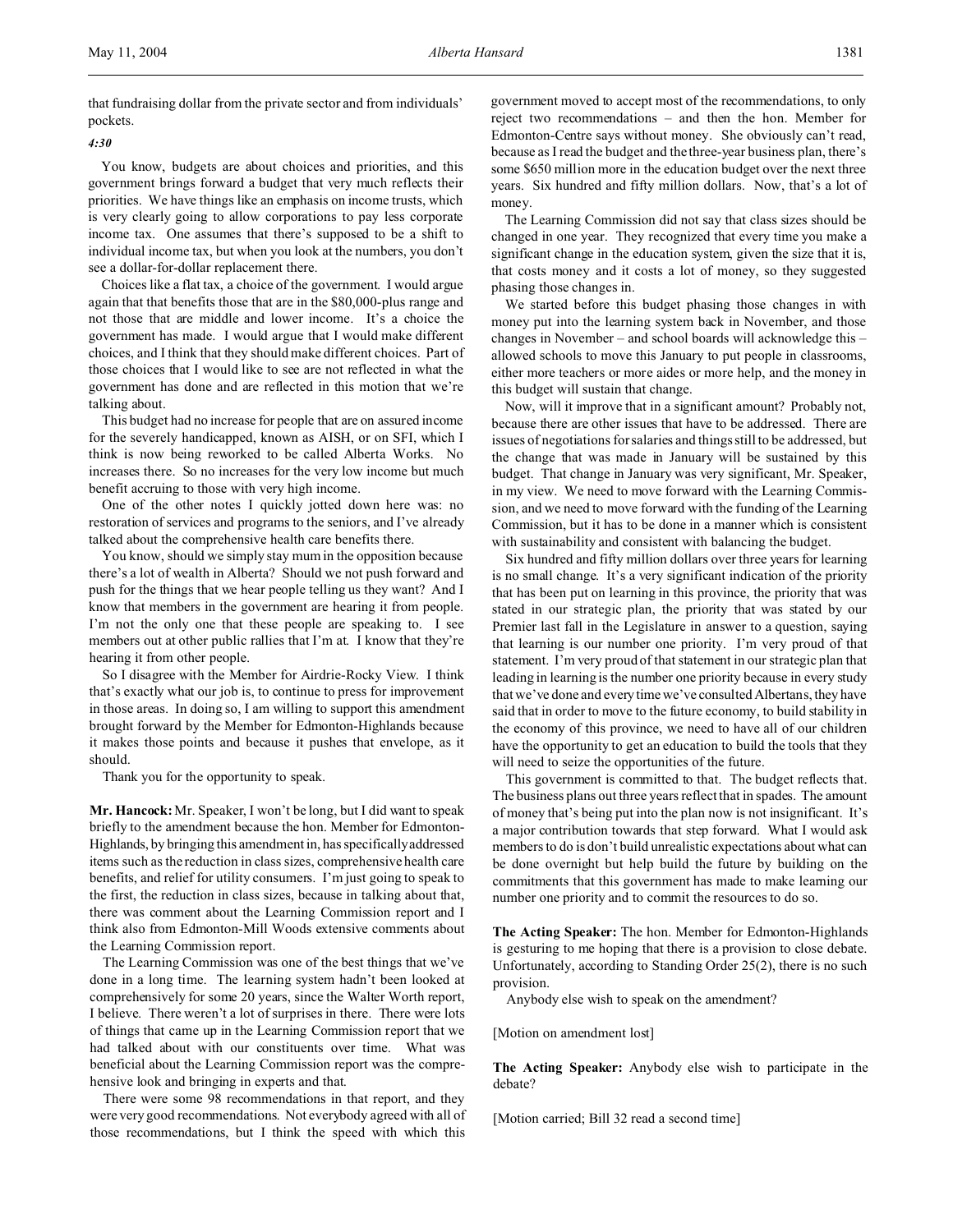that fundraising dollar from the private sector and from individuals' pockets.

*4:30*

You know, budgets are about choices and priorities, and this government brings forward a budget that very much reflects their priorities. We have things like an emphasis on income trusts, which is very clearly going to allow corporations to pay less corporate income tax. One assumes that there's supposed to be a shift to individual income tax, but when you look at the numbers, you don't see a dollar-for-dollar replacement there.

Choices like a flat tax, a choice of the government. I would argue again that that benefits those that are in the $80,000-plus range and not those that are middle and lower income. It's a choice the government has made. I would argue that I would make different choices, and I think that they should make different choices. Part of those choices that I would like to see are not reflected in what the government has done and are reflected in this motion that we're talking about.

This budget had no increase for people that are on assured income for the severely handicapped, known as AISH, or on SFI, which I think is now being reworked to be called Alberta Works. No increases there. So no increases for the very low income but much benefit accruing to those with very high income.

One of the other notes I quickly jotted down here was: no restoration of services and programs to the seniors, and I've already talked about the comprehensive health care benefits there.

You know, should we simply stay mum in the opposition because there's a lot of wealth in Alberta? Should we not push forward and push for the things that we hear people telling us they want? And I know that members in the government are hearing it from people. I'm not the only one that these people are speaking to. I see members out at other public rallies that I'm at. I know that they're hearing it from other people.

So I disagree with the Member for Airdrie-Rocky View. I think that's exactly what our job is, to continue to press for improvement in those areas. In doing so, I am willing to support this amendment brought forward by the Member for Edmonton-Highlands because it makes those points and because it pushes that envelope, as it should.

Thank you for the opportunity to speak.

**Mr. Hancock:** Mr. Speaker, I won't be long, but I did want to speak briefly to the amendment because the hon. Member for Edmonton-Highlands, by bringing this amendment in, has specifically addressed items such as the reduction in class sizes, comprehensive health care benefits, and relief for utility consumers. I'm just going to speak to the first, the reduction in class sizes, because in talking about that, there was comment about the Learning Commission report and I think also from Edmonton-Mill Woods extensive comments about the Learning Commission report.

The Learning Commission was one of the best things that we've done in a long time. The learning system hadn't been looked at comprehensively for some 20 years, since the Walter Worth report, I believe. There weren't a lot of surprises in there. There were lots of things that came up in the Learning Commission report that we had talked about with our constituents over time. What was beneficial about the Learning Commission report was the comprehensive look and bringing in experts and that.

There were some 98 recommendations in that report, and they were very good recommendations. Not everybody agreed with all of those recommendations, but I think the speed with which this government moved to accept most of the recommendations, to only reject two recommendations – and then the hon. Member for Edmonton-Centre says without money. She obviously can't read, because as I read the budget and the three-year business plan, there's some $650 million more in the education budget over the next three years. Six hundred and fifty million dollars. Now, that's a lot of money.

The Learning Commission did not say that class sizes should be changed in one year. They recognized that every time you make a significant change in the education system, given the size that it is, that costs money and it costs a lot of money, so they suggested phasing those changes in.

We started before this budget phasing those changes in with money put into the learning system back in November, and those changes in November – and school boards will acknowledge this – allowed schools to move this January to put people in classrooms, either more teachers or more aides or more help, and the money in this budget will sustain that change.

Now, will it improve that in a significant amount? Probably not, because there are other issues that have to be addressed. There are issues of negotiations for salaries and things still to be addressed, but the change that was made in January will be sustained by this budget. That change in January was very significant, Mr. Speaker, in my view. We need to move forward with the Learning Commission, and we need to move forward with the funding of the Learning Commission, but it has to be done in a manner which is consistent with sustainability and consistent with balancing the budget.

Six hundred and fifty million dollars over three years for learning is no small change. It's a very significant indication of the priority that has been put on learning in this province, the priority that was stated in our strategic plan, the priority that was stated by our Premier last fall in the Legislature in answer to a question, saying that learning is our number one priority. I'm very proud of that statement. I'm very proud of that statement in our strategic plan that leading in learning is the number one priority because in every study that we've done and every time we've consulted Albertans, they have said that in order to move to the future economy, to build stability in the economy of this province, we need to have all of our children have the opportunity to get an education to build the tools that they will need to seize the opportunities of the future.

This government is committed to that. The budget reflects that. The business plans out three years reflect that in spades. The amount of money that's being put into the plan now is not insignificant. It's a major contribution towards that step forward. What I would ask members to do is don't build unrealistic expectations about what can be done overnight but help build the future by building on the commitments that this government has made to make learning our number one priority and to commit the resources to do so.

**The Acting Speaker:** The hon. Member for Edmonton-Highlands is gesturing to me hoping that there is a provision to close debate. Unfortunately, according to Standing Order 25(2), there is no such provision.

Anybody else wish to speak on the amendment?

[Motion on amendment lost]

**The Acting Speaker:** Anybody else wish to participate in the debate?

[Motion carried; Bill 32 read a second time]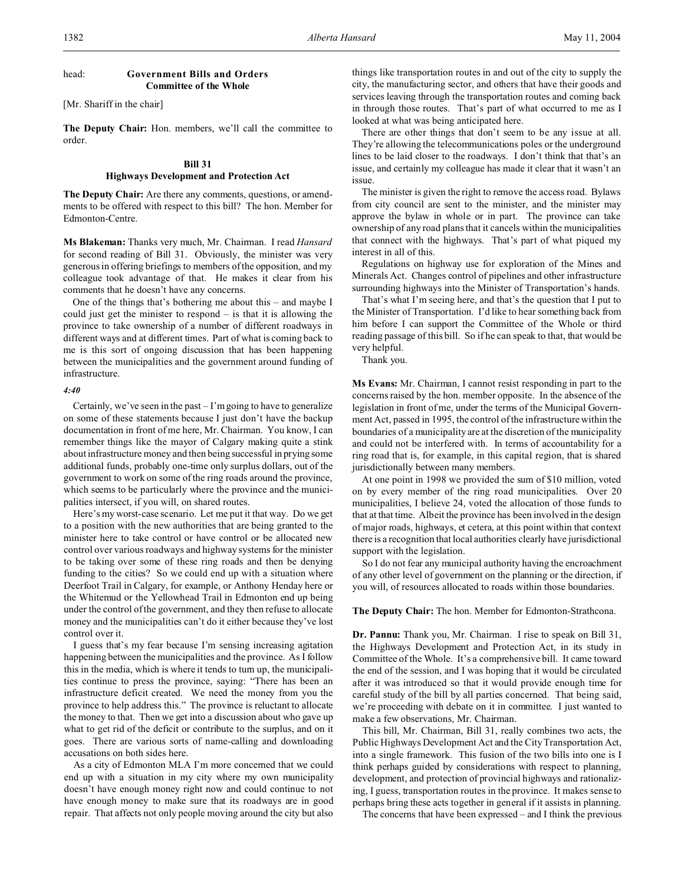head: **Government Bills and Orders**
**Committee of the Whole**

[Mr. Shariff in the chair]

**The Deputy Chair:** Hon. members, we'll call the committee to order.

### Bill 31
### Highways Development and Protection Act

**The Deputy Chair:** Are there any comments, questions, or amendments to be offered with respect to this bill? The hon. Member for Edmonton-Centre.

**Ms Blakeman:** Thanks very much, Mr. Chairman. I read *Hansard* for second reading of Bill 31. Obviously, the minister was very generous in offering briefings to members of the opposition, and my colleague took advantage of that. He makes it clear from his comments that he doesn't have any concerns.

One of the things that's bothering me about this – and maybe I could just get the minister to respond – is that it is allowing the province to take ownership of a number of different roadways in different ways and at different times. Part of what is coming back to me is this sort of ongoing discussion that has been happening between the municipalities and the government around funding of infrastructure.

*4:40*

Certainly, we've seen in the past – I'm going to have to generalize on some of these statements because I just don't have the backup documentation in front of me here, Mr. Chairman. You know, I can remember things like the mayor of Calgary making quite a stink about infrastructure money and then being successful in prying some additional funds, probably one-time only surplus dollars, out of the government to work on some of the ring roads around the province, which seems to be particularly where the province and the municipalities intersect, if you will, on shared routes.

Here's my worst-case scenario. Let me put it that way. Do we get to a position with the new authorities that are being granted to the minister here to take control or have control or be allocated new control over various roadways and highway systems for the minister to be taking over some of these ring roads and then be denying funding to the cities? So we could end up with a situation where Deerfoot Trail in Calgary, for example, or Anthony Henday here or the Whitemud or the Yellowhead Trail in Edmonton end up being under the control of the government, and they then refuse to allocate money and the municipalities can't do it either because they've lost control over it.

I guess that's my fear because I'm sensing increasing agitation happening between the municipalities and the province. As I follow this in the media, which is where it tends to turn up, the municipalities continue to press the province, saying: "There has been an infrastructure deficit created. We need the money from you the province to help address this." The province is reluctant to allocate the money to that. Then we get into a discussion about who gave up what to get rid of the deficit or contribute to the surplus, and on it goes. There are various sorts of name-calling and downloading accusations on both sides here.

As a city of Edmonton MLA I'm more concerned that we could end up with a situation in my city where my own municipality doesn't have enough money right now and could continue to not have enough money to make sure that its roadways are in good repair. That affects not only people moving around the city but also things like transportation routes in and out of the city to supply the city, the manufacturing sector, and others that have their goods and services leaving through the transportation routes and coming back in through those routes. That's part of what occurred to me as I looked at what was being anticipated here.

There are other things that don't seem to be any issue at all. They're allowing the telecommunications poles or the underground lines to be laid closer to the roadways. I don't think that that's an issue, and certainly my colleague has made it clear that it wasn't an issue.

The minister is given the right to remove the access road. Bylaws from city council are sent to the minister, and the minister may approve the bylaw in whole or in part. The province can take ownership of any road plans that it cancels within the municipalities that connect with the highways. That's part of what piqued my interest in all of this.

Regulations on highway use for exploration of the Mines and Minerals Act. Changes control of pipelines and other infrastructure surrounding highways into the Minister of Transportation's hands.

That's what I'm seeing here, and that's the question that I put to the Minister of Transportation. I'd like to hear something back from him before I can support the Committee of the Whole or third reading passage of this bill. So if he can speak to that, that would be very helpful.

Thank you.

**Ms Evans:** Mr. Chairman, I cannot resist responding in part to the concerns raised by the hon. member opposite. In the absence of the legislation in front of me, under the terms of the Municipal Government Act, passed in 1995, the control of the infrastructure within the boundaries of a municipality are at the discretion of the municipality and could not be interfered with. In terms of accountability for a ring road that is, for example, in this capital region, that is shared jurisdictionally between many members.

At one point in 1998 we provided the sum of $10 million, voted on by every member of the ring road municipalities. Over 20 municipalities, I believe 24, voted the allocation of those funds to that at that time. Albeit the province has been involved in the design of major roads, highways, et cetera, at this point within that context there is a recognition that local authorities clearly have jurisdictional support with the legislation.

So I do not fear any municipal authority having the encroachment of any other level of government on the planning or the direction, if you will, of resources allocated to roads within those boundaries.

**The Deputy Chair:** The hon. Member for Edmonton-Strathcona.

**Dr. Pannu:** Thank you, Mr. Chairman. I rise to speak on Bill 31, the Highways Development and Protection Act, in its study in Committee of the Whole. It's a comprehensive bill. It came toward the end of the session, and I was hoping that it would be circulated after it was introduced so that it would provide enough time for careful study of the bill by all parties concerned. That being said, we're proceeding with debate on it in committee. I just wanted to make a few observations, Mr. Chairman.

This bill, Mr. Chairman, Bill 31, really combines two acts, the Public Highways Development Act and the City Transportation Act, into a single framework. This fusion of the two bills into one is I think perhaps guided by considerations with respect to planning, development, and protection of provincial highways and rationalizing, I guess, transportation routes in the province. It makes sense to perhaps bring these acts together in general if it assists in planning.

The concerns that have been expressed – and I think the previous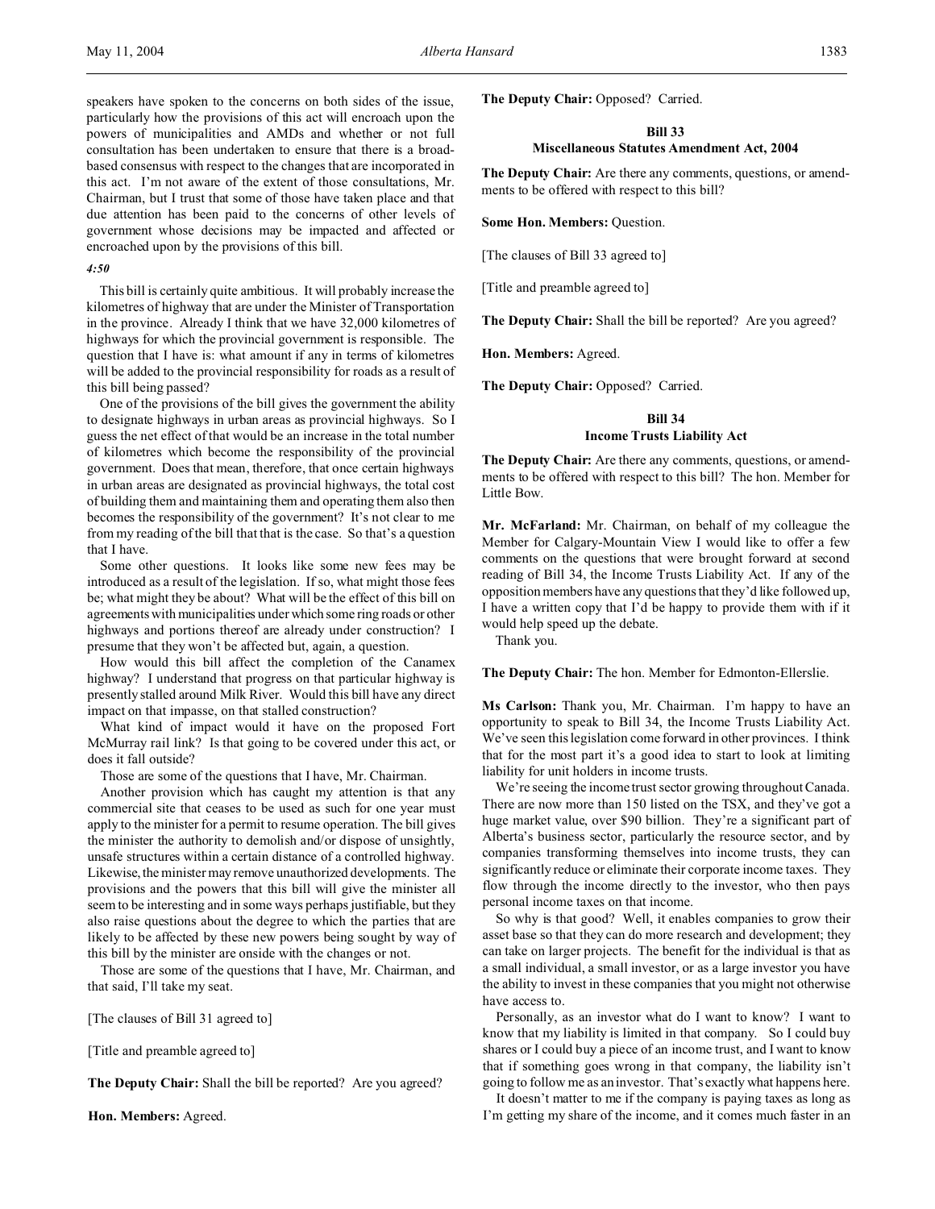speakers have spoken to the concerns on both sides of the issue, particularly how the provisions of this act will encroach upon the powers of municipalities and AMDs and whether or not full consultation has been undertaken to ensure that there is a broad-based consensus with respect to the changes that are incorporated in this act. I'm not aware of the extent of those consultations, Mr. Chairman, but I trust that some of those have taken place and that due attention has been paid to the concerns of other levels of government whose decisions may be impacted and affected or encroached upon by the provisions of this bill.

*4:50*

This bill is certainly quite ambitious. It will probably increase the kilometres of highway that are under the Minister of Transportation in the province. Already I think that we have 32,000 kilometres of highways for which the provincial government is responsible. The question that I have is: what amount if any in terms of kilometres will be added to the provincial responsibility for roads as a result of this bill being passed?

One of the provisions of the bill gives the government the ability to designate highways in urban areas as provincial highways. So I guess the net effect of that would be an increase in the total number of kilometres which become the responsibility of the provincial government. Does that mean, therefore, that once certain highways in urban areas are designated as provincial highways, the total cost of building them and maintaining them and operating them also then becomes the responsibility of the government? It's not clear to me from my reading of the bill that that is the case. So that's a question that I have.

Some other questions. It looks like some new fees may be introduced as a result of the legislation. If so, what might those fees be; what might they be about? What will be the effect of this bill on agreements with municipalities under which some ring roads or other highways and portions thereof are already under construction? I presume that they won't be affected but, again, a question.

How would this bill affect the completion of the Canamex highway? I understand that progress on that particular highway is presently stalled around Milk River. Would this bill have any direct impact on that impasse, on that stalled construction?

What kind of impact would it have on the proposed Fort McMurray rail link? Is that going to be covered under this act, or does it fall outside?

Those are some of the questions that I have, Mr. Chairman.

Another provision which has caught my attention is that any commercial site that ceases to be used as such for one year must apply to the minister for a permit to resume operation. The bill gives the minister the authority to demolish and/or dispose of unsightly, unsafe structures within a certain distance of a controlled highway. Likewise, the minister may remove unauthorized developments. The provisions and the powers that this bill will give the minister all seem to be interesting and in some ways perhaps justifiable, but they also raise questions about the degree to which the parties that are likely to be affected by these new powers being sought by way of this bill by the minister are onside with the changes or not.

Those are some of the questions that I have, Mr. Chairman, and that said, I'll take my seat.

[The clauses of Bill 31 agreed to]

[Title and preamble agreed to]

**The Deputy Chair:** Shall the bill be reported? Are you agreed?

**Hon. Members:** Agreed.

**The Deputy Chair:** Opposed? Carried.

### Bill 33
### Miscellaneous Statutes Amendment Act, 2004

**The Deputy Chair:** Are there any comments, questions, or amendments to be offered with respect to this bill?

**Some Hon. Members:** Question.

[The clauses of Bill 33 agreed to]

[Title and preamble agreed to]

**The Deputy Chair:** Shall the bill be reported? Are you agreed?

**Hon. Members:** Agreed.

**The Deputy Chair:** Opposed? Carried.

### Bill 34
### Income Trusts Liability Act

**The Deputy Chair:** Are there any comments, questions, or amendments to be offered with respect to this bill? The hon. Member for Little Bow.

**Mr. McFarland:** Mr. Chairman, on behalf of my colleague the Member for Calgary-Mountain View I would like to offer a few comments on the questions that were brought forward at second reading of Bill 34, the Income Trusts Liability Act. If any of the opposition members have any questions that they'd like followed up, I have a written copy that I'd be happy to provide them with if it would help speed up the debate.

Thank you.

**The Deputy Chair:** The hon. Member for Edmonton-Ellerslie.

**Ms Carlson:** Thank you, Mr. Chairman. I'm happy to have an opportunity to speak to Bill 34, the Income Trusts Liability Act. We've seen this legislation come forward in other provinces. I think that for the most part it's a good idea to start to look at limiting liability for unit holders in income trusts.

We're seeing the income trust sector growing throughout Canada. There are now more than 150 listed on the TSX, and they've got a huge market value, over $90 billion. They're a significant part of Alberta's business sector, particularly the resource sector, and by companies transforming themselves into income trusts, they can significantly reduce or eliminate their corporate income taxes. They flow through the income directly to the investor, who then pays personal income taxes on that income.

So why is that good? Well, it enables companies to grow their asset base so that they can do more research and development; they can take on larger projects. The benefit for the individual is that as a small individual, a small investor, or as a large investor you have the ability to invest in these companies that you might not otherwise have access to.

Personally, as an investor what do I want to know? I want to know that my liability is limited in that company. So I could buy shares or I could buy a piece of an income trust, and I want to know that if something goes wrong in that company, the liability isn't going to follow me as an investor. That's exactly what happens here.

It doesn't matter to me if the company is paying taxes as long as I'm getting my share of the income, and it comes much faster in an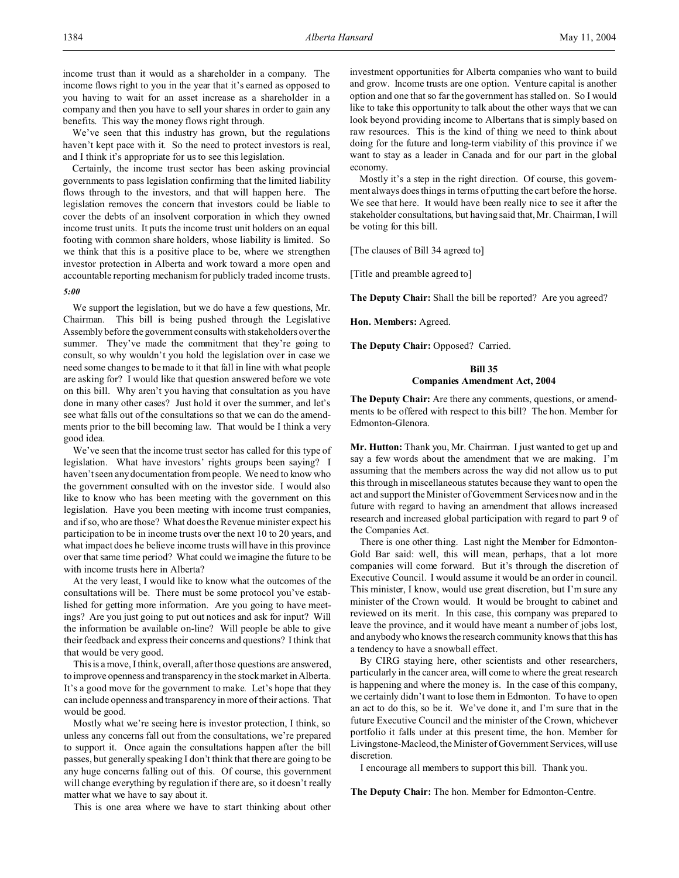income trust than it would as a shareholder in a company. The income flows right to you in the year that it's earned as opposed to you having to wait for an asset increase as a shareholder in a company and then you have to sell your shares in order to gain any benefits. This way the money flows right through.

We've seen that this industry has grown, but the regulations haven't kept pace with it. So the need to protect investors is real, and I think it's appropriate for us to see this legislation.

Certainly, the income trust sector has been asking provincial governments to pass legislation confirming that the limited liability flows through to the investors, and that will happen here. The legislation removes the concern that investors could be liable to cover the debts of an insolvent corporation in which they owned income trust units. It puts the income trust unit holders on an equal footing with common share holders, whose liability is limited. So we think that this is a positive place to be, where we strengthen investor protection in Alberta and work toward a more open and accountable reporting mechanism for publicly traded income trusts.

*5:00*

We support the legislation, but we do have a few questions, Mr. Chairman. This bill is being pushed through the Legislative Assembly before the government consults with stakeholders over the summer. They've made the commitment that they're going to consult, so why wouldn't you hold the legislation over in case we need some changes to be made to it that fall in line with what people are asking for? I would like that question answered before we vote on this bill. Why aren't you having that consultation as you have done in many other cases? Just hold it over the summer, and let's see what falls out of the consultations so that we can do the amendments prior to the bill becoming law. That would be I think a very good idea.

We've seen that the income trust sector has called for this type of legislation. What have investors' rights groups been saying? I haven't seen any documentation from people. We need to know who the government consulted with on the investor side. I would also like to know who has been meeting with the government on this legislation. Have you been meeting with income trust companies, and if so, who are those? What does the Revenue minister expect his participation to be in income trusts over the next 10 to 20 years, and what impact does he believe income trusts will have in this province over that same time period? What could we imagine the future to be with income trusts here in Alberta?

At the very least, I would like to know what the outcomes of the consultations will be. There must be some protocol you've established for getting more information. Are you going to have meetings? Are you just going to put out notices and ask for input? Will the information be available on-line? Will people be able to give their feedback and express their concerns and questions? I think that that would be very good.

This is a move, I think, overall, after those questions are answered, to improve openness and transparency in the stock market in Alberta. It's a good move for the government to make. Let's hope that they can include openness and transparency in more of their actions. That would be good.

Mostly what we're seeing here is investor protection, I think, so unless any concerns fall out from the consultations, we're prepared to support it. Once again the consultations happen after the bill passes, but generally speaking I don't think that there are going to be any huge concerns falling out of this. Of course, this government will change everything by regulation if there are, so it doesn't really matter what we have to say about it.

This is one area where we have to start thinking about other investment opportunities for Alberta companies who want to build and grow. Income trusts are one option. Venture capital is another option and one that so far the government has stalled on. So I would like to take this opportunity to talk about the other ways that we can look beyond providing income to Albertans that is simply based on raw resources. This is the kind of thing we need to think about doing for the future and long-term viability of this province if we want to stay as a leader in Canada and for our part in the global economy.

Mostly it's a step in the right direction. Of course, this government always does things in terms of putting the cart before the horse. We see that here. It would have been really nice to see it after the stakeholder consultations, but having said that, Mr. Chairman, I will be voting for this bill.

[The clauses of Bill 34 agreed to]

[Title and preamble agreed to]

**The Deputy Chair:** Shall the bill be reported? Are you agreed?

**Hon. Members:** Agreed.

**The Deputy Chair:** Opposed? Carried.

## Bill 35
## Companies Amendment Act, 2004

**The Deputy Chair:** Are there any comments, questions, or amendments to be offered with respect to this bill? The hon. Member for Edmonton-Glenora.

**Mr. Hutton:** Thank you, Mr. Chairman. I just wanted to get up and say a few words about the amendment that we are making. I'm assuming that the members across the way did not allow us to put this through in miscellaneous statutes because they want to open the act and support the Minister of Government Services now and in the future with regard to having an amendment that allows increased research and increased global participation with regard to part 9 of the Companies Act.

There is one other thing. Last night the Member for Edmonton-Gold Bar said: well, this will mean, perhaps, that a lot more companies will come forward. But it's through the discretion of Executive Council. I would assume it would be an order in council. This minister, I know, would use great discretion, but I'm sure any minister of the Crown would. It would be brought to cabinet and reviewed on its merit. In this case, this company was prepared to leave the province, and it would have meant a number of jobs lost, and anybody who knows the research community knows that this has a tendency to have a snowball effect.

By CIRG staying here, other scientists and other researchers, particularly in the cancer area, will come to where the great research is happening and where the money is. In the case of this company, we certainly didn't want to lose them in Edmonton. To have to open an act to do this, so be it. We've done it, and I'm sure that in the future Executive Council and the minister of the Crown, whichever portfolio it falls under at this present time, the hon. Member for Livingstone-Macleod, the Minister of Government Services, will use discretion.

I encourage all members to support this bill. Thank you.

**The Deputy Chair:** The hon. Member for Edmonton-Centre.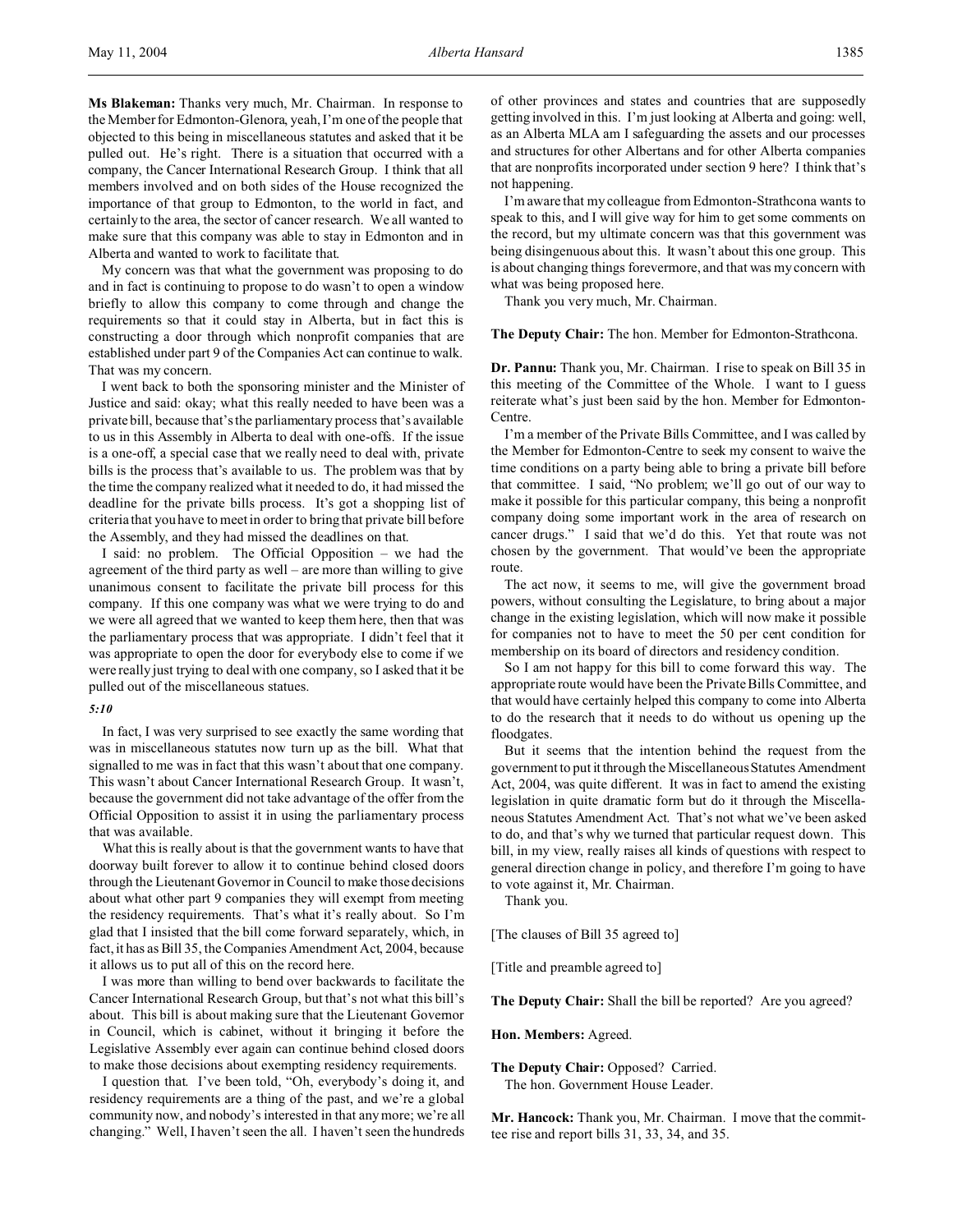**Ms Blakeman:** Thanks very much, Mr. Chairman. In response to the Member for Edmonton-Glenora, yeah, I'm one of the people that objected to this being in miscellaneous statutes and asked that it be pulled out. He's right. There is a situation that occurred with a company, the Cancer International Research Group. I think that all members involved and on both sides of the House recognized the importance of that group to Edmonton, to the world in fact, and certainly to the area, the sector of cancer research. We all wanted to make sure that this company was able to stay in Edmonton and in Alberta and wanted to work to facilitate that.

My concern was that what the government was proposing to do and in fact is continuing to propose to do wasn't to open a window briefly to allow this company to come through and change the requirements so that it could stay in Alberta, but in fact this is constructing a door through which nonprofit companies that are established under part 9 of the Companies Act can continue to walk. That was my concern.

I went back to both the sponsoring minister and the Minister of Justice and said: okay; what this really needed to have been was a private bill, because that's the parliamentary process that's available to us in this Assembly in Alberta to deal with one-offs. If the issue is a one-off, a special case that we really need to deal with, private bills is the process that's available to us. The problem was that by the time the company realized what it needed to do, it had missed the deadline for the private bills process. It's got a shopping list of criteria that you have to meet in order to bring that private bill before the Assembly, and they had missed the deadlines on that.

I said: no problem. The Official Opposition – we had the agreement of the third party as well – are more than willing to give unanimous consent to facilitate the private bill process for this company. If this one company was what we were trying to do and we were all agreed that we wanted to keep them here, then that was the parliamentary process that was appropriate. I didn't feel that it was appropriate to open the door for everybody else to come if we were really just trying to deal with one company, so I asked that it be pulled out of the miscellaneous statues.

*5:10*

In fact, I was very surprised to see exactly the same wording that was in miscellaneous statutes now turn up as the bill. What that signalled to me was in fact that this wasn't about that one company. This wasn't about Cancer International Research Group. It wasn't, because the government did not take advantage of the offer from the Official Opposition to assist it in using the parliamentary process that was available.

What this is really about is that the government wants to have that doorway built forever to allow it to continue behind closed doors through the Lieutenant Governor in Council to make those decisions about what other part 9 companies they will exempt from meeting the residency requirements. That's what it's really about. So I'm glad that I insisted that the bill come forward separately, which, in fact, it has as Bill 35, the Companies Amendment Act, 2004, because it allows us to put all of this on the record here.

I was more than willing to bend over backwards to facilitate the Cancer International Research Group, but that's not what this bill's about. This bill is about making sure that the Lieutenant Governor in Council, which is cabinet, without it bringing it before the Legislative Assembly ever again can continue behind closed doors to make those decisions about exempting residency requirements.

I question that. I've been told, "Oh, everybody's doing it, and residency requirements are a thing of the past, and we're a global community now, and nobody's interested in that any more; we're all changing." Well, I haven't seen the all. I haven't seen the hundreds of other provinces and states and countries that are supposedly getting involved in this. I'm just looking at Alberta and going: well, as an Alberta MLA am I safeguarding the assets and our processes and structures for other Albertans and for other Alberta companies that are nonprofits incorporated under section 9 here? I think that's not happening.

I'm aware that my colleague from Edmonton-Strathcona wants to speak to this, and I will give way for him to get some comments on the record, but my ultimate concern was that this government was being disingenuous about this. It wasn't about this one group. This is about changing things forevermore, and that was my concern with what was being proposed here.

Thank you very much, Mr. Chairman.

**The Deputy Chair:** The hon. Member for Edmonton-Strathcona.

**Dr. Pannu:** Thank you, Mr. Chairman. I rise to speak on Bill 35 in this meeting of the Committee of the Whole. I want to I guess reiterate what's just been said by the hon. Member for Edmonton-Centre.

I'm a member of the Private Bills Committee, and I was called by the Member for Edmonton-Centre to seek my consent to waive the time conditions on a party being able to bring a private bill before that committee. I said, "No problem; we'll go out of our way to make it possible for this particular company, this being a nonprofit company doing some important work in the area of research on cancer drugs." I said that we'd do this. Yet that route was not chosen by the government. That would've been the appropriate route.

The act now, it seems to me, will give the government broad powers, without consulting the Legislature, to bring about a major change in the existing legislation, which will now make it possible for companies not to have to meet the 50 per cent condition for membership on its board of directors and residency condition.

So I am not happy for this bill to come forward this way. The appropriate route would have been the Private Bills Committee, and that would have certainly helped this company to come into Alberta to do the research that it needs to do without us opening up the floodgates.

But it seems that the intention behind the request from the government to put it through the Miscellaneous Statutes Amendment Act, 2004, was quite different. It was in fact to amend the existing legislation in quite dramatic form but do it through the Miscellaneous Statutes Amendment Act. That's not what we've been asked to do, and that's why we turned that particular request down. This bill, in my view, really raises all kinds of questions with respect to general direction change in policy, and therefore I'm going to have to vote against it, Mr. Chairman.

Thank you.

[The clauses of Bill 35 agreed to]

[Title and preamble agreed to]

**The Deputy Chair:** Shall the bill be reported? Are you agreed?

**Hon. Members:** Agreed.

**The Deputy Chair:** Opposed? Carried.
The hon. Government House Leader.

**Mr. Hancock:** Thank you, Mr. Chairman. I move that the committee rise and report bills 31, 33, 34, and 35.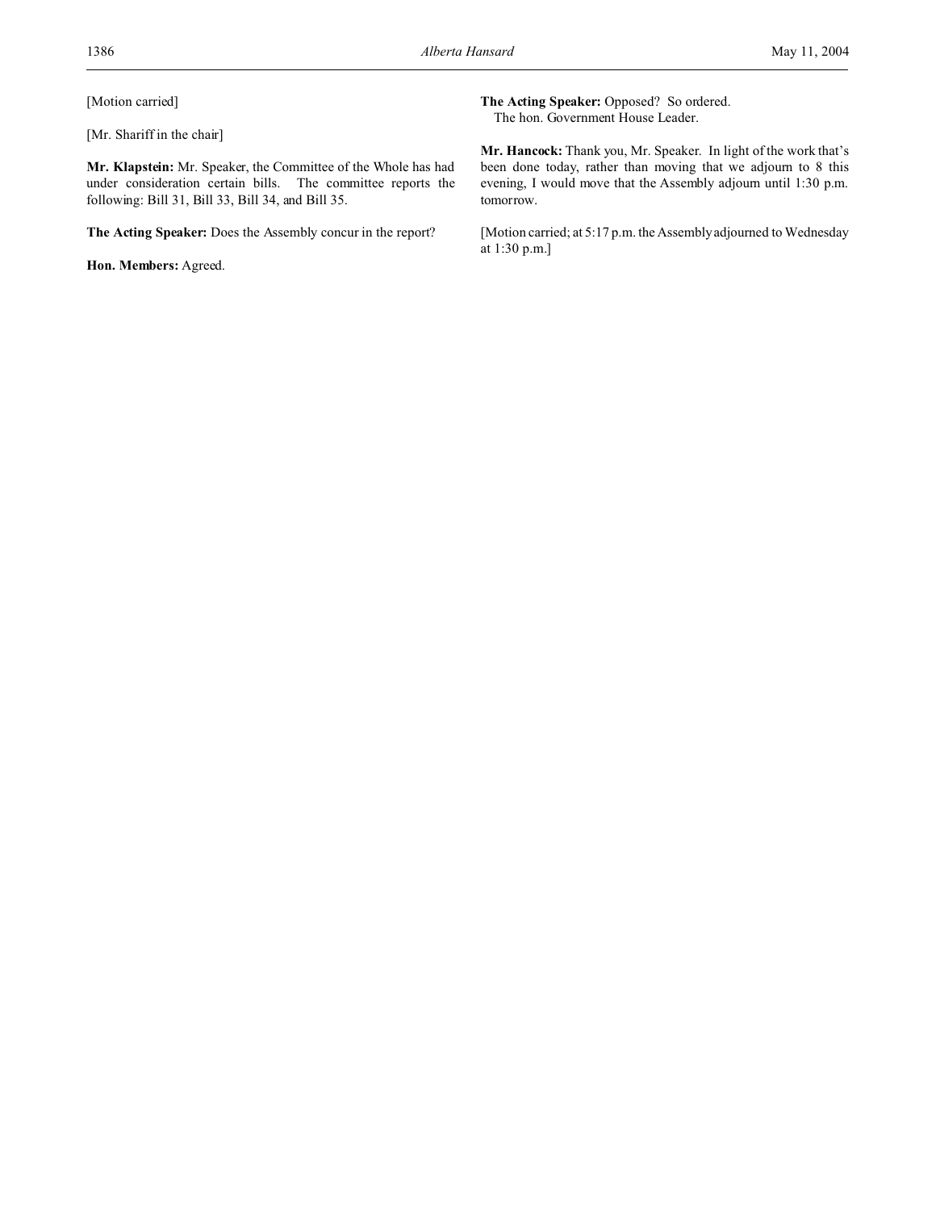[Motion carried]

[Mr. Shariff in the chair]

**Mr. Klapstein:** Mr. Speaker, the Committee of the Whole has had under consideration certain bills. The committee reports the following: Bill 31, Bill 33, Bill 34, and Bill 35.

**The Acting Speaker:** Does the Assembly concur in the report?

**Hon. Members:** Agreed.

**The Acting Speaker:** Opposed? So ordered.
The hon. Government House Leader.

**Mr. Hancock:** Thank you, Mr. Speaker. In light of the work that's been done today, rather than moving that we adjourn to 8 this evening, I would move that the Assembly adjourn until 1:30 p.m. tomorrow.

[Motion carried; at 5:17 p.m. the Assembly adjourned to Wednesday at 1:30 p.m.]